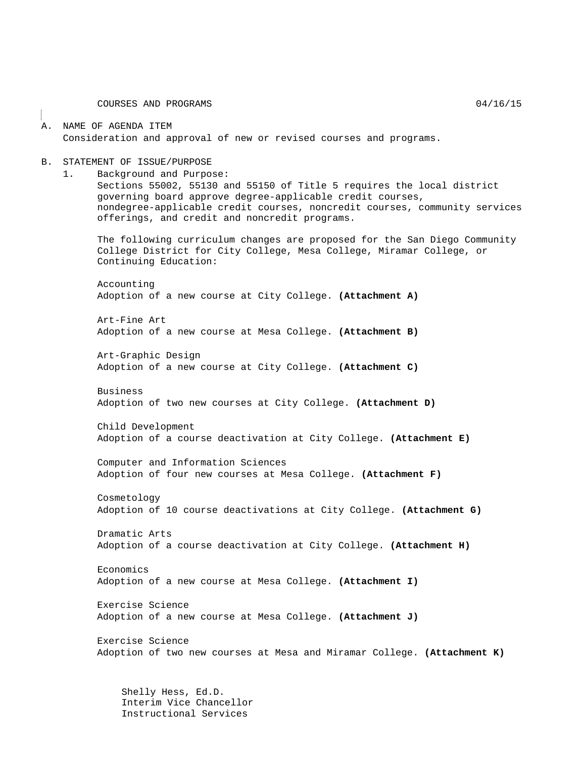COURSES AND PROGRAMS 04/16/15

A. NAME OF AGENDA ITEM
   Consideration and approval of new or revised courses and programs.

B. STATEMENT OF ISSUE/PURPOSE
   1. Background and Purpose:
      Sections 55002, 55130 and 55150 of Title 5 requires the local district governing board approve degree-applicable credit courses, nondegree-applicable credit courses, noncredit courses, community services offerings, and credit and noncredit programs.

      The following curriculum changes are proposed for the San Diego Community College District for City College, Mesa College, Miramar College, or Continuing Education:

      Accounting
      Adoption of a new course at City College. **(Attachment A)**

      Art-Fine Art
      Adoption of a new course at Mesa College. **(Attachment B)**

      Art-Graphic Design
      Adoption of a new course at City College. **(Attachment C)**

      Business
      Adoption of two new courses at City College. **(Attachment D)**

      Child Development
      Adoption of a course deactivation at City College. **(Attachment E)**

      Computer and Information Sciences
      Adoption of four new courses at Mesa College. **(Attachment F)**

      Cosmetology
      Adoption of 10 course deactivations at City College. **(Attachment G)**

      Dramatic Arts
      Adoption of a course deactivation at City College. **(Attachment H)**

      Economics
      Adoption of a new course at Mesa College. **(Attachment I)**

      Exercise Science
      Adoption of a new course at Mesa College. **(Attachment J)**

      Exercise Science
      Adoption of two new courses at Mesa and Miramar College. **(Attachment K)**

Shelly Hess, Ed.D.
Interim Vice Chancellor
Instructional Services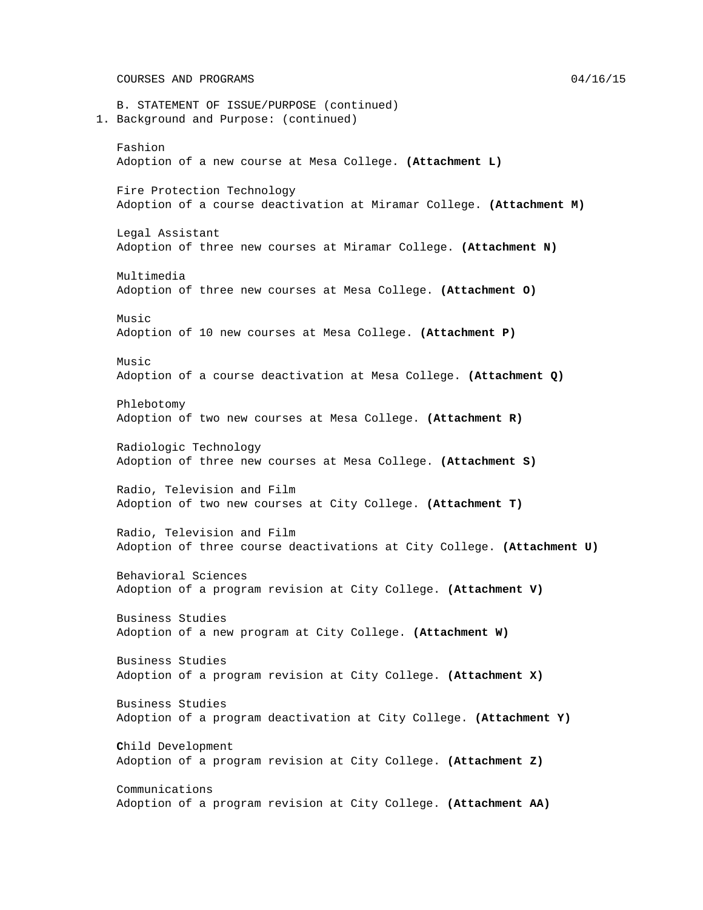B. STATEMENT OF ISSUE/PURPOSE (continued)

1. Background and Purpose: (continued)

Fashion
Adoption of a new course at Mesa College. **(Attachment L)**

Fire Protection Technology
Adoption of a course deactivation at Miramar College. **(Attachment M)**

Legal Assistant
Adoption of three new courses at Miramar College. **(Attachment N)**

Multimedia
Adoption of three new courses at Mesa College. **(Attachment O)**

Music
Adoption of 10 new courses at Mesa College. **(Attachment P)**

Music
Adoption of a course deactivation at Mesa College. **(Attachment Q)**

Phlebotomy
Adoption of two new courses at Mesa College. **(Attachment R)**

Radiologic Technology
Adoption of three new courses at Mesa College. **(Attachment S)**

Radio, Television and Film
Adoption of two new courses at City College. **(Attachment T)**

Radio, Television and Film
Adoption of three course deactivations at City College. **(Attachment U)**

Behavioral Sciences
Adoption of a program revision at City College. **(Attachment V)**

Business Studies
Adoption of a new program at City College. **(Attachment W)**

Business Studies
Adoption of a program revision at City College. **(Attachment X)**

Business Studies
Adoption of a program deactivation at City College. **(Attachment Y)**

Child Development
Adoption of a program revision at City College. **(Attachment Z)**

Communications
Adoption of a program revision at City College. **(Attachment AA)**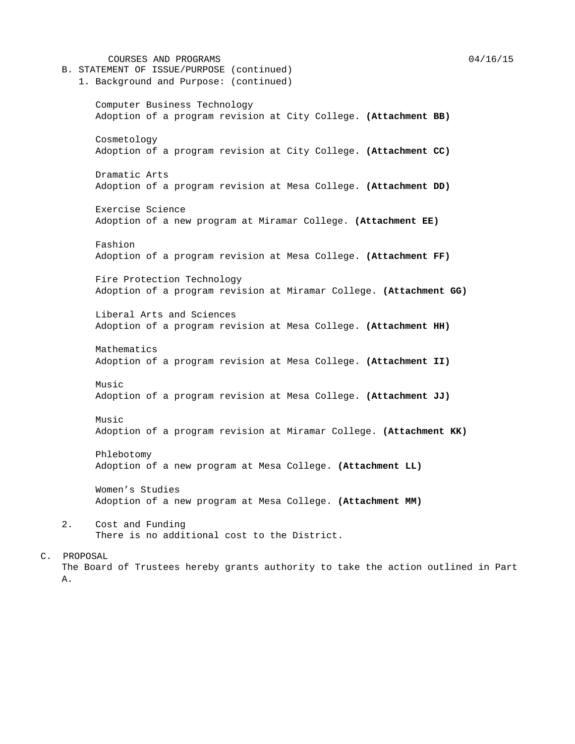B. STATEMENT OF ISSUE/PURPOSE (continued)

1. Background and Purpose: (continued)

Computer Business Technology
Adoption of a program revision at City College. **(Attachment BB)**

Cosmetology
Adoption of a program revision at City College. **(Attachment CC)**

Dramatic Arts
Adoption of a program revision at Mesa College. **(Attachment DD)**

Exercise Science
Adoption of a new program at Miramar College. **(Attachment EE)**

Fashion
Adoption of a program revision at Mesa College. **(Attachment FF)**

Fire Protection Technology
Adoption of a program revision at Miramar College. **(Attachment GG)**

Liberal Arts and Sciences
Adoption of a program revision at Mesa College. **(Attachment HH)**

Mathematics
Adoption of a program revision at Mesa College. **(Attachment II)**

Music
Adoption of a program revision at Mesa College. **(Attachment JJ)**

Music
Adoption of a program revision at Miramar College. **(Attachment KK)**

Phlebotomy
Adoption of a new program at Mesa College. **(Attachment LL)**

Women's Studies
Adoption of a new program at Mesa College. **(Attachment MM)**

2. Cost and Funding
There is no additional cost to the District.

C. PROPOSAL

The Board of Trustees hereby grants authority to take the action outlined in Part A.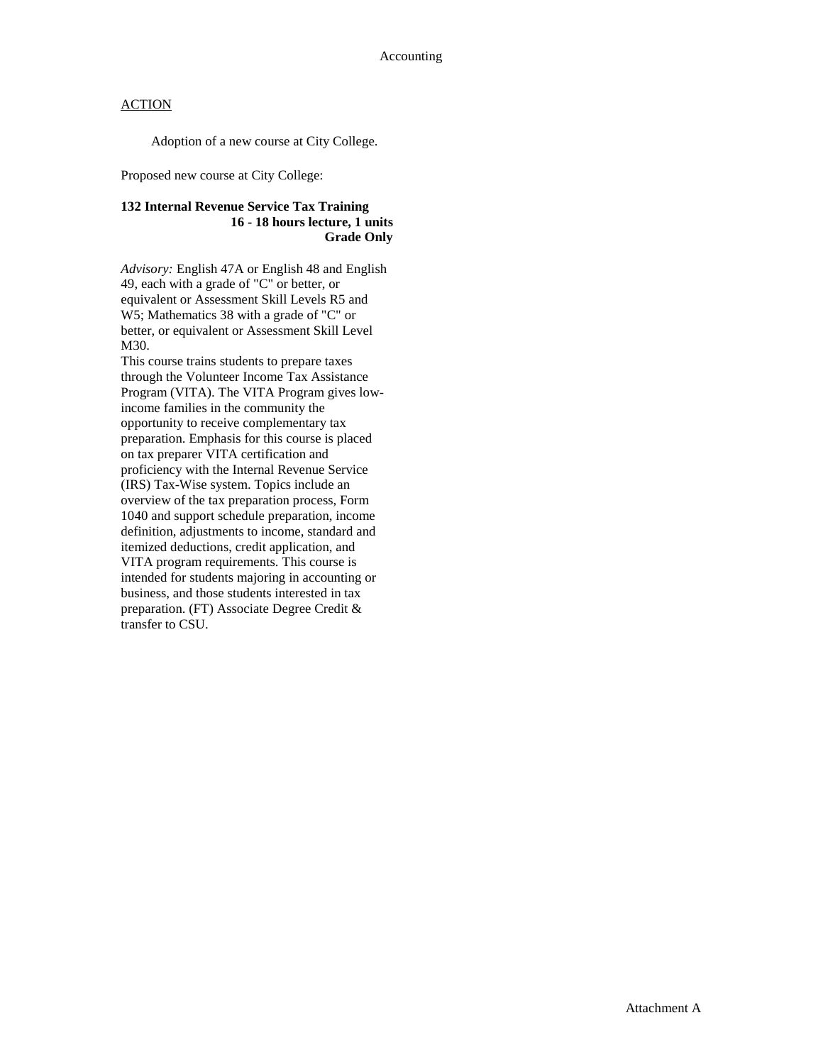Accounting

ACTION

Adoption of a new course at City College.

Proposed new course at City College:

**132 Internal Revenue Service Tax Training**
**16 - 18 hours lecture, 1 units**
**Grade Only**

*Advisory:* English 47A or English 48 and English 49, each with a grade of "C" or better, or equivalent or Assessment Skill Levels R5 and W5; Mathematics 38 with a grade of "C" or better, or equivalent or Assessment Skill Level M30.
This course trains students to prepare taxes through the Volunteer Income Tax Assistance Program (VITA). The VITA Program gives low-income families in the community the opportunity to receive complementary tax preparation. Emphasis for this course is placed on tax preparer VITA certification and proficiency with the Internal Revenue Service (IRS) Tax-Wise system. Topics include an overview of the tax preparation process, Form 1040 and support schedule preparation, income definition, adjustments to income, standard and itemized deductions, credit application, and VITA program requirements. This course is intended for students majoring in accounting or business, and those students interested in tax preparation. (FT) Associate Degree Credit & transfer to CSU.

Attachment A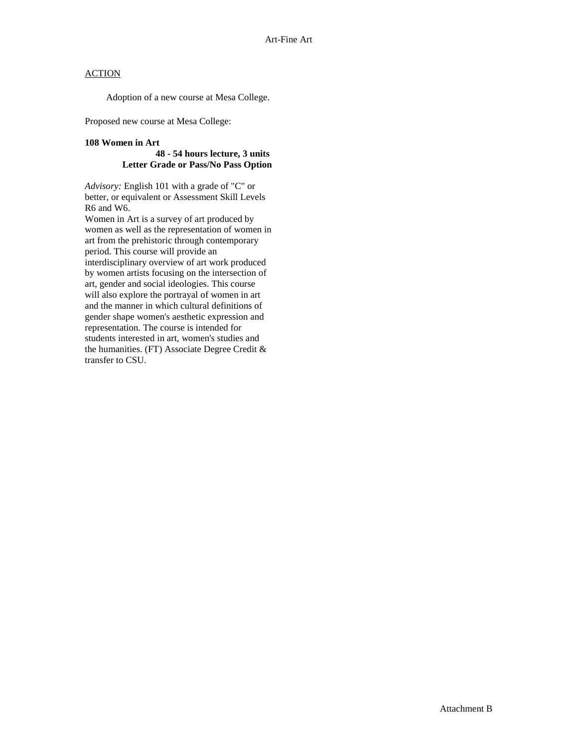Art-Fine Art

ACTION

Adoption of a new course at Mesa College.

Proposed new course at Mesa College:

**108 Women in Art**
**48 - 54 hours lecture, 3 units**
**Letter Grade or Pass/No Pass Option**

*Advisory:* English 101 with a grade of "C" or better, or equivalent or Assessment Skill Levels R6 and W6.
Women in Art is a survey of art produced by women as well as the representation of women in art from the prehistoric through contemporary period. This course will provide an interdisciplinary overview of art work produced by women artists focusing on the intersection of art, gender and social ideologies. This course will also explore the portrayal of women in art and the manner in which cultural definitions of gender shape women's aesthetic expression and representation. The course is intended for students interested in art, women's studies and the humanities. (FT) Associate Degree Credit & transfer to CSU.

Attachment B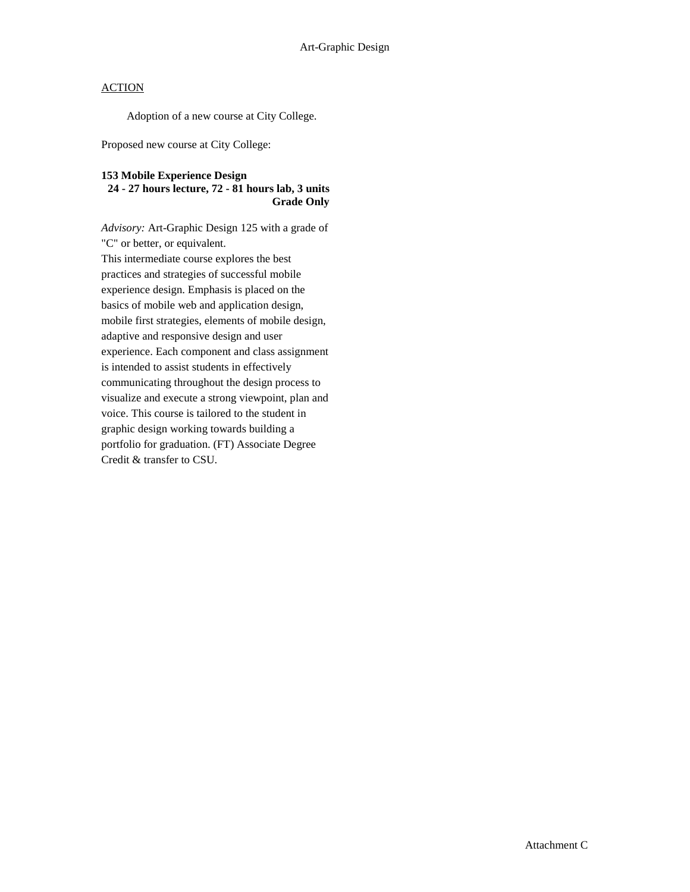Art-Graphic Design

ACTION

Adoption of a new course at City College.

Proposed new course at City College:

**153 Mobile Experience Design**
**24 - 27 hours lecture, 72 - 81 hours lab, 3 units**
**Grade Only**

*Advisory:* Art-Graphic Design 125 with a grade of "C" or better, or equivalent.
This intermediate course explores the best practices and strategies of successful mobile experience design. Emphasis is placed on the basics of mobile web and application design, mobile first strategies, elements of mobile design, adaptive and responsive design and user experience. Each component and class assignment is intended to assist students in effectively communicating throughout the design process to visualize and execute a strong viewpoint, plan and voice. This course is tailored to the student in graphic design working towards building a portfolio for graduation. (FT) Associate Degree Credit & transfer to CSU.

Attachment C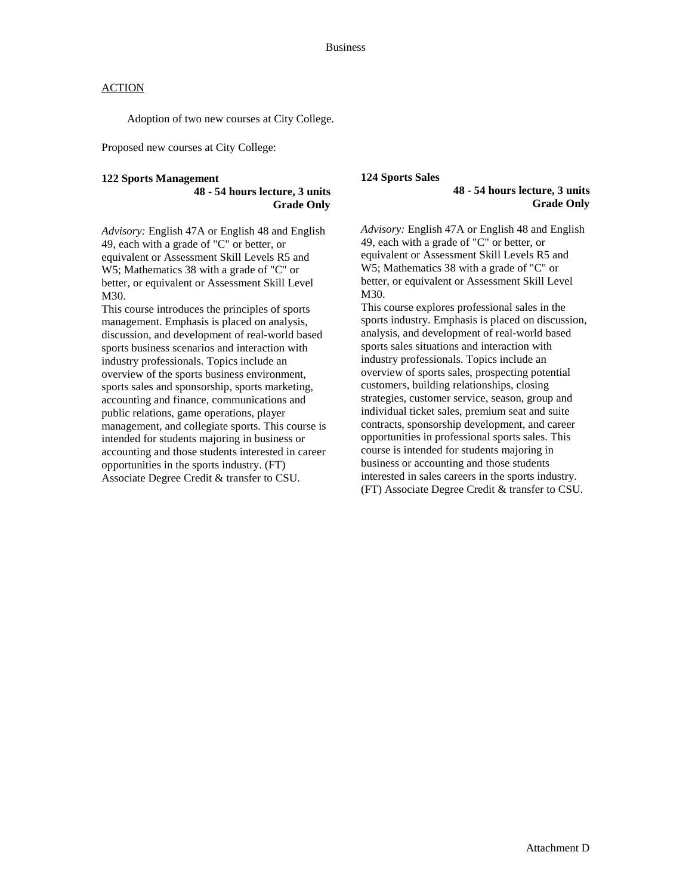Business

ACTION

Adoption of two new courses at City College.

Proposed new courses at City College:

**122 Sports Management**
**48 - 54 hours lecture, 3 units**
**Grade Only**

*Advisory:* English 47A or English 48 and English 49, each with a grade of "C" or better, or equivalent or Assessment Skill Levels R5 and W5; Mathematics 38 with a grade of "C" or better, or equivalent or Assessment Skill Level M30.
This course introduces the principles of sports management. Emphasis is placed on analysis, discussion, and development of real-world based sports business scenarios and interaction with industry professionals. Topics include an overview of the sports business environment, sports sales and sponsorship, sports marketing, accounting and finance, communications and public relations, game operations, player management, and collegiate sports. This course is intended for students majoring in business or accounting and those students interested in career opportunities in the sports industry. (FT) Associate Degree Credit & transfer to CSU.

**124 Sports Sales**
**48 - 54 hours lecture, 3 units**
**Grade Only**

*Advisory:* English 47A or English 48 and English 49, each with a grade of "C" or better, or equivalent or Assessment Skill Levels R5 and W5; Mathematics 38 with a grade of "C" or better, or equivalent or Assessment Skill Level M30.
This course explores professional sales in the sports industry. Emphasis is placed on discussion, analysis, and development of real-world based sports sales situations and interaction with industry professionals. Topics include an overview of sports sales, prospecting potential customers, building relationships, closing strategies, customer service, season, group and individual ticket sales, premium seat and suite contracts, sponsorship development, and career opportunities in professional sports sales. This course is intended for students majoring in business or accounting and those students interested in sales careers in the sports industry. (FT) Associate Degree Credit & transfer to CSU.

Attachment D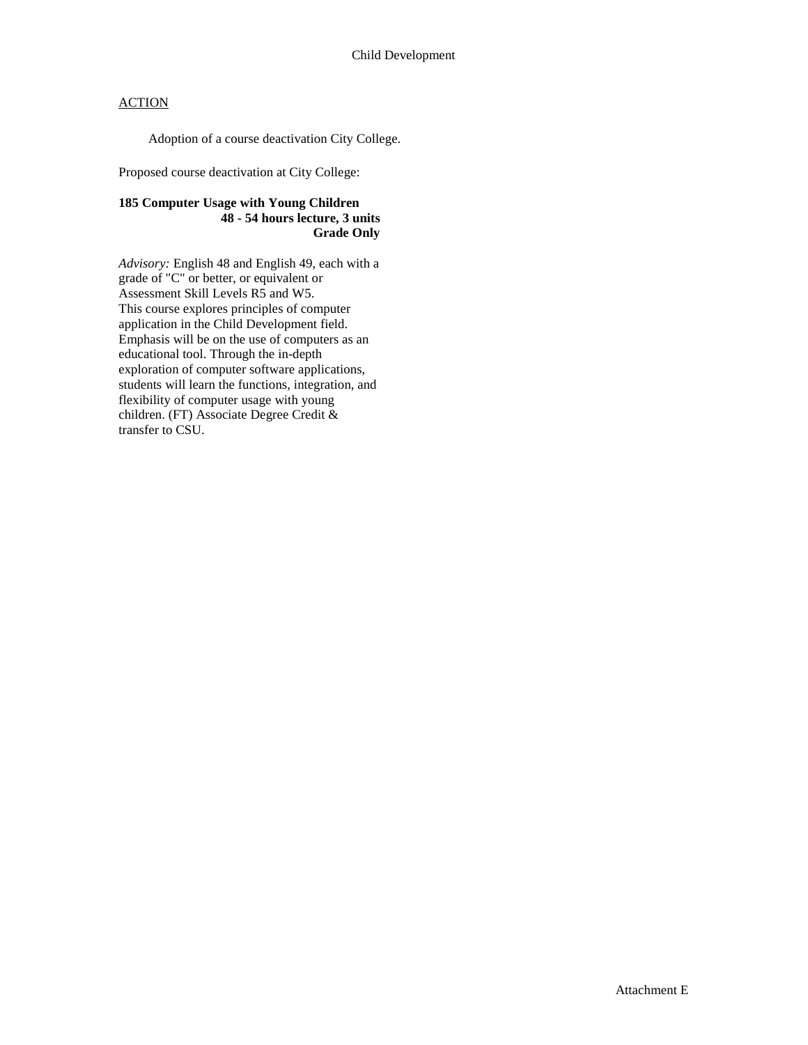Child Development

ACTION

Adoption of a course deactivation City College.

Proposed course deactivation at City College:

**185 Computer Usage with Young Children**
**48 - 54 hours lecture, 3 units**
**Grade Only**

*Advisory:* English 48 and English 49, each with a grade of "C" or better, or equivalent or Assessment Skill Levels R5 and W5.
This course explores principles of computer application in the Child Development field. Emphasis will be on the use of computers as an educational tool. Through the in-depth exploration of computer software applications, students will learn the functions, integration, and flexibility of computer usage with young children. (FT) Associate Degree Credit & transfer to CSU.

Attachment E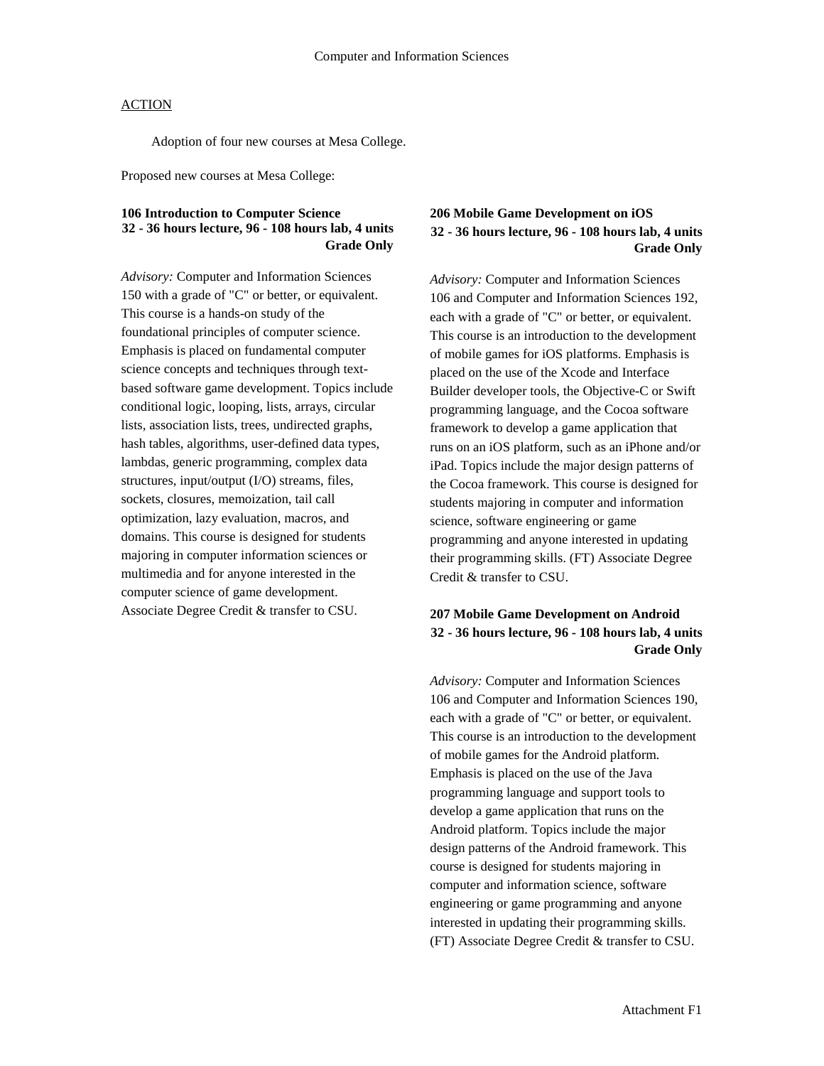## ACTION

Adoption of four new courses at Mesa College.

Proposed new courses at Mesa College:

**106 Introduction to Computer Science**
**32 - 36 hours lecture, 96 - 108 hours lab, 4 units**
**Grade Only**

*Advisory:* Computer and Information Sciences 150 with a grade of "C" or better, or equivalent. This course is a hands-on study of the foundational principles of computer science. Emphasis is placed on fundamental computer science concepts and techniques through text-based software game development. Topics include conditional logic, looping, lists, arrays, circular lists, association lists, trees, undirected graphs, hash tables, algorithms, user-defined data types, lambdas, generic programming, complex data structures, input/output (I/O) streams, files, sockets, closures, memoization, tail call optimization, lazy evaluation, macros, and domains. This course is designed for students majoring in computer information sciences or multimedia and for anyone interested in the computer science of game development. Associate Degree Credit & transfer to CSU.

**206 Mobile Game Development on iOS**
**32 - 36 hours lecture, 96 - 108 hours lab, 4 units**
**Grade Only**

*Advisory:* Computer and Information Sciences 106 and Computer and Information Sciences 192, each with a grade of "C" or better, or equivalent. This course is an introduction to the development of mobile games for iOS platforms. Emphasis is placed on the use of the Xcode and Interface Builder developer tools, the Objective-C or Swift programming language, and the Cocoa software framework to develop a game application that runs on an iOS platform, such as an iPhone and/or iPad. Topics include the major design patterns of the Cocoa framework. This course is designed for students majoring in computer and information science, software engineering or game programming and anyone interested in updating their programming skills. (FT) Associate Degree Credit & transfer to CSU.

**207 Mobile Game Development on Android**
**32 - 36 hours lecture, 96 - 108 hours lab, 4 units**
**Grade Only**

*Advisory:* Computer and Information Sciences 106 and Computer and Information Sciences 190, each with a grade of "C" or better, or equivalent. This course is an introduction to the development of mobile games for the Android platform. Emphasis is placed on the use of the Java programming language and support tools to develop a game application that runs on the Android platform. Topics include the major design patterns of the Android framework. This course is designed for students majoring in computer and information science, software engineering or game programming and anyone interested in updating their programming skills. (FT) Associate Degree Credit & transfer to CSU.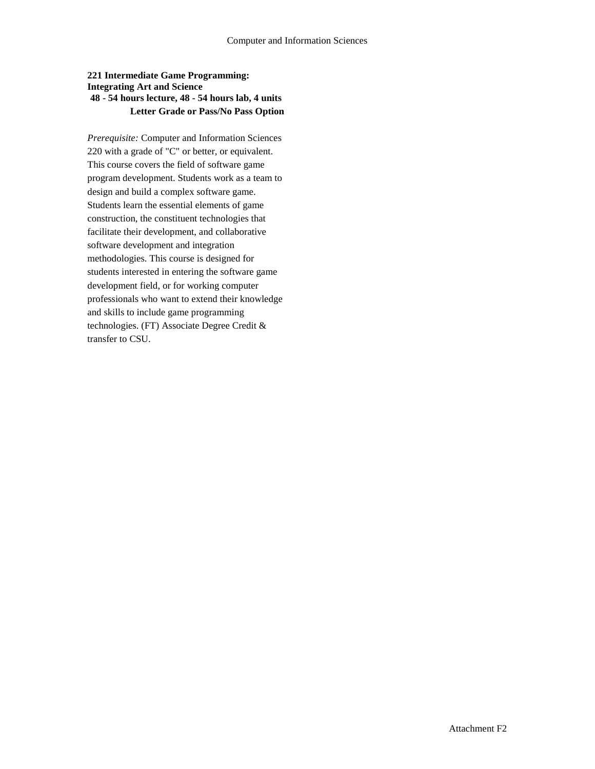**221 Intermediate Game Programming: Integrating Art and Science**
**48 - 54 hours lecture, 48 - 54 hours lab, 4 units**
**Letter Grade or Pass/No Pass Option**

*Prerequisite:* Computer and Information Sciences 220 with a grade of "C" or better, or equivalent. This course covers the field of software game program development. Students work as a team to design and build a complex software game. Students learn the essential elements of game construction, the constituent technologies that facilitate their development, and collaborative software development and integration methodologies. This course is designed for students interested in entering the software game development field, or for working computer professionals who want to extend their knowledge and skills to include game programming technologies. (FT) Associate Degree Credit & transfer to CSU.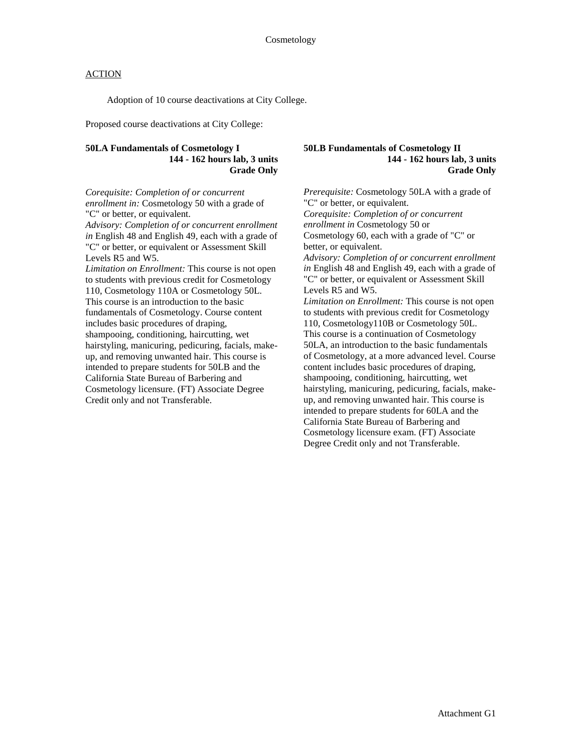Cosmetology

ACTION

Adoption of 10 course deactivations at City College.

Proposed course deactivations at City College:

**50LA Fundamentals of Cosmetology I**
**144 - 162 hours lab, 3 units**
**Grade Only**

*Corequisite: Completion of or concurrent enrollment in:* Cosmetology 50 with a grade of "C" or better, or equivalent.
*Advisory: Completion of or concurrent enrollment in* English 48 and English 49, each with a grade of "C" or better, or equivalent or Assessment Skill Levels R5 and W5.
*Limitation on Enrollment:* This course is not open to students with previous credit for Cosmetology 110, Cosmetology 110A or Cosmetology 50L.
This course is an introduction to the basic fundamentals of Cosmetology. Course content includes basic procedures of draping, shampooing, conditioning, haircutting, wet hairstyling, manicuring, pedicuring, facials, make-up, and removing unwanted hair. This course is intended to prepare students for 50LB and the California State Bureau of Barbering and Cosmetology licensure. (FT) Associate Degree Credit only and not Transferable.

**50LB Fundamentals of Cosmetology II**
**144 - 162 hours lab, 3 units**
**Grade Only**

*Prerequisite:* Cosmetology 50LA with a grade of "C" or better, or equivalent.
*Corequisite: Completion of or concurrent enrollment in* Cosmetology 50 or Cosmetology 60, each with a grade of "C" or better, or equivalent.
*Advisory: Completion of or concurrent enrollment in* English 48 and English 49, each with a grade of "C" or better, or equivalent or Assessment Skill Levels R5 and W5.
*Limitation on Enrollment:* This course is not open to students with previous credit for Cosmetology 110, Cosmetology110B or Cosmetology 50L.
This course is a continuation of Cosmetology 50LA, an introduction to the basic fundamentals of Cosmetology, at a more advanced level. Course content includes basic procedures of draping, shampooing, conditioning, haircutting, wet hairstyling, manicuring, pedicuring, facials, make-up, and removing unwanted hair. This course is intended to prepare students for 60LA and the California State Bureau of Barbering and Cosmetology licensure exam. (FT) Associate Degree Credit only and not Transferable.

Attachment G1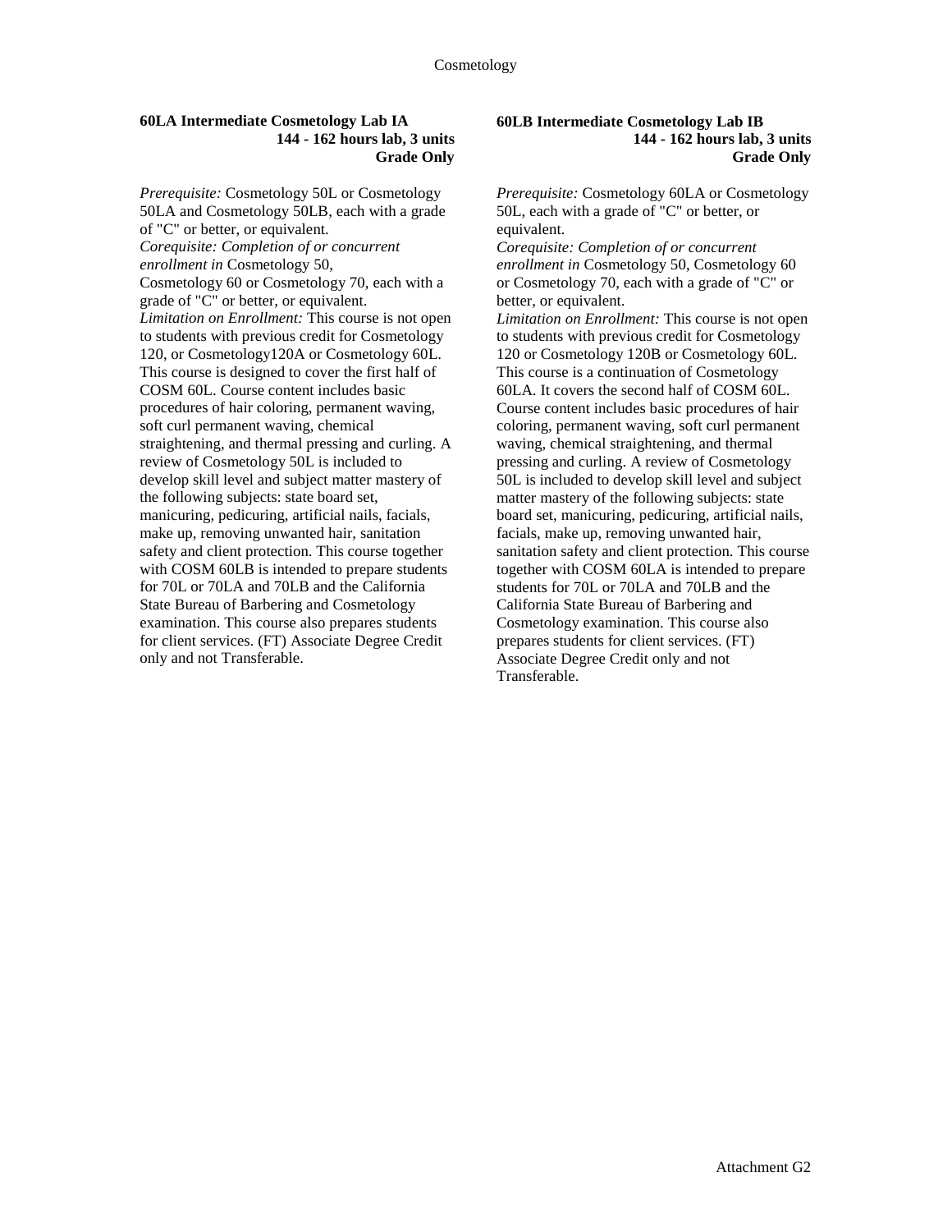**60LA Intermediate Cosmetology Lab IA**
**144 - 162 hours lab, 3 units**
**Grade Only**

*Prerequisite:* Cosmetology 50L or Cosmetology 50LA and Cosmetology 50LB, each with a grade of "C" or better, or equivalent.
*Corequisite: Completion of or concurrent enrollment in* Cosmetology 50,
Cosmetology 60 or Cosmetology 70, each with a grade of "C" or better, or equivalent.
*Limitation on Enrollment:* This course is not open to students with previous credit for Cosmetology 120, or Cosmetology120A or Cosmetology 60L.
This course is designed to cover the first half of COSM 60L. Course content includes basic procedures of hair coloring, permanent waving, soft curl permanent waving, chemical straightening, and thermal pressing and curling. A review of Cosmetology 50L is included to develop skill level and subject matter mastery of the following subjects: state board set, manicuring, pedicuring, artificial nails, facials, make up, removing unwanted hair, sanitation safety and client protection. This course together with COSM 60LB is intended to prepare students for 70L or 70LA and 70LB and the California State Bureau of Barbering and Cosmetology examination. This course also prepares students for client services. (FT) Associate Degree Credit only and not Transferable.

**60LB Intermediate Cosmetology Lab IB**
**144 - 162 hours lab, 3 units**
**Grade Only**

*Prerequisite:* Cosmetology 60LA or Cosmetology 50L, each with a grade of "C" or better, or equivalent.
*Corequisite: Completion of or concurrent enrollment in* Cosmetology 50, Cosmetology 60 or Cosmetology 70, each with a grade of "C" or better, or equivalent.
*Limitation on Enrollment:* This course is not open to students with previous credit for Cosmetology 120 or Cosmetology 120B or Cosmetology 60L.
This course is a continuation of Cosmetology 60LA. It covers the second half of COSM 60L. Course content includes basic procedures of hair coloring, permanent waving, soft curl permanent waving, chemical straightening, and thermal pressing and curling. A review of Cosmetology 50L is included to develop skill level and subject matter mastery of the following subjects: state board set, manicuring, pedicuring, artificial nails, facials, make up, removing unwanted hair, sanitation safety and client protection. This course together with COSM 60LA is intended to prepare students for 70L or 70LA and 70LB and the California State Bureau of Barbering and Cosmetology examination. This course also prepares students for client services. (FT) Associate Degree Credit only and not Transferable.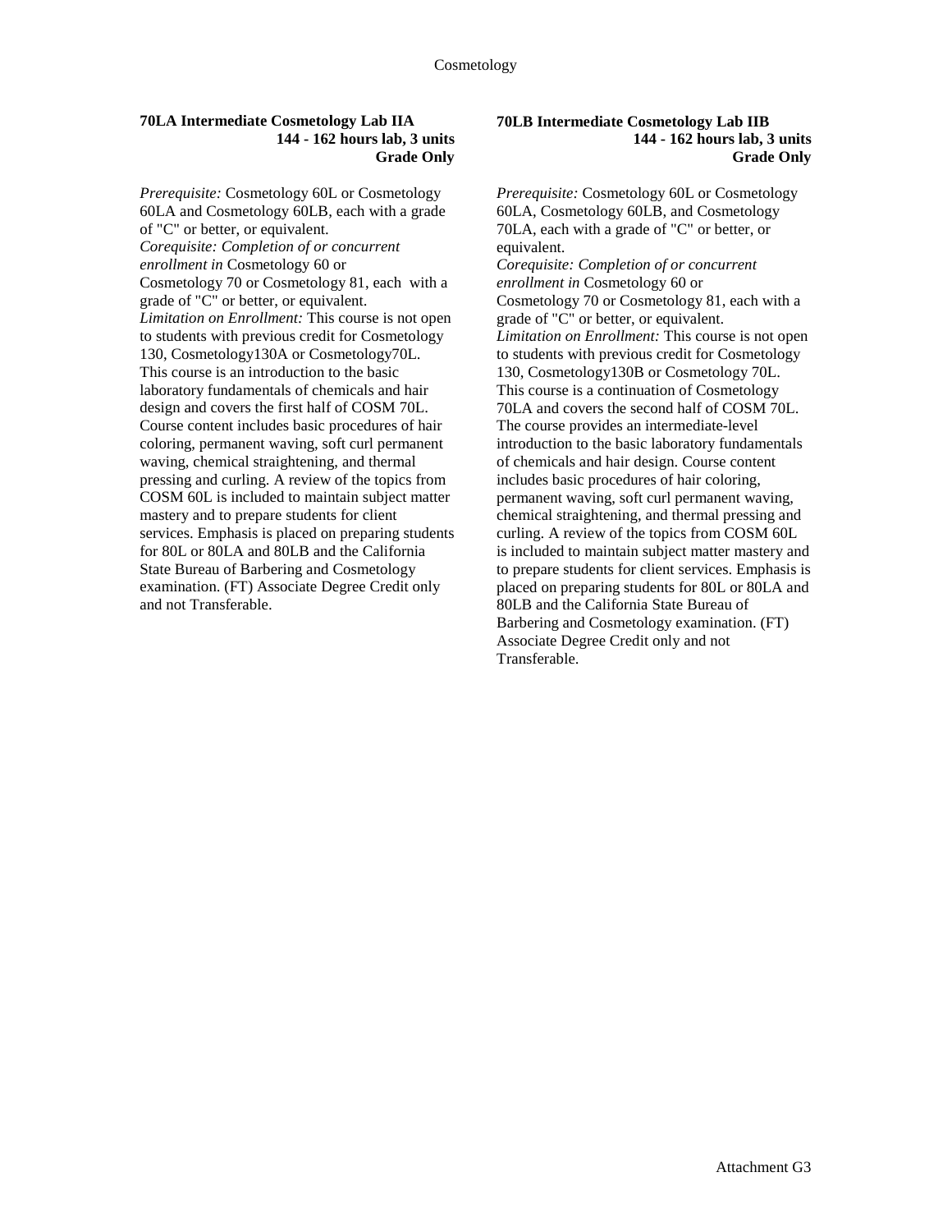## 70LA Intermediate Cosmetology Lab IIA

**144 - 162 hours lab, 3 units**
**Grade Only**

*Prerequisite:* Cosmetology 60L or Cosmetology 60LA and Cosmetology 60LB, each with a grade of "C" or better, or equivalent.
*Corequisite: Completion of or concurrent enrollment in* Cosmetology 60 or Cosmetology 70 or Cosmetology 81, each with a grade of "C" or better, or equivalent.
*Limitation on Enrollment:* This course is not open to students with previous credit for Cosmetology 130, Cosmetology130A or Cosmetology70L.
This course is an introduction to the basic laboratory fundamentals of chemicals and hair design and covers the first half of COSM 70L. Course content includes basic procedures of hair coloring, permanent waving, soft curl permanent waving, chemical straightening, and thermal pressing and curling. A review of the topics from COSM 60L is included to maintain subject matter mastery and to prepare students for client services. Emphasis is placed on preparing students for 80L or 80LA and 80LB and the California State Bureau of Barbering and Cosmetology examination. (FT) Associate Degree Credit only and not Transferable.

## 70LB Intermediate Cosmetology Lab IIB

**144 - 162 hours lab, 3 units**
**Grade Only**

*Prerequisite:* Cosmetology 60L or Cosmetology 60LA, Cosmetology 60LB, and Cosmetology 70LA, each with a grade of "C" or better, or equivalent.
*Corequisite: Completion of or concurrent enrollment in* Cosmetology 60 or Cosmetology 70 or Cosmetology 81, each with a grade of "C" or better, or equivalent.
*Limitation on Enrollment:* This course is not open to students with previous credit for Cosmetology 130, Cosmetology130B or Cosmetology 70L.
This course is a continuation of Cosmetology 70LA and covers the second half of COSM 70L. The course provides an intermediate-level introduction to the basic laboratory fundamentals of chemicals and hair design. Course content includes basic procedures of hair coloring, permanent waving, soft curl permanent waving, chemical straightening, and thermal pressing and curling. A review of the topics from COSM 60L is included to maintain subject matter mastery and to prepare students for client services. Emphasis is placed on preparing students for 80L or 80LA and 80LB and the California State Bureau of Barbering and Cosmetology examination. (FT) Associate Degree Credit only and not Transferable.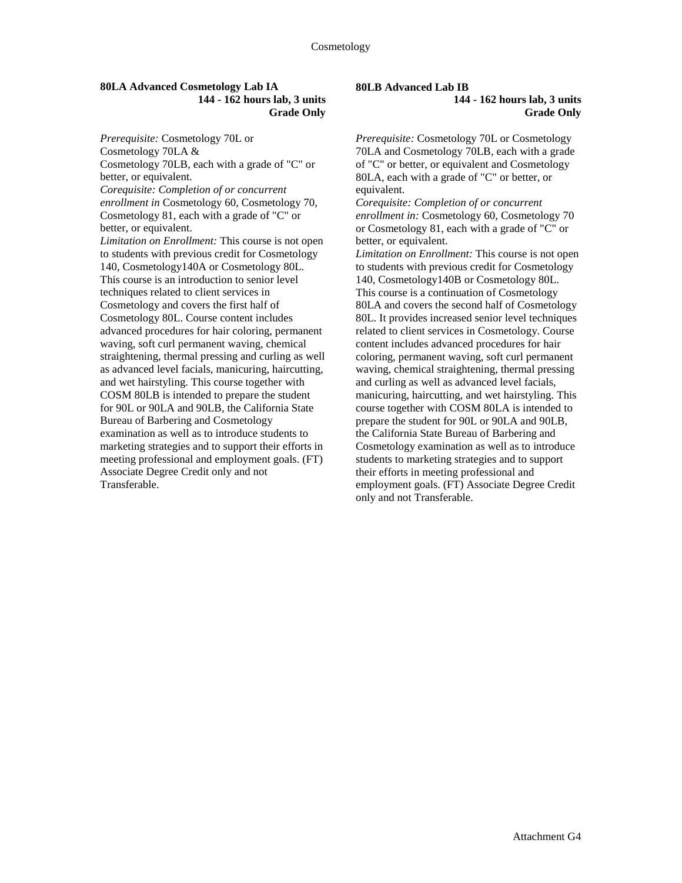**80LA Advanced Cosmetology Lab IA**
**144 - 162 hours lab, 3 units**
**Grade Only**

*Prerequisite:* Cosmetology 70L or Cosmetology 70LA & Cosmetology 70LB, each with a grade of "C" or better, or equivalent.
*Corequisite: Completion of or concurrent enrollment in* Cosmetology 60, Cosmetology 70, Cosmetology 81, each with a grade of "C" or better, or equivalent.
*Limitation on Enrollment:* This course is not open to students with previous credit for Cosmetology 140, Cosmetology140A or Cosmetology 80L.
This course is an introduction to senior level techniques related to client services in Cosmetology and covers the first half of Cosmetology 80L. Course content includes advanced procedures for hair coloring, permanent waving, soft curl permanent waving, chemical straightening, thermal pressing and curling as well as advanced level facials, manicuring, haircutting, and wet hairstyling. This course together with COSM 80LB is intended to prepare the student for 90L or 90LA and 90LB, the California State Bureau of Barbering and Cosmetology examination as well as to introduce students to marketing strategies and to support their efforts in meeting professional and employment goals. (FT) Associate Degree Credit only and not Transferable.

**80LB Advanced Lab IB**
**144 - 162 hours lab, 3 units**
**Grade Only**

*Prerequisite:* Cosmetology 70L or Cosmetology 70LA and Cosmetology 70LB, each with a grade of "C" or better, or equivalent and Cosmetology 80LA, each with a grade of "C" or better, or equivalent.
*Corequisite: Completion of or concurrent enrollment in:* Cosmetology 60, Cosmetology 70 or Cosmetology 81, each with a grade of "C" or better, or equivalent.
*Limitation on Enrollment:* This course is not open to students with previous credit for Cosmetology 140, Cosmetology140B or Cosmetology 80L.
This course is a continuation of Cosmetology 80LA and covers the second half of Cosmetology 80L. It provides increased senior level techniques related to client services in Cosmetology. Course content includes advanced procedures for hair coloring, permanent waving, soft curl permanent waving, chemical straightening, thermal pressing and curling as well as advanced level facials, manicuring, haircutting, and wet hairstyling. This course together with COSM 80LA is intended to prepare the student for 90L or 90LA and 90LB, the California State Bureau of Barbering and Cosmetology examination as well as to introduce students to marketing strategies and to support their efforts in meeting professional and employment goals. (FT) Associate Degree Credit only and not Transferable.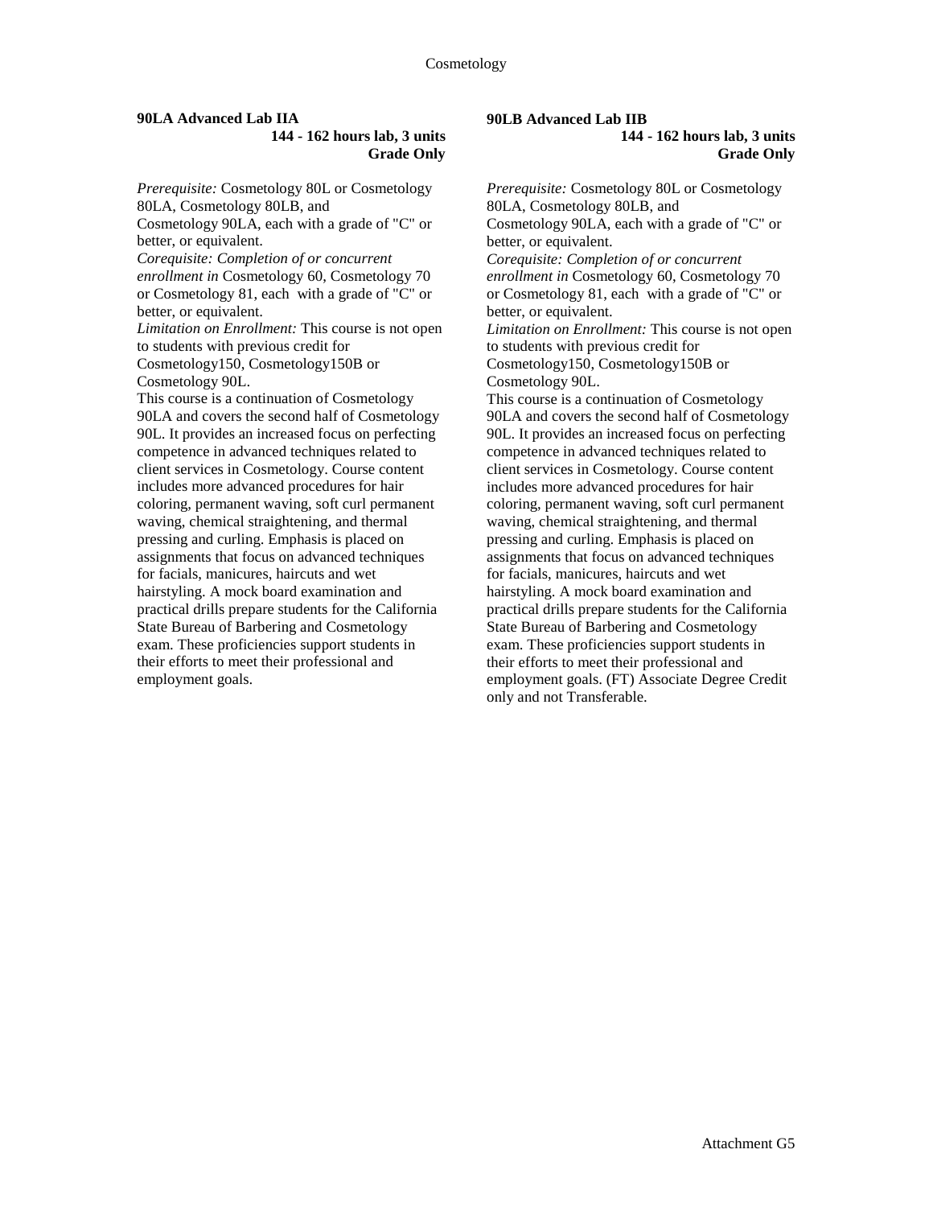**90LA Advanced Lab IIA**

**144 - 162 hours lab, 3 units**
**Grade Only**

*Prerequisite:* Cosmetology 80L or Cosmetology 80LA, Cosmetology 80LB, and Cosmetology 90LA, each with a grade of "C" or better, or equivalent.
*Corequisite: Completion of or concurrent enrollment in* Cosmetology 60, Cosmetology 70 or Cosmetology 81, each with a grade of "C" or better, or equivalent.
*Limitation on Enrollment:* This course is not open to students with previous credit for Cosmetology150, Cosmetology150B or Cosmetology 90L.
This course is a continuation of Cosmetology 90LA and covers the second half of Cosmetology 90L. It provides an increased focus on perfecting competence in advanced techniques related to client services in Cosmetology. Course content includes more advanced procedures for hair coloring, permanent waving, soft curl permanent waving, chemical straightening, and thermal pressing and curling. Emphasis is placed on assignments that focus on advanced techniques for facials, manicures, haircuts and wet hairstyling. A mock board examination and practical drills prepare students for the California State Bureau of Barbering and Cosmetology exam. These proficiencies support students in their efforts to meet their professional and employment goals.

**90LB Advanced Lab IIB**

**144 - 162 hours lab, 3 units**
**Grade Only**

*Prerequisite:* Cosmetology 80L or Cosmetology 80LA, Cosmetology 80LB, and Cosmetology 90LA, each with a grade of "C" or better, or equivalent.
*Corequisite: Completion of or concurrent enrollment in* Cosmetology 60, Cosmetology 70 or Cosmetology 81, each with a grade of "C" or better, or equivalent.
*Limitation on Enrollment:* This course is not open to students with previous credit for Cosmetology150, Cosmetology150B or Cosmetology 90L.
This course is a continuation of Cosmetology 90LA and covers the second half of Cosmetology 90L. It provides an increased focus on perfecting competence in advanced techniques related to client services in Cosmetology. Course content includes more advanced procedures for hair coloring, permanent waving, soft curl permanent waving, chemical straightening, and thermal pressing and curling. Emphasis is placed on assignments that focus on advanced techniques for facials, manicures, haircuts and wet hairstyling. A mock board examination and practical drills prepare students for the California State Bureau of Barbering and Cosmetology exam. These proficiencies support students in their efforts to meet their professional and employment goals. (FT) Associate Degree Credit only and not Transferable.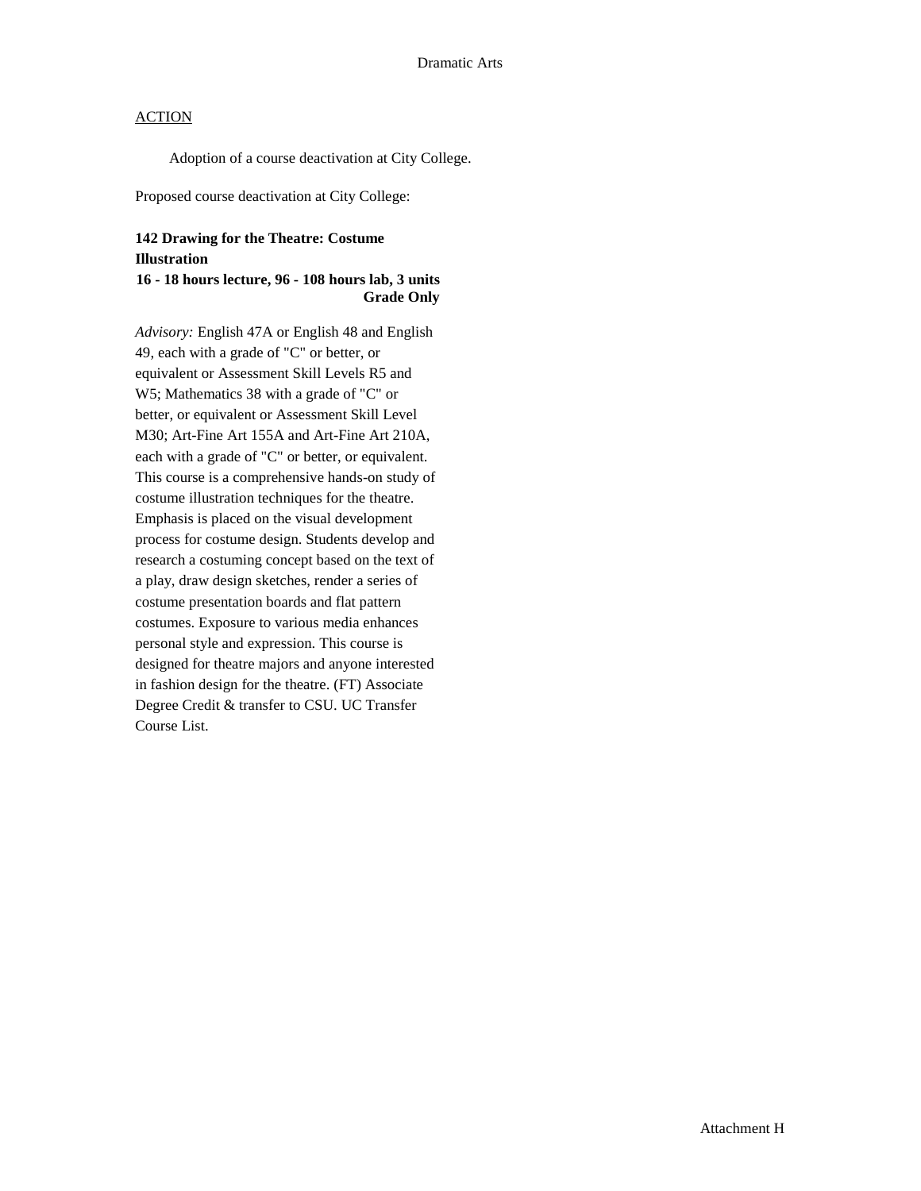Dramatic Arts

<u>ACTION</u>

Adoption of a course deactivation at City College.

Proposed course deactivation at City College:

**142 Drawing for the Theatre: Costume Illustration**
**16 - 18 hours lecture, 96 - 108 hours lab, 3 units**
**Grade Only**

*Advisory:* English 47A or English 48 and English 49, each with a grade of "C" or better, or equivalent or Assessment Skill Levels R5 and W5; Mathematics 38 with a grade of "C" or better, or equivalent or Assessment Skill Level M30; Art-Fine Art 155A and Art-Fine Art 210A, each with a grade of "C" or better, or equivalent. This course is a comprehensive hands-on study of costume illustration techniques for the theatre. Emphasis is placed on the visual development process for costume design. Students develop and research a costuming concept based on the text of a play, draw design sketches, render a series of costume presentation boards and flat pattern costumes. Exposure to various media enhances personal style and expression. This course is designed for theatre majors and anyone interested in fashion design for the theatre. (FT) Associate Degree Credit & transfer to CSU. UC Transfer Course List.

Attachment H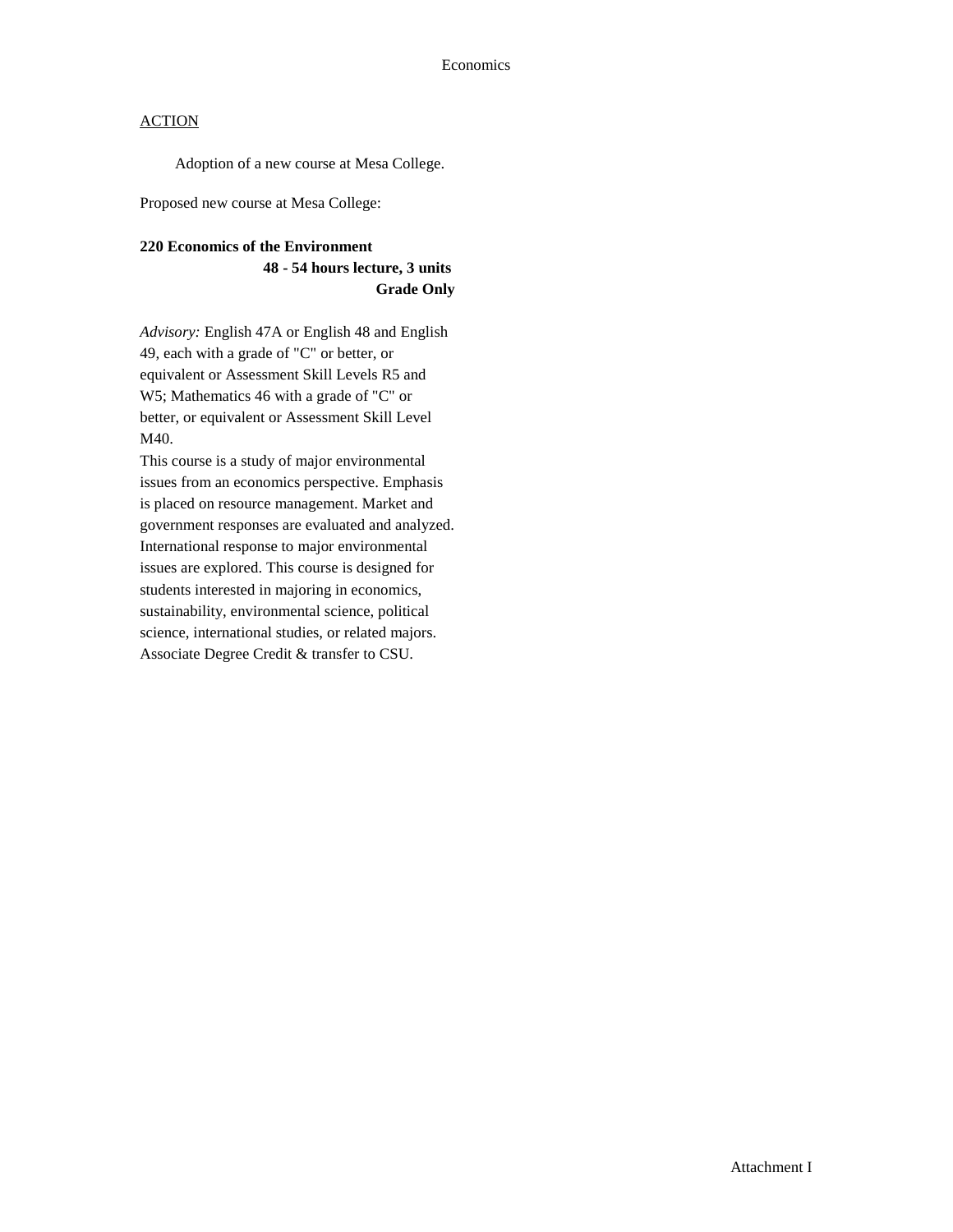Economics

ACTION

Adoption of a new course at Mesa College.

Proposed new course at Mesa College:

**220 Economics of the Environment**
**48 - 54 hours lecture, 3 units**
**Grade Only**

*Advisory:* English 47A or English 48 and English 49, each with a grade of "C" or better, or equivalent or Assessment Skill Levels R5 and W5; Mathematics 46 with a grade of "C" or better, or equivalent or Assessment Skill Level M40.

This course is a study of major environmental issues from an economics perspective. Emphasis is placed on resource management. Market and government responses are evaluated and analyzed. International response to major environmental issues are explored. This course is designed for students interested in majoring in economics, sustainability, environmental science, political science, international studies, or related majors. Associate Degree Credit & transfer to CSU.

Attachment I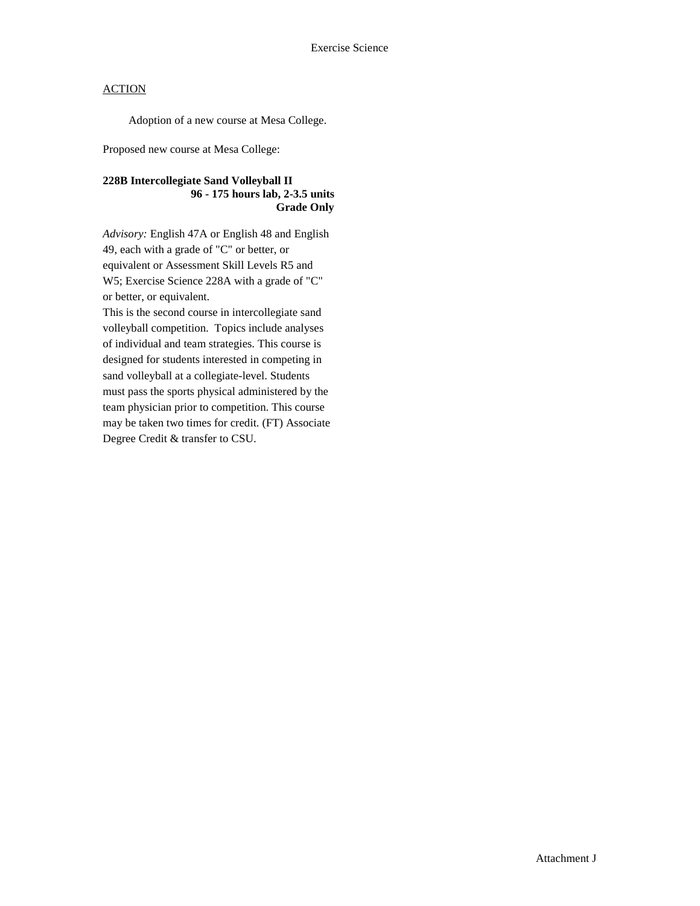Exercise Science

ACTION

Adoption of a new course at Mesa College.

Proposed new course at Mesa College:

**228B Intercollegiate Sand Volleyball II**
**96 - 175 hours lab, 2-3.5 units**
**Grade Only**

*Advisory:* English 47A or English 48 and English 49, each with a grade of "C" or better, or equivalent or Assessment Skill Levels R5 and W5; Exercise Science 228A with a grade of "C" or better, or equivalent.

This is the second course in intercollegiate sand volleyball competition. Topics include analyses of individual and team strategies. This course is designed for students interested in competing in sand volleyball at a collegiate-level. Students must pass the sports physical administered by the team physician prior to competition. This course may be taken two times for credit. (FT) Associate Degree Credit & transfer to CSU.

Attachment J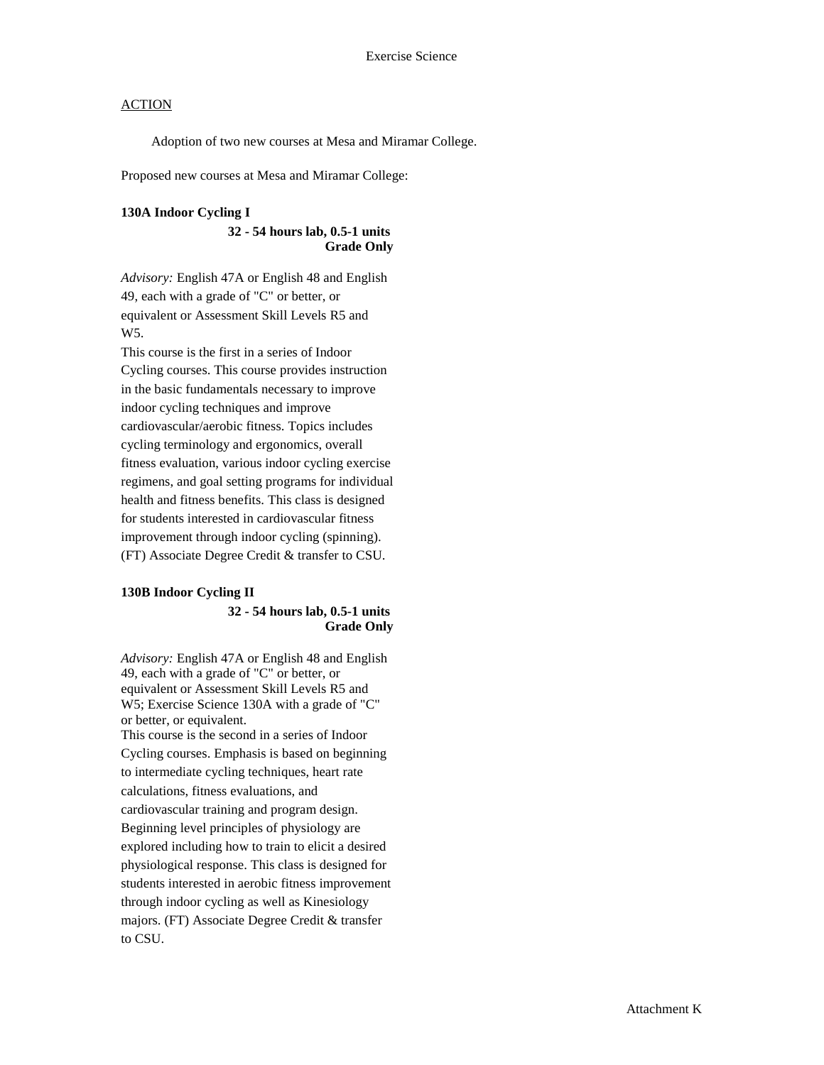Exercise Science

ACTION

Adoption of two new courses at Mesa and Miramar College.

Proposed new courses at Mesa and Miramar College:

**130A Indoor Cycling I**

**32 - 54 hours lab, 0.5-1 units**
**Grade Only**

*Advisory:* English 47A or English 48 and English 49, each with a grade of "C" or better, or equivalent or Assessment Skill Levels R5 and W5.

This course is the first in a series of Indoor Cycling courses. This course provides instruction in the basic fundamentals necessary to improve indoor cycling techniques and improve cardiovascular/aerobic fitness. Topics includes cycling terminology and ergonomics, overall fitness evaluation, various indoor cycling exercise regimens, and goal setting programs for individual health and fitness benefits. This class is designed for students interested in cardiovascular fitness improvement through indoor cycling (spinning). (FT) Associate Degree Credit & transfer to CSU.

**130B Indoor Cycling II**

**32 - 54 hours lab, 0.5-1 units**
**Grade Only**

*Advisory:* English 47A or English 48 and English 49, each with a grade of "C" or better, or equivalent or Assessment Skill Levels R5 and W5; Exercise Science 130A with a grade of "C" or better, or equivalent.

This course is the second in a series of Indoor Cycling courses. Emphasis is based on beginning to intermediate cycling techniques, heart rate calculations, fitness evaluations, and cardiovascular training and program design. Beginning level principles of physiology are explored including how to train to elicit a desired physiological response. This class is designed for students interested in aerobic fitness improvement through indoor cycling as well as Kinesiology majors. (FT) Associate Degree Credit & transfer to CSU.

Attachment K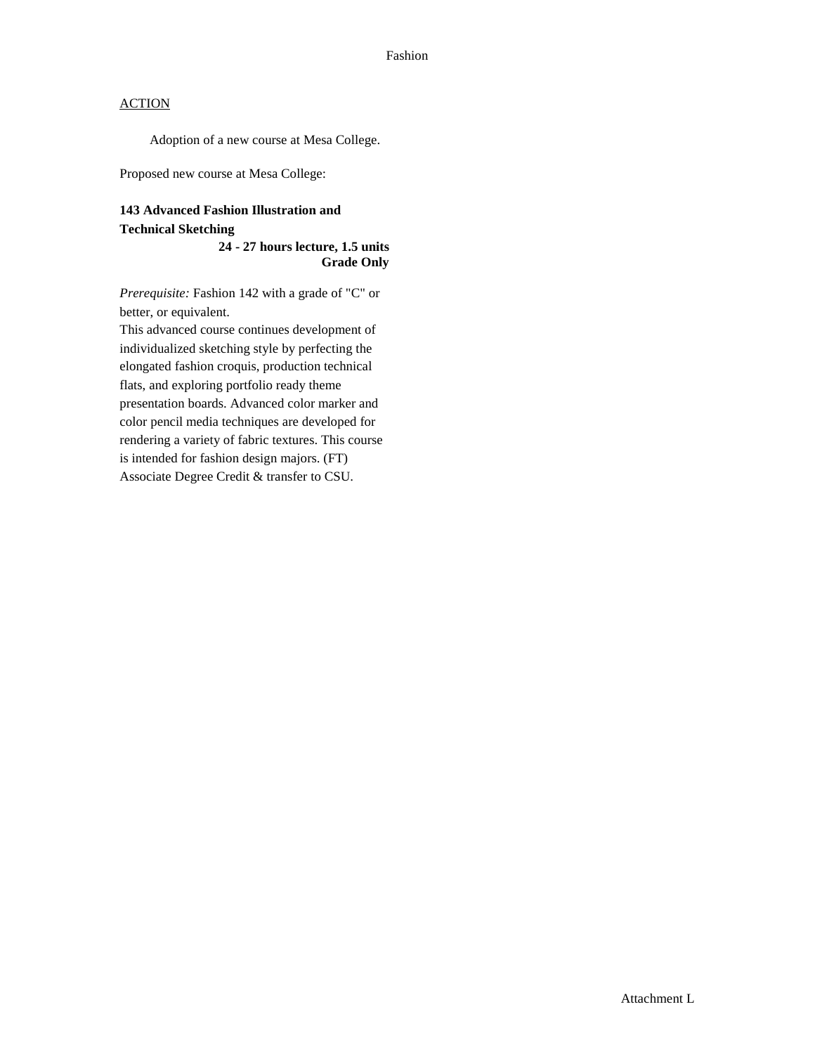Fashion

ACTION

Adoption of a new course at Mesa College.

Proposed new course at Mesa College:

**143 Advanced Fashion Illustration and Technical Sketching**
**24 - 27 hours lecture, 1.5 units**
**Grade Only**

*Prerequisite:* Fashion 142 with a grade of "C" or better, or equivalent.
This advanced course continues development of individualized sketching style by perfecting the elongated fashion croquis, production technical flats, and exploring portfolio ready theme presentation boards. Advanced color marker and color pencil media techniques are developed for rendering a variety of fabric textures. This course is intended for fashion design majors. (FT)
Associate Degree Credit & transfer to CSU.

Attachment L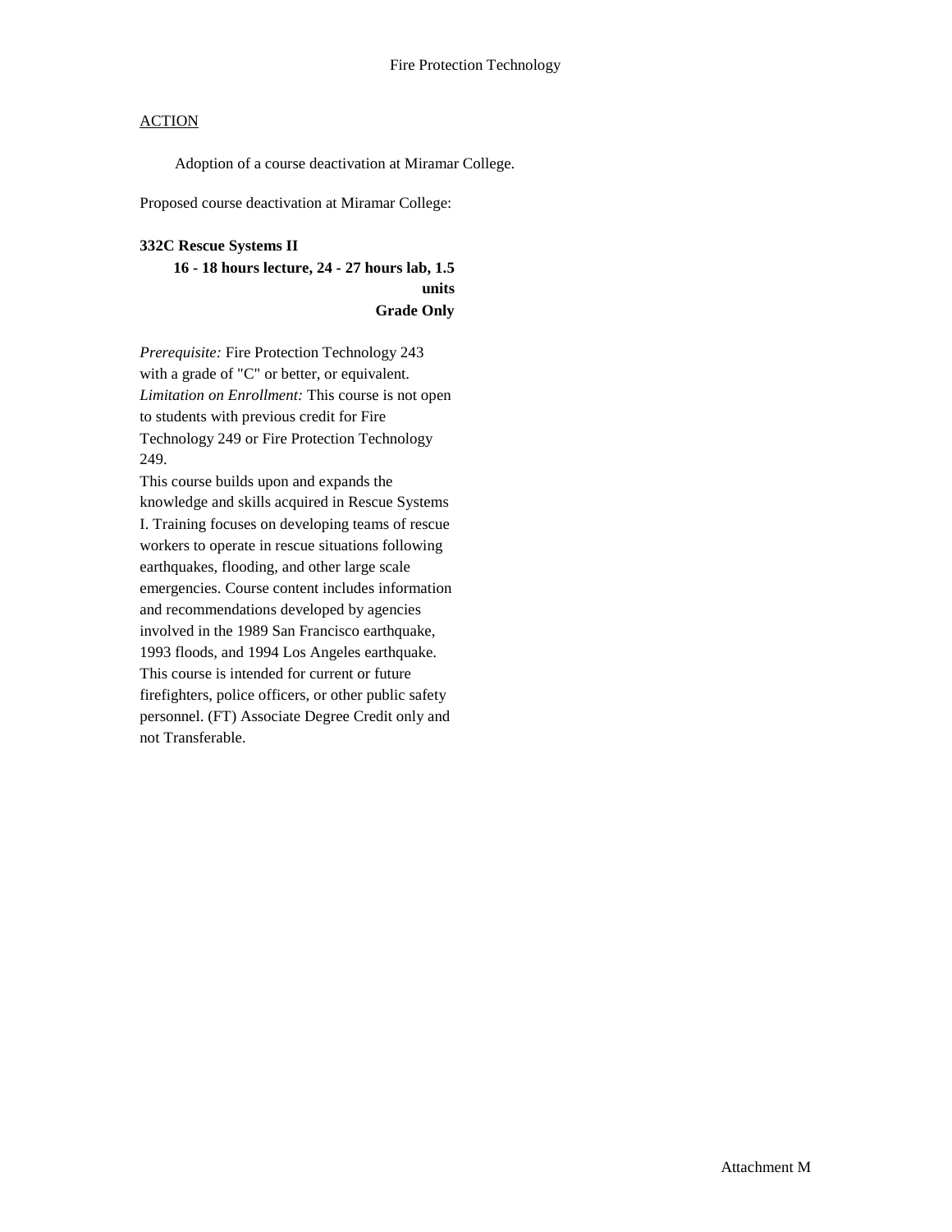# Fire Protection Technology

ACTION

Adoption of a course deactivation at Miramar College.

Proposed course deactivation at Miramar College:

**332C Rescue Systems II**

**16 - 18 hours lecture, 24 - 27 hours lab, 1.5 units**

**Grade Only**

*Prerequisite:* Fire Protection Technology 243 with a grade of "C" or better, or equivalent.
*Limitation on Enrollment:* This course is not open to students with previous credit for Fire Technology 249 or Fire Protection Technology 249.
This course builds upon and expands the knowledge and skills acquired in Rescue Systems I. Training focuses on developing teams of rescue workers to operate in rescue situations following earthquakes, flooding, and other large scale emergencies. Course content includes information and recommendations developed by agencies involved in the 1989 San Francisco earthquake, 1993 floods, and 1994 Los Angeles earthquake. This course is intended for current or future firefighters, police officers, or other public safety personnel. (FT) Associate Degree Credit only and not Transferable.

Attachment M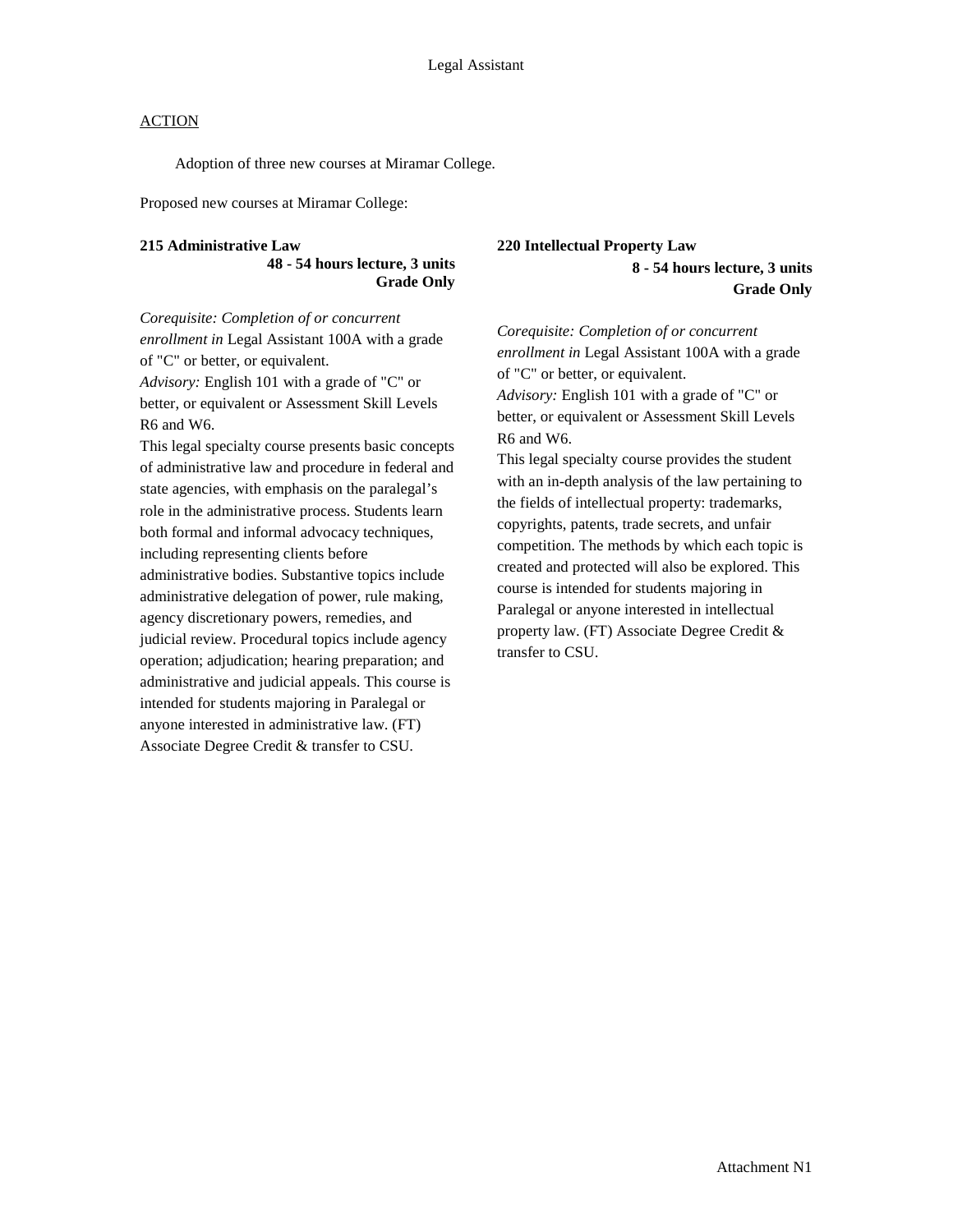Legal Assistant

ACTION

Adoption of three new courses at Miramar College.

Proposed new courses at Miramar College:

**215 Administrative Law**
**48 - 54 hours lecture, 3 units**
**Grade Only**

*Corequisite: Completion of or concurrent enrollment in* Legal Assistant 100A with a grade of "C" or better, or equivalent.
*Advisory:* English 101 with a grade of "C" or better, or equivalent or Assessment Skill Levels R6 and W6.
This legal specialty course presents basic concepts of administrative law and procedure in federal and state agencies, with emphasis on the paralegal's role in the administrative process. Students learn both formal and informal advocacy techniques, including representing clients before administrative bodies. Substantive topics include administrative delegation of power, rule making, agency discretionary powers, remedies, and judicial review. Procedural topics include agency operation; adjudication; hearing preparation; and administrative and judicial appeals. This course is intended for students majoring in Paralegal or anyone interested in administrative law. (FT) Associate Degree Credit & transfer to CSU.

**220 Intellectual Property Law**
**8 - 54 hours lecture, 3 units**
**Grade Only**

*Corequisite: Completion of or concurrent enrollment in* Legal Assistant 100A with a grade of "C" or better, or equivalent.
*Advisory:* English 101 with a grade of "C" or better, or equivalent or Assessment Skill Levels R6 and W6.
This legal specialty course provides the student with an in-depth analysis of the law pertaining to the fields of intellectual property: trademarks, copyrights, patents, trade secrets, and unfair competition. The methods by which each topic is created and protected will also be explored. This course is intended for students majoring in Paralegal or anyone interested in intellectual property law. (FT) Associate Degree Credit & transfer to CSU.

Attachment N1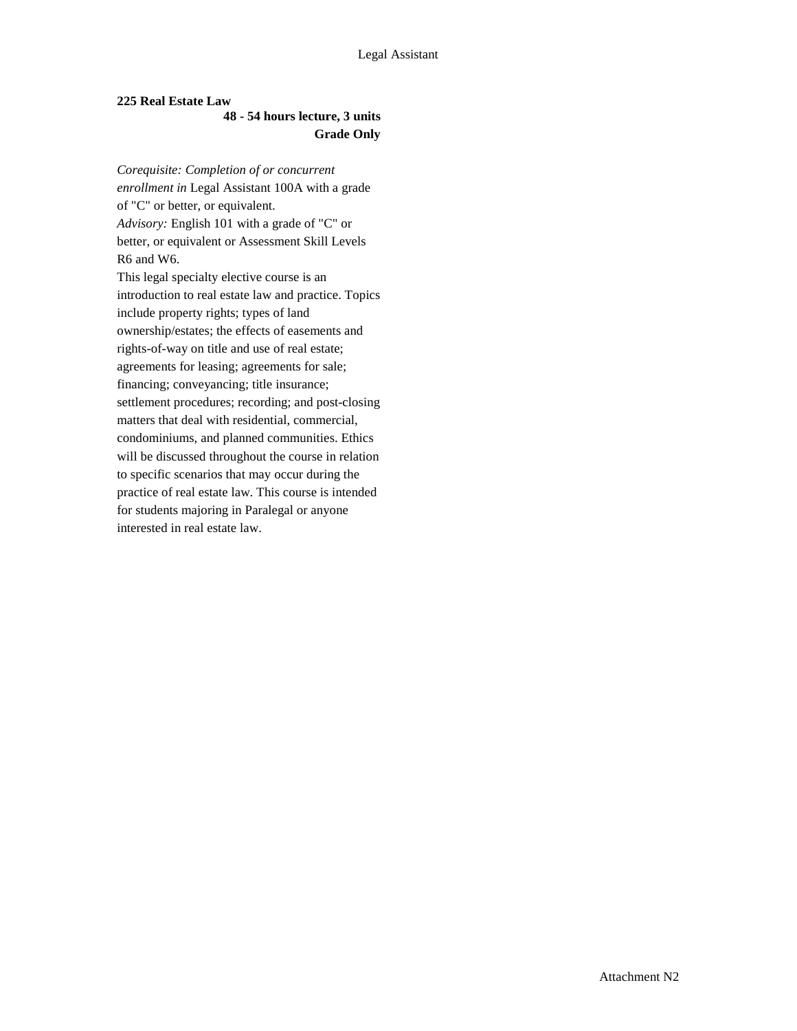**225 Real Estate Law**

**48 - 54 hours lecture, 3 units**

**Grade Only**

*Corequisite: Completion of or concurrent enrollment in* Legal Assistant 100A with a grade of "C" or better, or equivalent.

*Advisory:* English 101 with a grade of "C" or better, or equivalent or Assessment Skill Levels R6 and W6.

This legal specialty elective course is an introduction to real estate law and practice. Topics include property rights; types of land ownership/estates; the effects of easements and rights-of-way on title and use of real estate; agreements for leasing; agreements for sale; financing; conveyancing; title insurance; settlement procedures; recording; and post-closing matters that deal with residential, commercial, condominiums, and planned communities. Ethics will be discussed throughout the course in relation to specific scenarios that may occur during the practice of real estate law. This course is intended for students majoring in Paralegal or anyone interested in real estate law.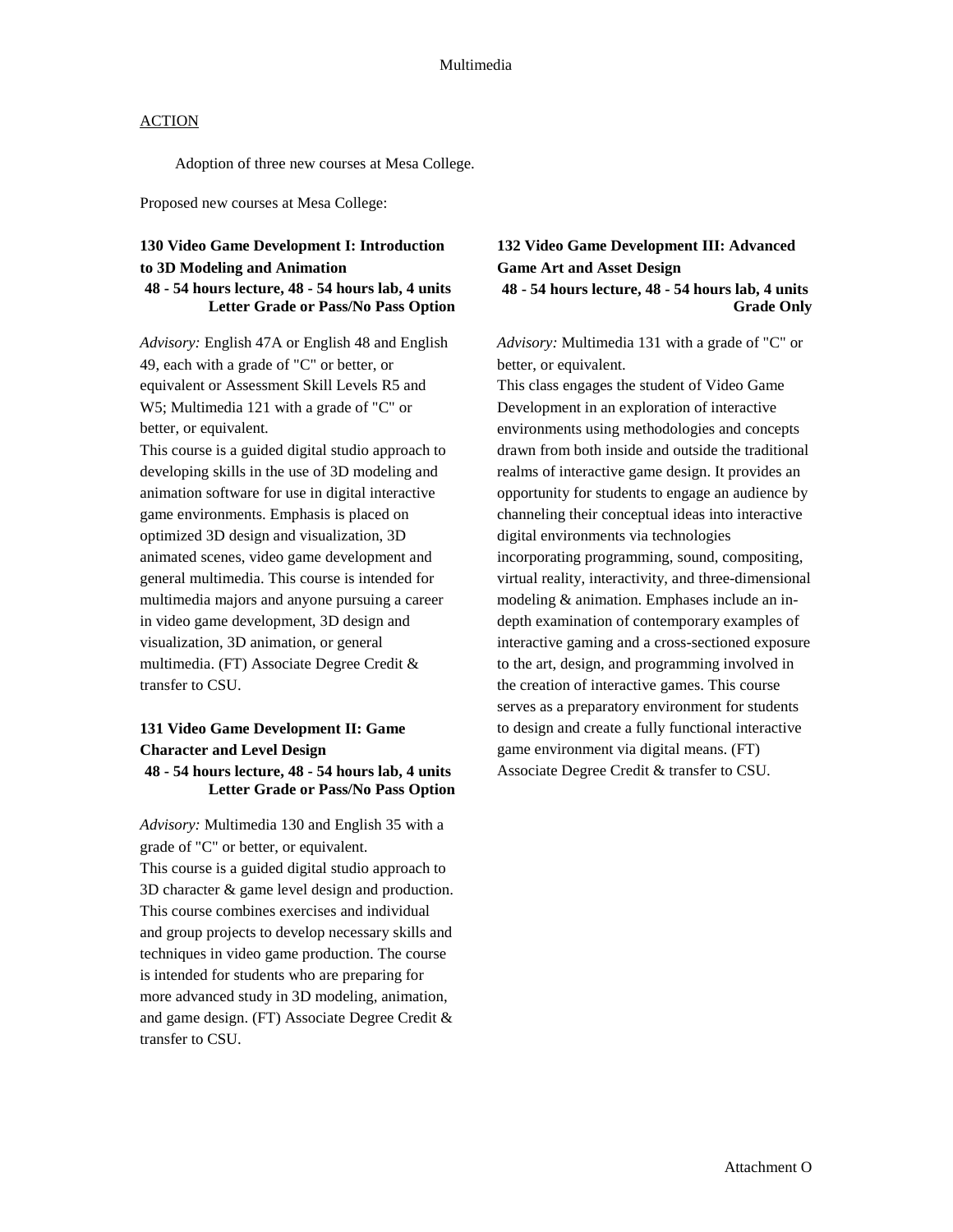## ACTION

Adoption of three new courses at Mesa College.

Proposed new courses at Mesa College:

### 130 Video Game Development I: Introduction to 3D Modeling and Animation

**48 - 54 hours lecture, 48 - 54 hours lab, 4 units**
**Letter Grade or Pass/No Pass Option**

*Advisory:* English 47A or English 48 and English 49, each with a grade of "C" or better, or equivalent or Assessment Skill Levels R5 and W5; Multimedia 121 with a grade of "C" or better, or equivalent.

This course is a guided digital studio approach to developing skills in the use of 3D modeling and animation software for use in digital interactive game environments. Emphasis is placed on optimized 3D design and visualization, 3D animated scenes, video game development and general multimedia. This course is intended for multimedia majors and anyone pursuing a career in video game development, 3D design and visualization, 3D animation, or general multimedia. (FT) Associate Degree Credit & transfer to CSU.

### 131 Video Game Development II: Game Character and Level Design

**48 - 54 hours lecture, 48 - 54 hours lab, 4 units**
**Letter Grade or Pass/No Pass Option**

*Advisory:* Multimedia 130 and English 35 with a grade of "C" or better, or equivalent.

This course is a guided digital studio approach to 3D character & game level design and production. This course combines exercises and individual and group projects to develop necessary skills and techniques in video game production. The course is intended for students who are preparing for more advanced study in 3D modeling, animation, and game design. (FT) Associate Degree Credit & transfer to CSU.

### 132 Video Game Development III: Advanced Game Art and Asset Design

**48 - 54 hours lecture, 48 - 54 hours lab, 4 units**
**Grade Only**

*Advisory:* Multimedia 131 with a grade of "C" or better, or equivalent.

This class engages the student of Video Game Development in an exploration of interactive environments using methodologies and concepts drawn from both inside and outside the traditional realms of interactive game design. It provides an opportunity for students to engage an audience by channeling their conceptual ideas into interactive digital environments via technologies incorporating programming, sound, compositing, virtual reality, interactivity, and three-dimensional modeling & animation. Emphases include an in-depth examination of contemporary examples of interactive gaming and a cross-sectioned exposure to the art, design, and programming involved in the creation of interactive games. This course serves as a preparatory environment for students to design and create a fully functional interactive game environment via digital means. (FT) Associate Degree Credit & transfer to CSU.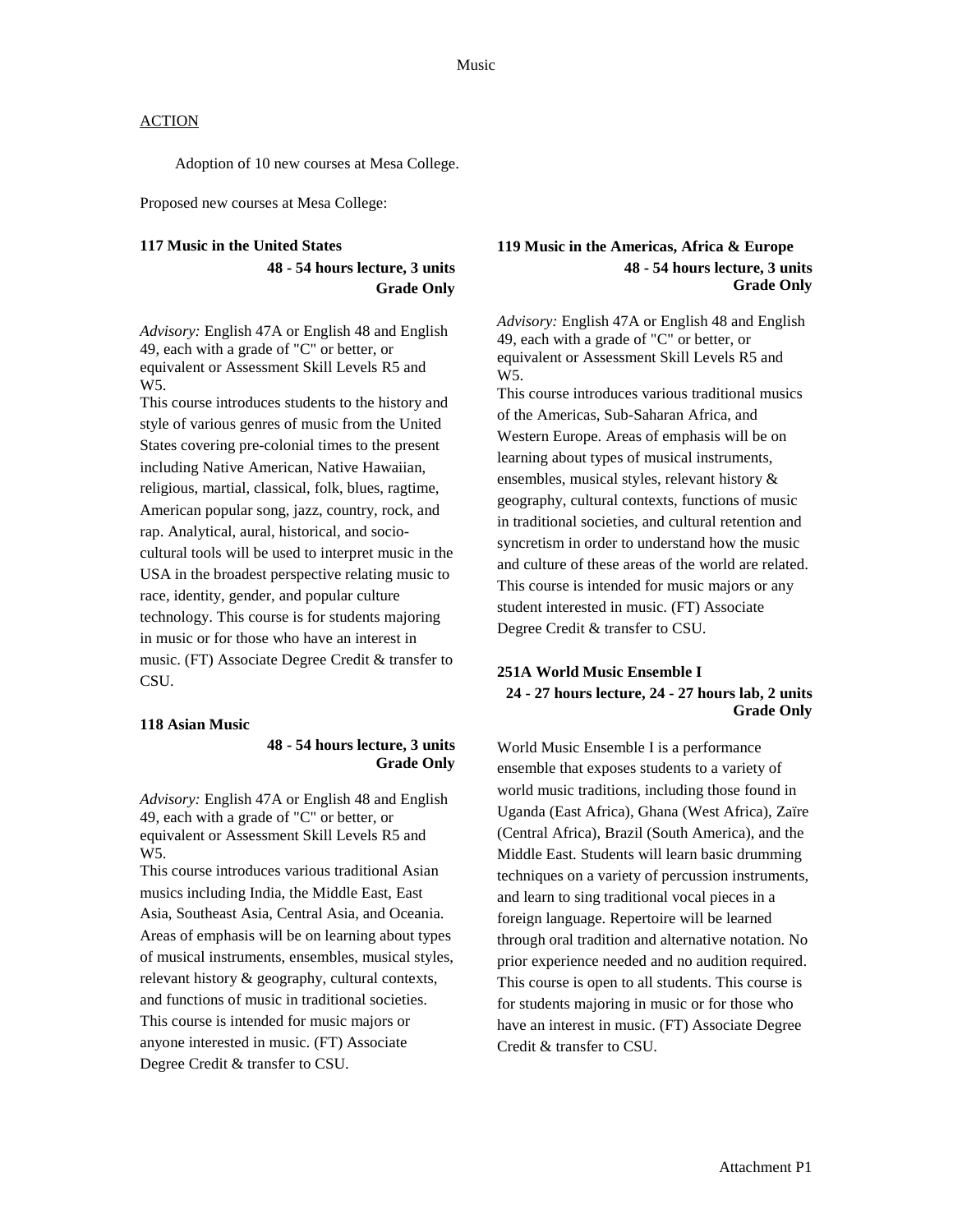ACTION

Adoption of 10 new courses at Mesa College.

Proposed new courses at Mesa College:

**117 Music in the United States**
**48 - 54 hours lecture, 3 units**
**Grade Only**

*Advisory:* English 47A or English 48 and English 49, each with a grade of "C" or better, or equivalent or Assessment Skill Levels R5 and W5.
This course introduces students to the history and style of various genres of music from the United States covering pre-colonial times to the present including Native American, Native Hawaiian, religious, martial, classical, folk, blues, ragtime, American popular song, jazz, country, rock, and rap. Analytical, aural, historical, and socio-cultural tools will be used to interpret music in the USA in the broadest perspective relating music to race, identity, gender, and popular culture technology. This course is for students majoring in music or for those who have an interest in music. (FT) Associate Degree Credit & transfer to CSU.

**118 Asian Music**
**48 - 54 hours lecture, 3 units**
**Grade Only**

*Advisory:* English 47A or English 48 and English 49, each with a grade of "C" or better, or equivalent or Assessment Skill Levels R5 and W5.
This course introduces various traditional Asian musics including India, the Middle East, East Asia, Southeast Asia, Central Asia, and Oceania. Areas of emphasis will be on learning about types of musical instruments, ensembles, musical styles, relevant history & geography, cultural contexts, and functions of music in traditional societies. This course is intended for music majors or anyone interested in music. (FT) Associate Degree Credit & transfer to CSU.

**119 Music in the Americas, Africa & Europe**
**48 - 54 hours lecture, 3 units**
**Grade Only**

*Advisory:* English 47A or English 48 and English 49, each with a grade of "C" or better, or equivalent or Assessment Skill Levels R5 and W5.
This course introduces various traditional musics of the Americas, Sub-Saharan Africa, and Western Europe. Areas of emphasis will be on learning about types of musical instruments, ensembles, musical styles, relevant history & geography, cultural contexts, functions of music in traditional societies, and cultural retention and syncretism in order to understand how the music and culture of these areas of the world are related. This course is intended for music majors or any student interested in music. (FT) Associate Degree Credit & transfer to CSU.

**251A World Music Ensemble I**
**24 - 27 hours lecture, 24 - 27 hours lab, 2 units**
**Grade Only**

World Music Ensemble I is a performance ensemble that exposes students to a variety of world music traditions, including those found in Uganda (East Africa), Ghana (West Africa), Zaïre (Central Africa), Brazil (South America), and the Middle East. Students will learn basic drumming techniques on a variety of percussion instruments, and learn to sing traditional vocal pieces in a foreign language. Repertoire will be learned through oral tradition and alternative notation. No prior experience needed and no audition required. This course is open to all students. This course is for students majoring in music or for those who have an interest in music. (FT) Associate Degree Credit & transfer to CSU.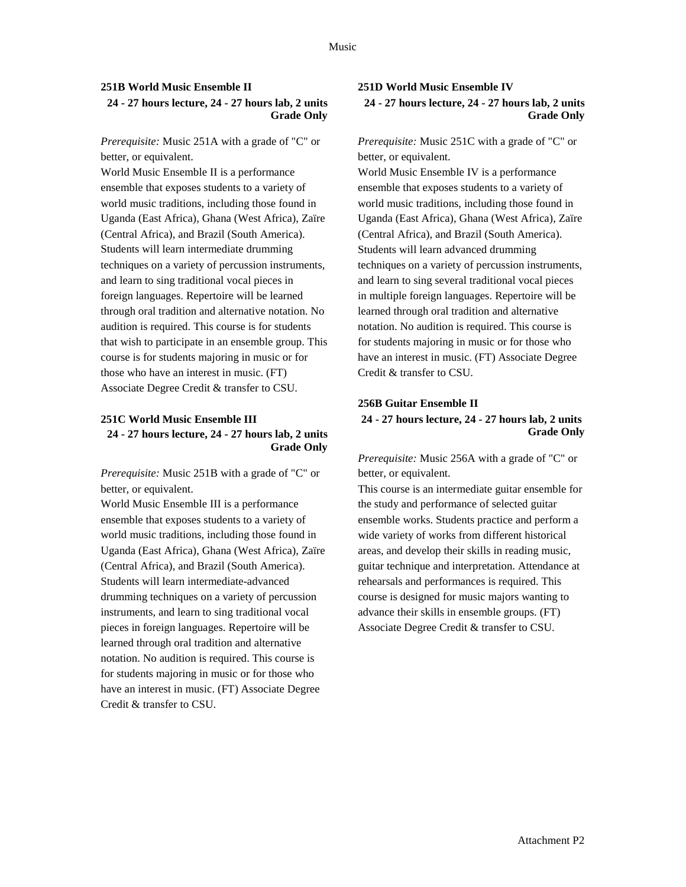### 251B World Music Ensemble II

**24 - 27 hours lecture, 24 - 27 hours lab, 2 units**
**Grade Only**

*Prerequisite:* Music 251A with a grade of "C" or better, or equivalent.

World Music Ensemble II is a performance ensemble that exposes students to a variety of world music traditions, including those found in Uganda (East Africa), Ghana (West Africa), Zaïre (Central Africa), and Brazil (South America). Students will learn intermediate drumming techniques on a variety of percussion instruments, and learn to sing traditional vocal pieces in foreign languages. Repertoire will be learned through oral tradition and alternative notation. No audition is required. This course is for students that wish to participate in an ensemble group. This course is for students majoring in music or for those who have an interest in music. (FT) Associate Degree Credit & transfer to CSU.

### 251C World Music Ensemble III

**24 - 27 hours lecture, 24 - 27 hours lab, 2 units**
**Grade Only**

*Prerequisite:* Music 251B with a grade of "C" or better, or equivalent.

World Music Ensemble III is a performance ensemble that exposes students to a variety of world music traditions, including those found in Uganda (East Africa), Ghana (West Africa), Zaïre (Central Africa), and Brazil (South America). Students will learn intermediate-advanced drumming techniques on a variety of percussion instruments, and learn to sing traditional vocal pieces in foreign languages. Repertoire will be learned through oral tradition and alternative notation. No audition is required. This course is for students majoring in music or for those who have an interest in music. (FT) Associate Degree Credit & transfer to CSU.

### 251D World Music Ensemble IV

**24 - 27 hours lecture, 24 - 27 hours lab, 2 units**
**Grade Only**

*Prerequisite:* Music 251C with a grade of "C" or better, or equivalent.

World Music Ensemble IV is a performance ensemble that exposes students to a variety of world music traditions, including those found in Uganda (East Africa), Ghana (West Africa), Zaïre (Central Africa), and Brazil (South America). Students will learn advanced drumming techniques on a variety of percussion instruments, and learn to sing several traditional vocal pieces in multiple foreign languages. Repertoire will be learned through oral tradition and alternative notation. No audition is required. This course is for students majoring in music or for those who have an interest in music. (FT) Associate Degree Credit & transfer to CSU.

### 256B Guitar Ensemble II

**24 - 27 hours lecture, 24 - 27 hours lab, 2 units**
**Grade Only**

*Prerequisite:* Music 256A with a grade of "C" or better, or equivalent.

This course is an intermediate guitar ensemble for the study and performance of selected guitar ensemble works. Students practice and perform a wide variety of works from different historical areas, and develop their skills in reading music, guitar technique and interpretation. Attendance at rehearsals and performances is required. This course is designed for music majors wanting to advance their skills in ensemble groups. (FT) Associate Degree Credit & transfer to CSU.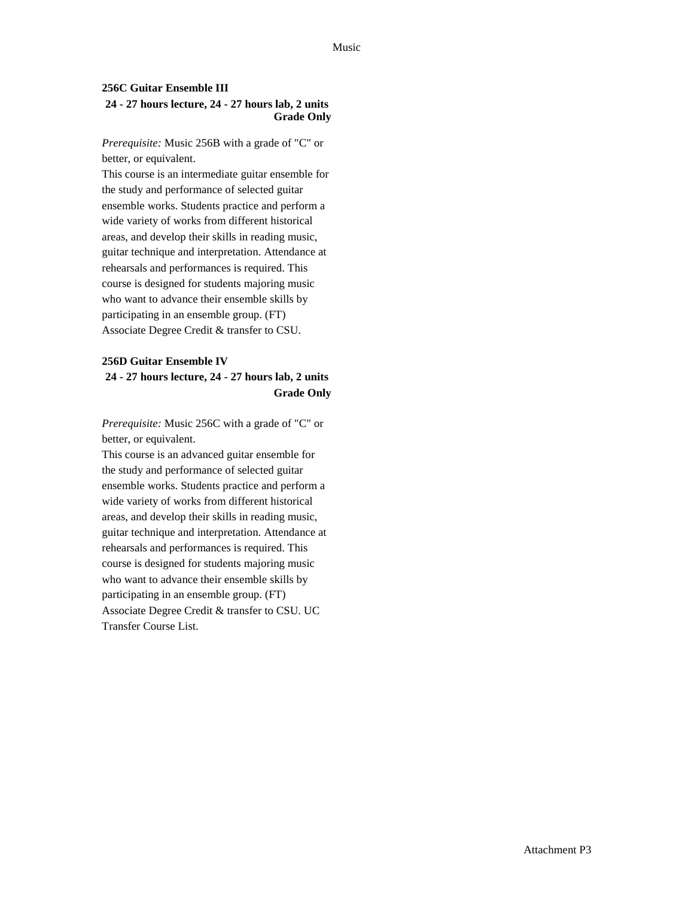**256C Guitar Ensemble III**

**24 - 27 hours lecture, 24 - 27 hours lab, 2 units**
**Grade Only**

*Prerequisite:* Music 256B with a grade of "C" or better, or equivalent.

This course is an intermediate guitar ensemble for the study and performance of selected guitar ensemble works. Students practice and perform a wide variety of works from different historical areas, and develop their skills in reading music, guitar technique and interpretation. Attendance at rehearsals and performances is required. This course is designed for students majoring music who want to advance their ensemble skills by participating in an ensemble group. (FT) Associate Degree Credit & transfer to CSU.

**256D Guitar Ensemble IV**

**24 - 27 hours lecture, 24 - 27 hours lab, 2 units**
**Grade Only**

*Prerequisite:* Music 256C with a grade of "C" or better, or equivalent.

This course is an advanced guitar ensemble for the study and performance of selected guitar ensemble works. Students practice and perform a wide variety of works from different historical areas, and develop their skills in reading music, guitar technique and interpretation. Attendance at rehearsals and performances is required. This course is designed for students majoring music who want to advance their ensemble skills by participating in an ensemble group. (FT) Associate Degree Credit & transfer to CSU. UC Transfer Course List.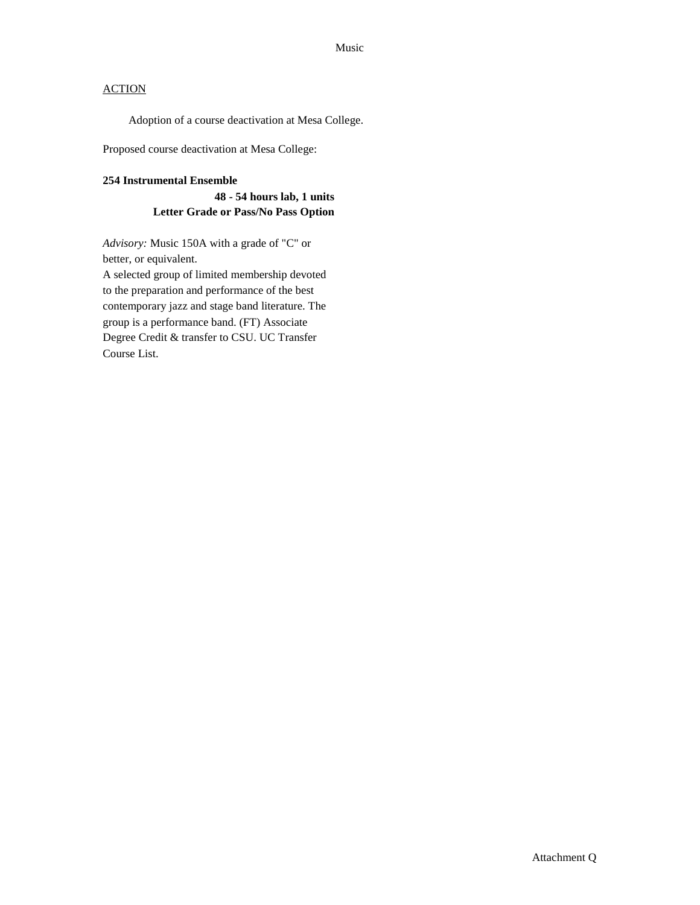Music

ACTION

Adoption of a course deactivation at Mesa College.

Proposed course deactivation at Mesa College:

**254 Instrumental Ensemble**

**48 - 54 hours lab, 1 units**
**Letter Grade or Pass/No Pass Option**

*Advisory:* Music 150A with a grade of "C" or better, or equivalent.
A selected group of limited membership devoted to the preparation and performance of the best contemporary jazz and stage band literature. The group is a performance band. (FT) Associate Degree Credit & transfer to CSU. UC Transfer Course List.

Attachment Q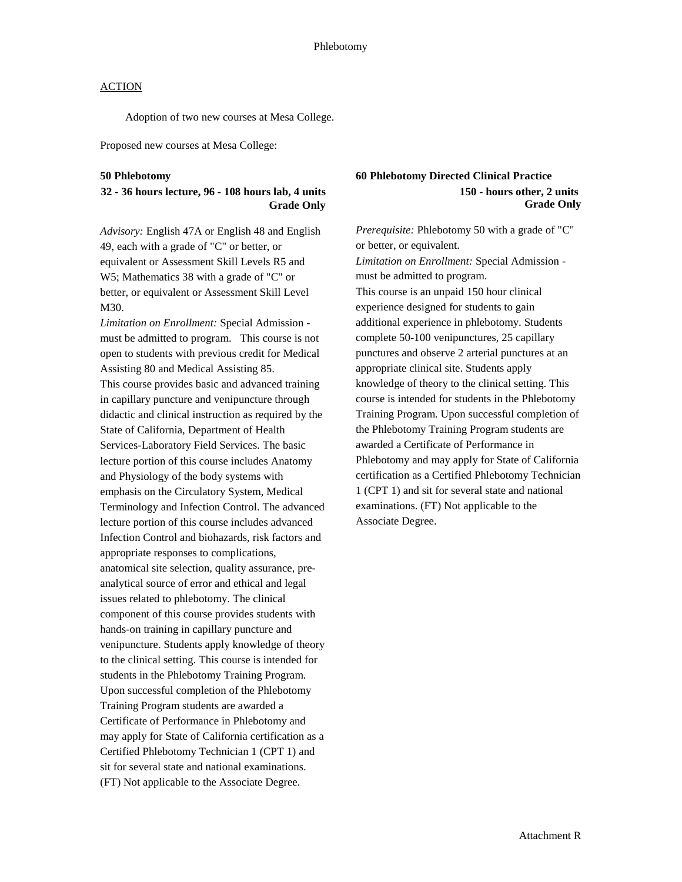Phlebotomy

ACTION

Adoption of two new courses at Mesa College.

Proposed new courses at Mesa College:

**50 Phlebotomy**
**32 - 36 hours lecture, 96 - 108 hours lab, 4 units**
**Grade Only**

*Advisory:* English 47A or English 48 and English 49, each with a grade of "C" or better, or equivalent or Assessment Skill Levels R5 and W5; Mathematics 38 with a grade of "C" or better, or equivalent or Assessment Skill Level M30.
*Limitation on Enrollment:* Special Admission - must be admitted to program. This course is not open to students with previous credit for Medical Assisting 80 and Medical Assisting 85.
This course provides basic and advanced training in capillary puncture and venipuncture through didactic and clinical instruction as required by the State of California, Department of Health Services-Laboratory Field Services. The basic lecture portion of this course includes Anatomy and Physiology of the body systems with emphasis on the Circulatory System, Medical Terminology and Infection Control. The advanced lecture portion of this course includes advanced Infection Control and biohazards, risk factors and appropriate responses to complications, anatomical site selection, quality assurance, pre-analytical source of error and ethical and legal issues related to phlebotomy. The clinical component of this course provides students with hands-on training in capillary puncture and venipuncture. Students apply knowledge of theory to the clinical setting. This course is intended for students in the Phlebotomy Training Program. Upon successful completion of the Phlebotomy Training Program students are awarded a Certificate of Performance in Phlebotomy and may apply for State of California certification as a Certified Phlebotomy Technician 1 (CPT 1) and sit for several state and national examinations. (FT) Not applicable to the Associate Degree.

**60 Phlebotomy Directed Clinical Practice**
**150 - hours other, 2 units**
**Grade Only**

*Prerequisite:* Phlebotomy 50 with a grade of "C" or better, or equivalent.
*Limitation on Enrollment:* Special Admission - must be admitted to program.
This course is an unpaid 150 hour clinical experience designed for students to gain additional experience in phlebotomy. Students complete 50-100 venipunctures, 25 capillary punctures and observe 2 arterial punctures at an appropriate clinical site. Students apply knowledge of theory to the clinical setting. This course is intended for students in the Phlebotomy Training Program. Upon successful completion of the Phlebotomy Training Program students are awarded a Certificate of Performance in Phlebotomy and may apply for State of California certification as a Certified Phlebotomy Technician 1 (CPT 1) and sit for several state and national examinations. (FT) Not applicable to the Associate Degree.

Attachment R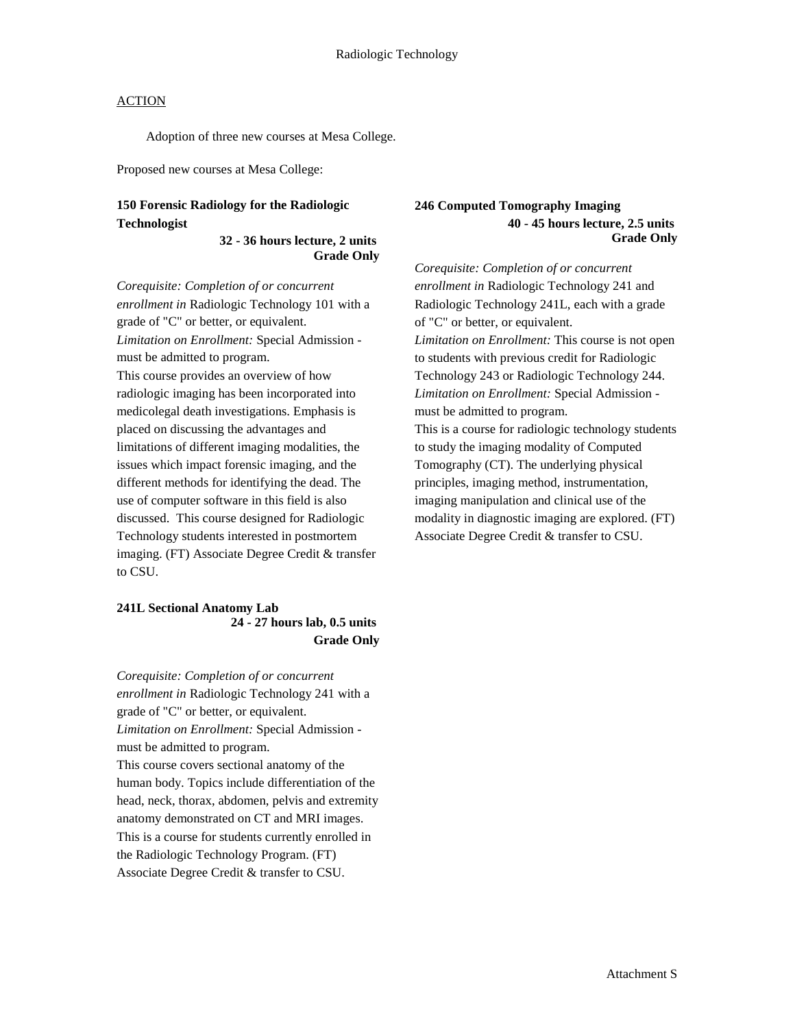# Radiologic Technology

ACTION

Adoption of three new courses at Mesa College.

Proposed new courses at Mesa College:

**150 Forensic Radiology for the Radiologic Technologist**
**32 - 36 hours lecture, 2 units**
**Grade Only**

*Corequisite: Completion of or concurrent enrollment in* Radiologic Technology 101 with a grade of "C" or better, or equivalent.
*Limitation on Enrollment:* Special Admission - must be admitted to program.
This course provides an overview of how radiologic imaging has been incorporated into medicolegal death investigations. Emphasis is placed on discussing the advantages and limitations of different imaging modalities, the issues which impact forensic imaging, and the different methods for identifying the dead. The use of computer software in this field is also discussed. This course designed for Radiologic Technology students interested in postmortem imaging. (FT) Associate Degree Credit & transfer to CSU.

**241L Sectional Anatomy Lab**
**24 - 27 hours lab, 0.5 units**
**Grade Only**

*Corequisite: Completion of or concurrent enrollment in* Radiologic Technology 241 with a grade of "C" or better, or equivalent.
*Limitation on Enrollment:* Special Admission - must be admitted to program.
This course covers sectional anatomy of the human body. Topics include differentiation of the head, neck, thorax, abdomen, pelvis and extremity anatomy demonstrated on CT and MRI images. This is a course for students currently enrolled in the Radiologic Technology Program. (FT) Associate Degree Credit & transfer to CSU.

**246 Computed Tomography Imaging**
**40 - 45 hours lecture, 2.5 units**
**Grade Only**

*Corequisite: Completion of or concurrent enrollment in* Radiologic Technology 241 and Radiologic Technology 241L, each with a grade of "C" or better, or equivalent.
*Limitation on Enrollment:* This course is not open to students with previous credit for Radiologic Technology 243 or Radiologic Technology 244.
*Limitation on Enrollment:* Special Admission - must be admitted to program.
This is a course for radiologic technology students to study the imaging modality of Computed Tomography (CT). The underlying physical principles, imaging method, instrumentation, imaging manipulation and clinical use of the modality in diagnostic imaging are explored. (FT) Associate Degree Credit & transfer to CSU.

Attachment S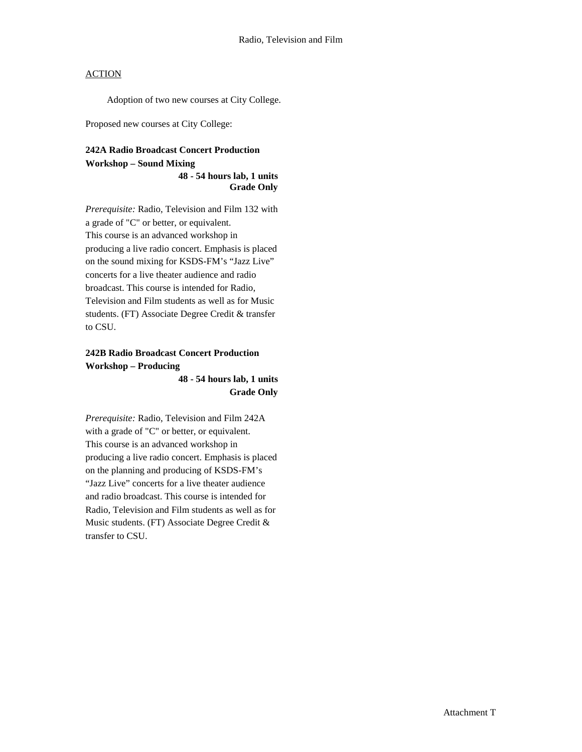Radio, Television and Film

ACTION

Adoption of two new courses at City College.

Proposed new courses at City College:

**242A Radio Broadcast Concert Production Workshop – Sound Mixing**

**48 - 54 hours lab, 1 units**
**Grade Only**

*Prerequisite:* Radio, Television and Film 132 with a grade of "C" or better, or equivalent.
This course is an advanced workshop in producing a live radio concert. Emphasis is placed on the sound mixing for KSDS-FM's "Jazz Live" concerts for a live theater audience and radio broadcast. This course is intended for Radio, Television and Film students as well as for Music students. (FT) Associate Degree Credit & transfer to CSU.

**242B Radio Broadcast Concert Production Workshop – Producing**

**48 - 54 hours lab, 1 units**
**Grade Only**

*Prerequisite:* Radio, Television and Film 242A with a grade of "C" or better, or equivalent.
This course is an advanced workshop in producing a live radio concert. Emphasis is placed on the planning and producing of KSDS-FM's "Jazz Live" concerts for a live theater audience and radio broadcast. This course is intended for Radio, Television and Film students as well as for Music students. (FT) Associate Degree Credit & transfer to CSU.

Attachment T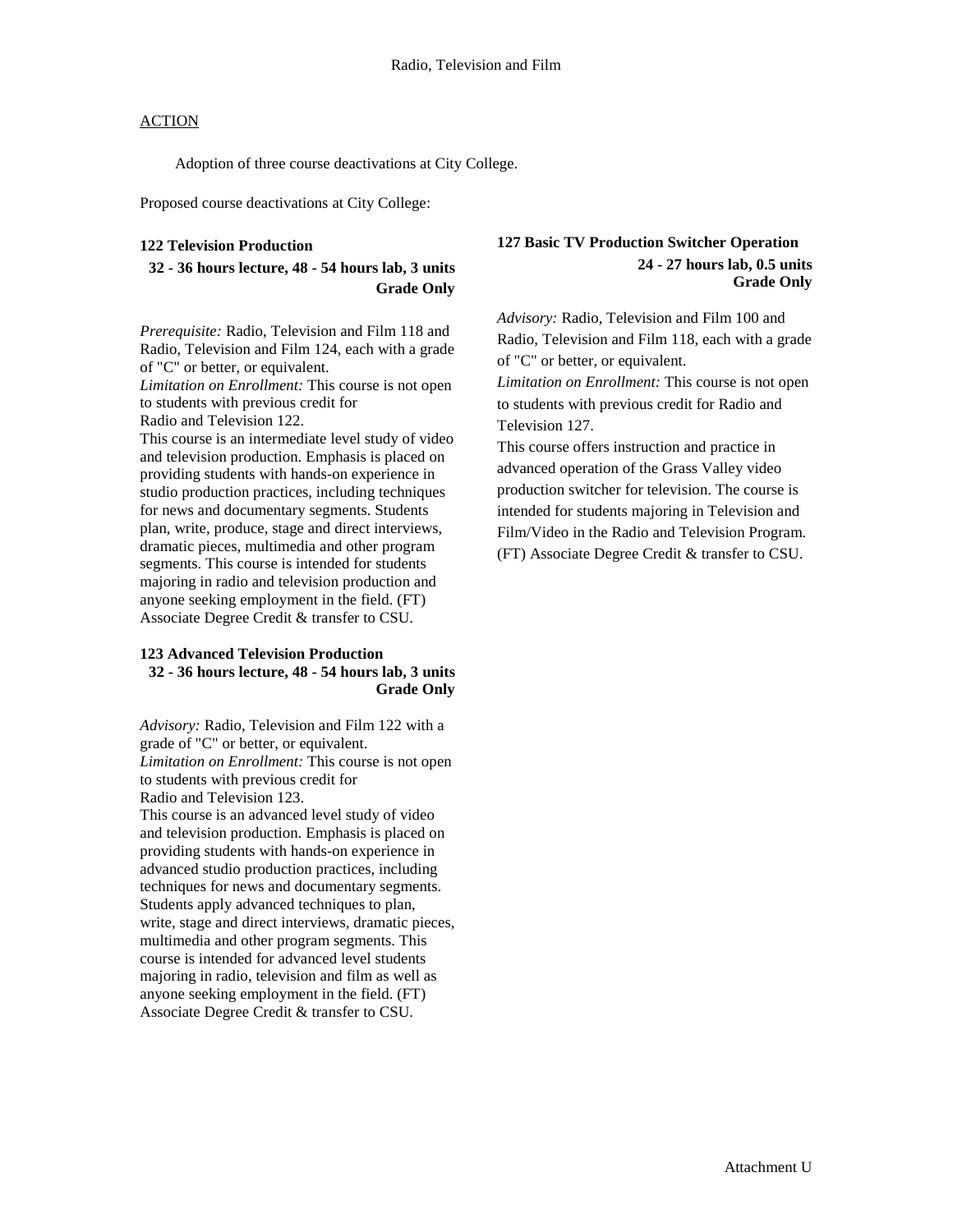Radio, Television and Film

ACTION

Adoption of three course deactivations at City College.

Proposed course deactivations at City College:

**122 Television Production**
**32 - 36 hours lecture, 48 - 54 hours lab, 3 units**
**Grade Only**

*Prerequisite:* Radio, Television and Film 118 and Radio, Television and Film 124, each with a grade of "C" or better, or equivalent.
*Limitation on Enrollment:* This course is not open to students with previous credit for Radio and Television 122.
This course is an intermediate level study of video and television production. Emphasis is placed on providing students with hands-on experience in studio production practices, including techniques for news and documentary segments. Students plan, write, produce, stage and direct interviews, dramatic pieces, multimedia and other program segments. This course is intended for students majoring in radio and television production and anyone seeking employment in the field. (FT) Associate Degree Credit & transfer to CSU.

**123 Advanced Television Production**
**32 - 36 hours lecture, 48 - 54 hours lab, 3 units**
**Grade Only**

*Advisory:* Radio, Television and Film 122 with a grade of "C" or better, or equivalent.
*Limitation on Enrollment:* This course is not open to students with previous credit for Radio and Television 123.
This course is an advanced level study of video and television production. Emphasis is placed on providing students with hands-on experience in advanced studio production practices, including techniques for news and documentary segments. Students apply advanced techniques to plan, write, stage and direct interviews, dramatic pieces, multimedia and other program segments. This course is intended for advanced level students majoring in radio, television and film as well as anyone seeking employment in the field. (FT) Associate Degree Credit & transfer to CSU.

**127 Basic TV Production Switcher Operation**
**24 - 27 hours lab, 0.5 units**
**Grade Only**

*Advisory:* Radio, Television and Film 100 and Radio, Television and Film 118, each with a grade of "C" or better, or equivalent.
*Limitation on Enrollment:* This course is not open to students with previous credit for Radio and Television 127.
This course offers instruction and practice in advanced operation of the Grass Valley video production switcher for television. The course is intended for students majoring in Television and Film/Video in the Radio and Television Program. (FT) Associate Degree Credit & transfer to CSU.

Attachment U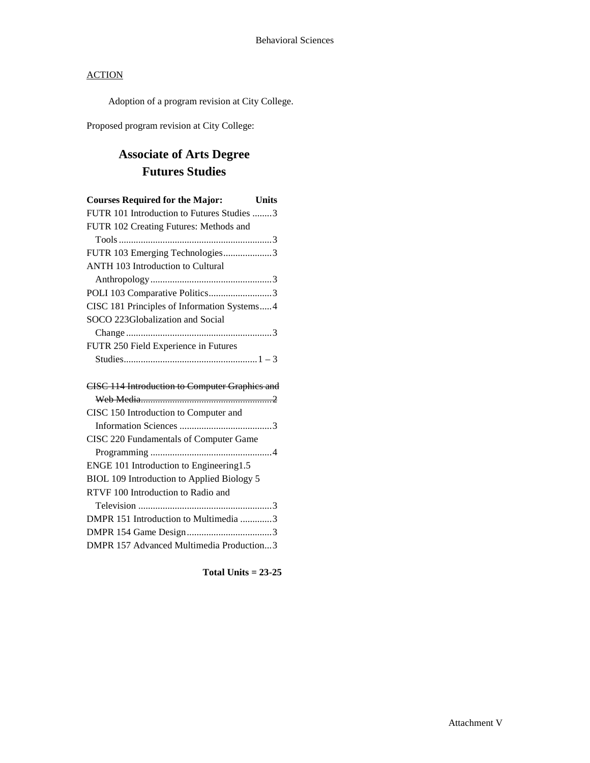ACTION

Adoption of a program revision at City College.

Proposed program revision at City College:

# Associate of Arts Degree
# Futures Studies

| Courses Required for the Major: | Units |
|---|---|
| FUTR 101 Introduction to Futures Studies | 3 |
| FUTR 102 Creating Futures: Methods and Tools | 3 |
| FUTR 103 Emerging Technologies | 3 |
| ANTH 103 Introduction to Cultural Anthropology | 3 |
| POLI 103 Comparative Politics | 3 |
| CISC 181 Principles of Information Systems | 4 |
| SOCO 223Globalization and Social Change | 3 |
| FUTR 250 Field Experience in Futures Studies | 1 – 3 |
| ~~CISC 114 Introduction to Computer Graphics and Web Media~~ | ~~2~~ |
| CISC 150 Introduction to Computer and Information Sciences | 3 |
| CISC 220 Fundamentals of Computer Game Programming | 4 |
| ENGE 101 Introduction to Engineering | 1.5 |
| BIOL 109 Introduction to Applied Biology | 5 |
| RTVF 100 Introduction to Radio and Television | 3 |
| DMPR 151 Introduction to Multimedia | 3 |
| DMPR 154 Game Design | 3 |
| DMPR 157 Advanced Multimedia Production | 3 |

**Total Units = 23-25**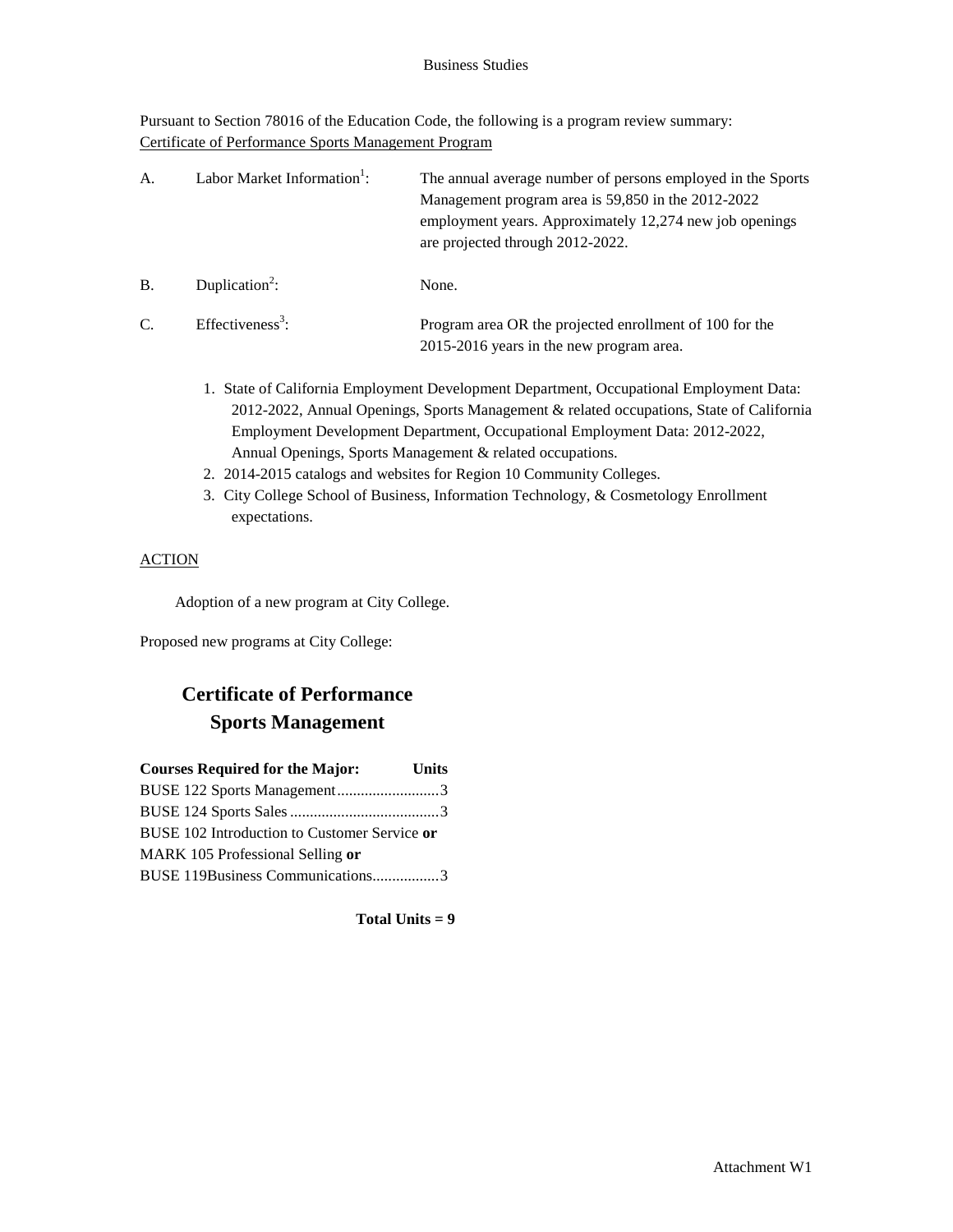Business Studies

Pursuant to Section 78016 of the Education Code, the following is a program review summary:
Certificate of Performance Sports Management Program

A. Labor Market Information[1]: The annual average number of persons employed in the Sports Management program area is 59,850 in the 2012-2022 employment years. Approximately 12,274 new job openings are projected through 2012-2022.

B. Duplication[2]: None.

C. Effectiveness[3]: Program area OR the projected enrollment of 100 for the 2015-2016 years in the new program area.

1. State of California Employment Development Department, Occupational Employment Data: 2012-2022, Annual Openings, Sports Management & related occupations, State of California Employment Development Department, Occupational Employment Data: 2012-2022, Annual Openings, Sports Management & related occupations.
2. 2014-2015 catalogs and websites for Region 10 Community Colleges.
3. City College School of Business, Information Technology, & Cosmetology Enrollment expectations.

ACTION

Adoption of a new program at City College.

Proposed new programs at City College:

## Certificate of Performance
## Sports Management

| Courses Required for the Major: | Units |
|---|---|
| BUSE 122 Sports Management | 3 |
| BUSE 124 Sports Sales | 3 |
| BUSE 102 Introduction to Customer Service **or** MARK 105 Professional Selling **or** BUSE 119Business Communications | 3 |

**Total Units = 9**

Attachment W1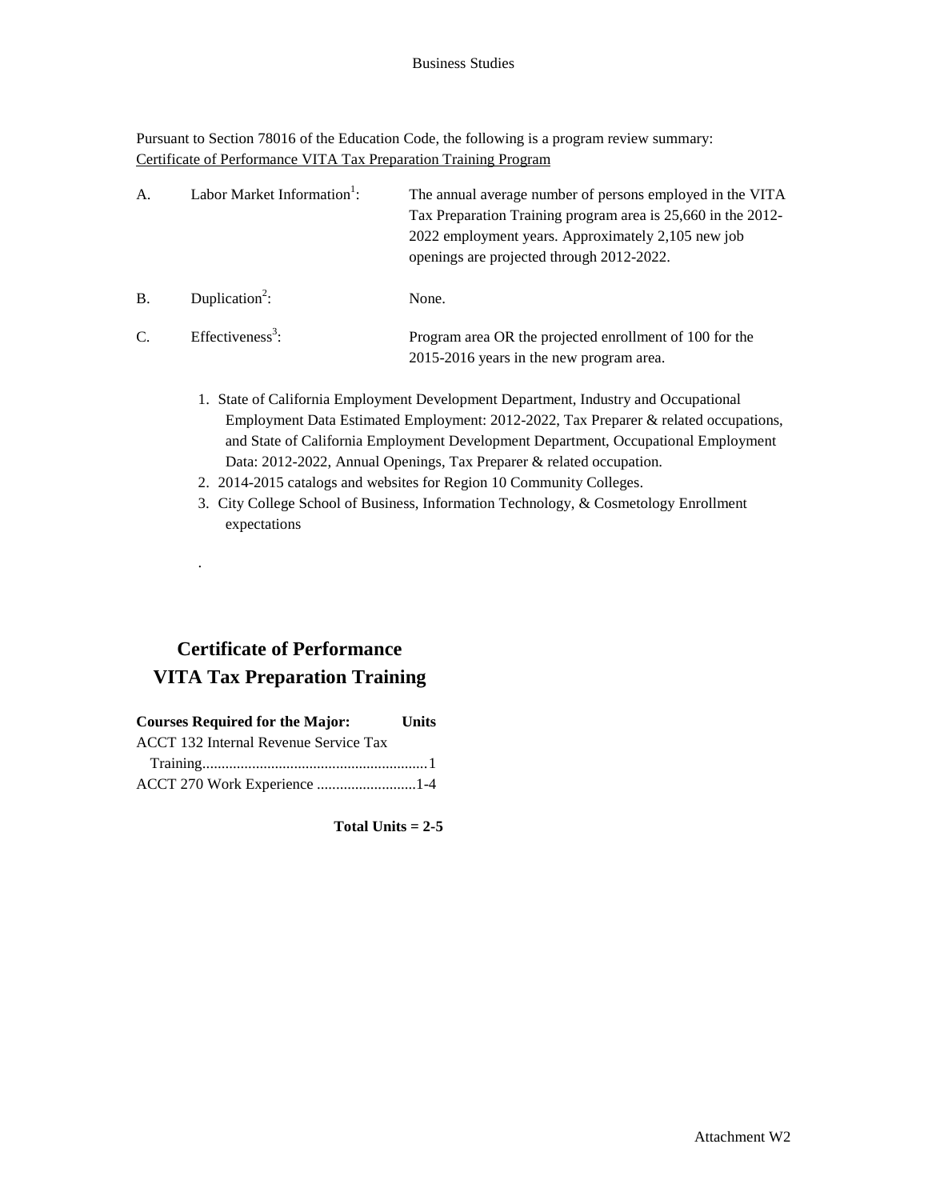Business Studies

Pursuant to Section 78016 of the Education Code, the following is a program review summary:
Certificate of Performance VITA Tax Preparation Training Program

| | | |
|---|---|---|
| A. | Labor Market Information[1]: | The annual average number of persons employed in the VITA Tax Preparation Training program area is 25,660 in the 2012-2022 employment years. Approximately 2,105 new job openings are projected through 2012-2022. |
| B. | Duplication[2]: | None. |
| C. | Effectiveness[3]: | Program area OR the projected enrollment of 100 for the 2015-2016 years in the new program area. |

1. State of California Employment Development Department, Industry and Occupational Employment Data Estimated Employment: 2012-2022, Tax Preparer & related occupations, and State of California Employment Development Department, Occupational Employment Data: 2012-2022, Annual Openings, Tax Preparer & related occupation.
2. 2014-2015 catalogs and websites for Region 10 Community Colleges.
3. City College School of Business, Information Technology, & Cosmetology Enrollment expectations

.

## Certificate of Performance
## VITA Tax Preparation Training

| Courses Required for the Major: | Units |
|---|---|
| ACCT 132 Internal Revenue Service Tax Training | 1 |
| ACCT 270 Work Experience | 1-4 |

**Total Units = 2-5**

Attachment W2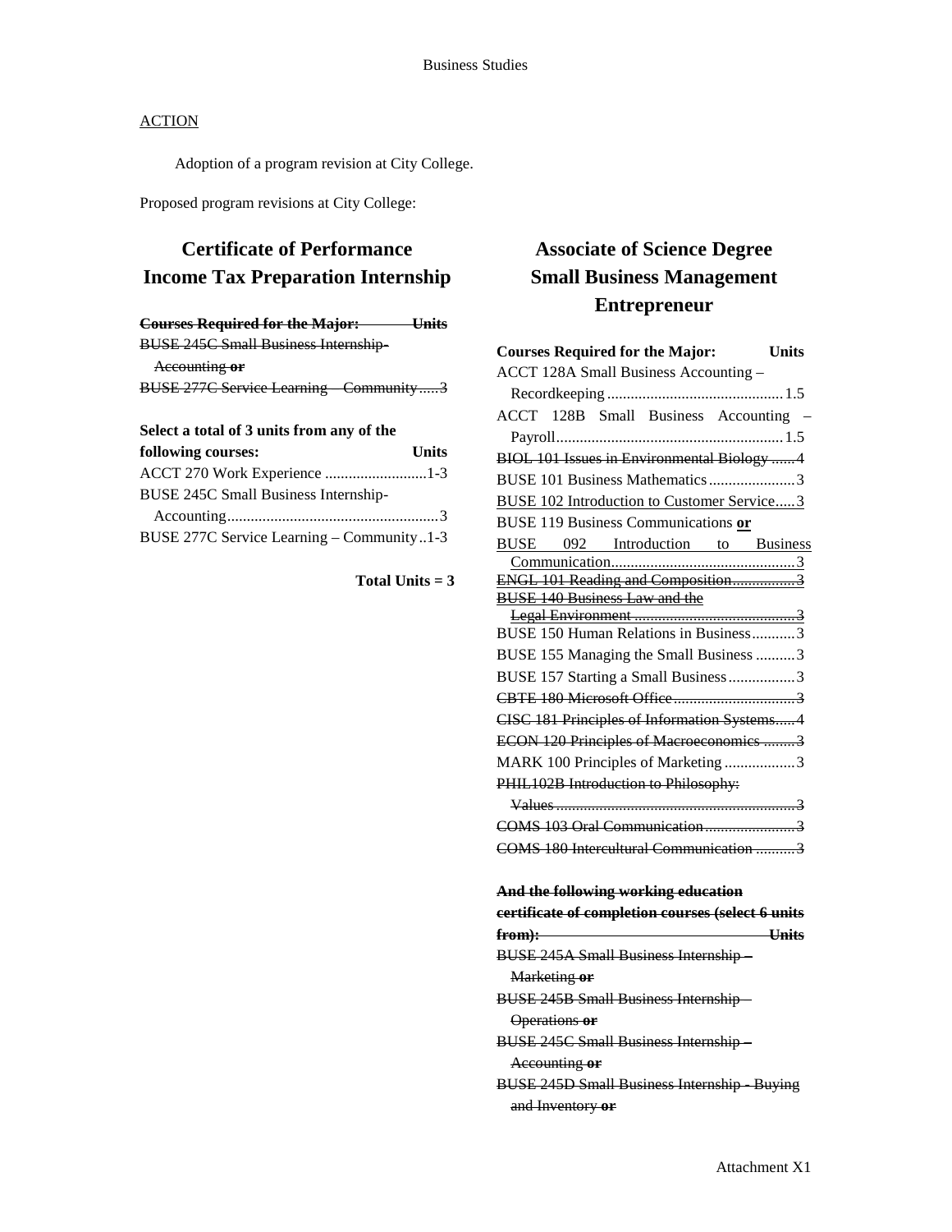ACTION

Adoption of a program revision at City College.

Proposed program revisions at City College:

## Certificate of Performance Income Tax Preparation Internship

| ~~Courses Required for the Major:~~ | ~~Units~~ |
|---|---|
| ~~BUSE 245C Small Business Internship-Accounting **or**~~ | |
| ~~BUSE 277C Service Learning – Community~~ | ~~3~~ |

| **Select a total of 3 units from any of the following courses:** | **Units** |
|---|---|
| ACCT 270 Work Experience | 1-3 |
| BUSE 245C Small Business Internship-Accounting | 3 |
| BUSE 277C Service Learning – Community | 1-3 |

**Total Units = 3**

## Associate of Science Degree Small Business Management Entrepreneur

| **Courses Required for the Major:** | **Units** |
|---|---|
| ACCT 128A Small Business Accounting – Recordkeeping | 1.5 |
| ACCT 128B Small Business Accounting – Payroll | 1.5 |
| ~~BIOL 101 Issues in Environmental Biology~~ | ~~4~~ |
| BUSE 101 Business Mathematics | 3 |
| <u>BUSE 102 Introduction to Customer Service</u> | <u>3</u> |
| BUSE 119 Business Communications <u>**or**</u> | |
| <u>BUSE 092 Introduction to Business Communication</u> | <u>3</u> |
| ~~ENGL 101 Reading and Composition~~ | ~~3~~ |
| ~~BUSE 140 Business Law and the Legal Environment~~ | ~~3~~ |
| BUSE 150 Human Relations in Business | 3 |
| BUSE 155 Managing the Small Business | 3 |
| BUSE 157 Starting a Small Business | 3 |
| ~~CBTE 180 Microsoft Office~~ | ~~3~~ |
| ~~CISC 181 Principles of Information Systems~~ | ~~4~~ |
| ~~ECON 120 Principles of Macroeconomics~~ | ~~3~~ |
| MARK 100 Principles of Marketing | 3 |
| ~~PHIL102B Introduction to Philosophy: Values~~ | ~~3~~ |
| ~~COMS 103 Oral Communication~~ | ~~3~~ |
| ~~COMS 180 Intercultural Communication~~ | ~~3~~ |

| ~~**And the following working education certificate of completion courses (select 6 units from):**~~ | ~~**Units**~~ |
|---|---|
| ~~BUSE 245A Small Business Internship – Marketing **or**~~ | |
| ~~BUSE 245B Small Business Internship – Operations **or**~~ | |
| ~~BUSE 245C Small Business Internship – Accounting **or**~~ | |
| ~~BUSE 245D Small Business Internship - Buying and Inventory **or**~~ | |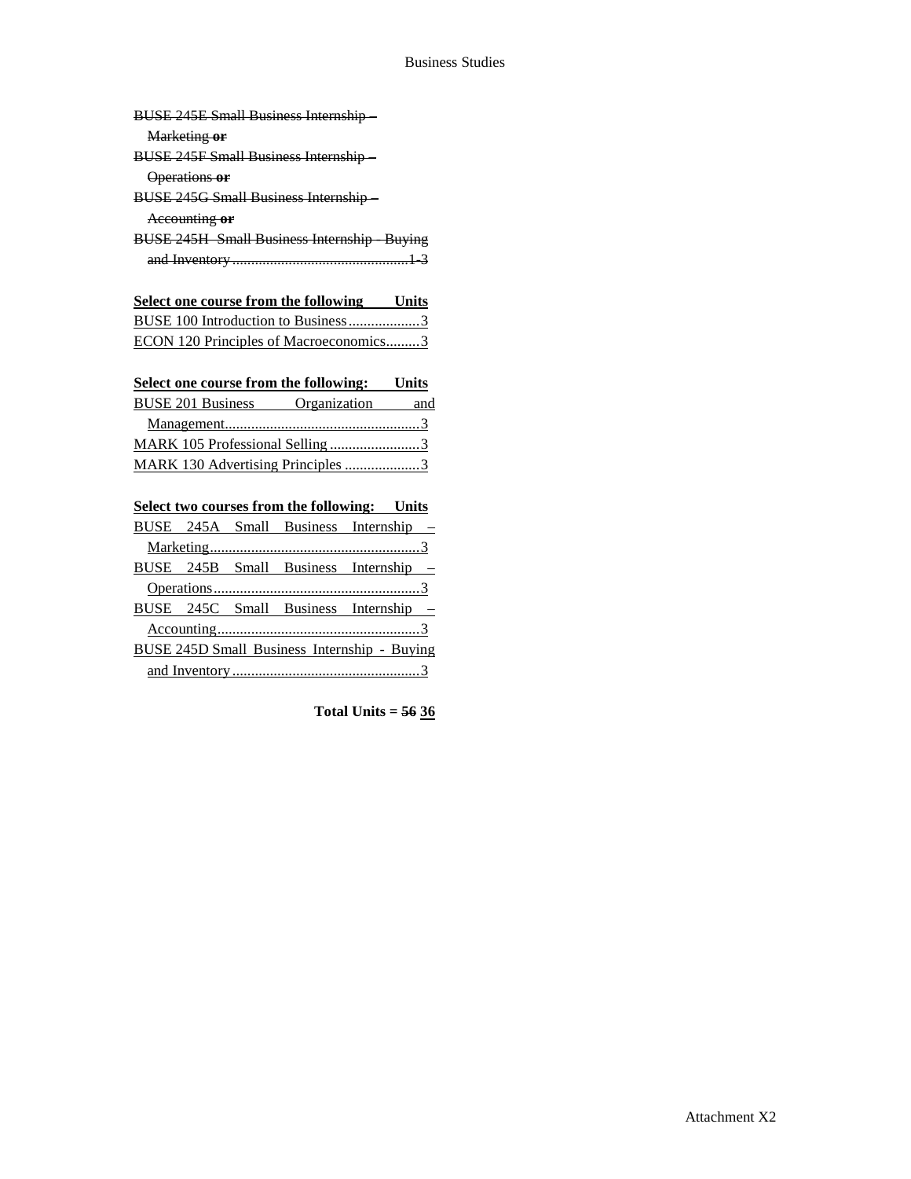~~BUSE 245E Small Business Internship – Marketing **or**~~
~~BUSE 245F Small Business Internship – Operations **or**~~
~~BUSE 245G Small Business Internship – Accounting **or**~~
~~BUSE 245H Small Business Internship - Buying and Inventory ..............................................1-3~~

| **Select one course from the following** | **Units** |
|---|---|
| BUSE 100 Introduction to Business | 3 |
| ECON 120 Principles of Macroeconomics | 3 |

| **Select one course from the following:** | **Units** |
|---|---|
| BUSE 201 Business Organization and Management | 3 |
| MARK 105 Professional Selling | 3 |
| MARK 130 Advertising Principles | 3 |

| **Select two courses from the following:** | **Units** |
|---|---|
| BUSE 245A Small Business Internship – Marketing | 3 |
| BUSE 245B Small Business Internship – Operations | 3 |
| BUSE 245C Small Business Internship – Accounting | 3 |
| BUSE 245D Small Business Internship - Buying and Inventory | 3 |

**Total Units = ~~56~~ 36**

Attachment X2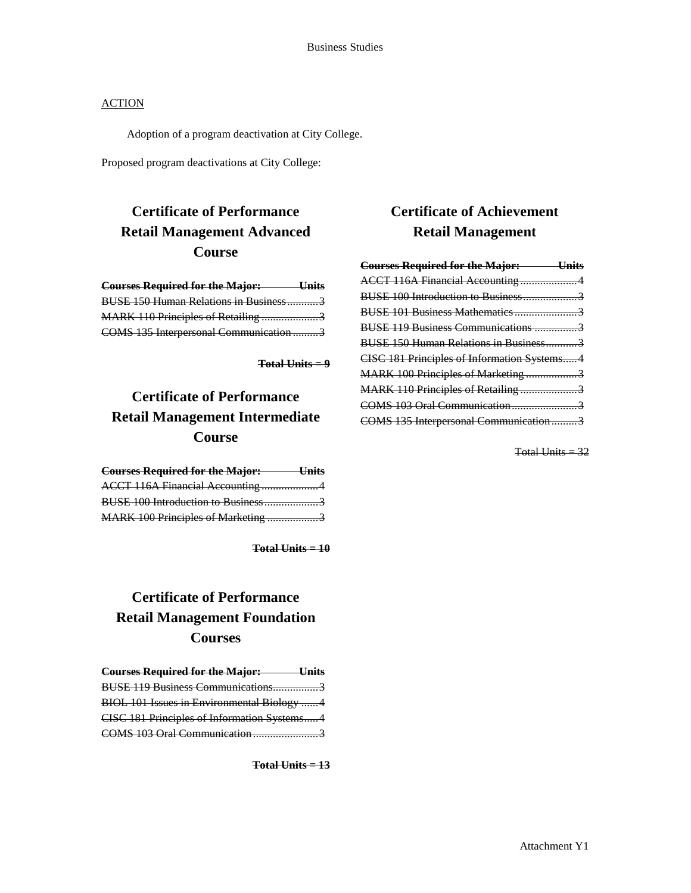Business Studies

ACTION

Adoption of a program deactivation at City College.

Proposed program deactivations at City College:

## Certificate of Performance Retail Management Advanced Course

| ~~Courses Required for the Major:~~ | ~~Units~~ |
|---|---|
| ~~BUSE 150 Human Relations in Business~~ | ~~3~~ |
| ~~MARK 110 Principles of Retailing~~ | ~~3~~ |
| ~~COMS 135 Interpersonal Communication~~ | ~~3~~ |

~~**Total Units = 9**~~

## Certificate of Performance Retail Management Intermediate Course

| ~~Courses Required for the Major:~~ | ~~Units~~ |
|---|---|
| ~~ACCT 116A Financial Accounting~~ | ~~4~~ |
| ~~BUSE 100 Introduction to Business~~ | ~~3~~ |
| ~~MARK 100 Principles of Marketing~~ | ~~3~~ |

~~**Total Units = 10**~~

## Certificate of Performance Retail Management Foundation Courses

| ~~Courses Required for the Major:~~ | ~~Units~~ |
|---|---|
| ~~BUSE 119 Business Communications~~ | ~~3~~ |
| ~~BIOL 101 Issues in Environmental Biology~~ | ~~4~~ |
| ~~CISC 181 Principles of Information Systems~~ | ~~4~~ |
| ~~COMS 103 Oral Communication~~ | ~~3~~ |

~~**Total Units = 13**~~

## Certificate of Achievement Retail Management

| ~~Courses Required for the Major:~~ | ~~Units~~ |
|---|---|
| ~~ACCT 116A Financial Accounting~~ | ~~4~~ |
| ~~BUSE 100 Introduction to Business~~ | ~~3~~ |
| ~~BUSE 101 Business Mathematics~~ | ~~3~~ |
| ~~BUSE 119 Business Communications~~ | ~~3~~ |
| ~~BUSE 150 Human Relations in Business~~ | ~~3~~ |
| ~~CISC 181 Principles of Information Systems~~ | ~~4~~ |
| ~~MARK 100 Principles of Marketing~~ | ~~3~~ |
| ~~MARK 110 Principles of Retailing~~ | ~~3~~ |
| ~~COMS 103 Oral Communication~~ | ~~3~~ |
| ~~COMS 135 Interpersonal Communication~~ | ~~3~~ |

~~Total Units = 32~~

Attachment Y1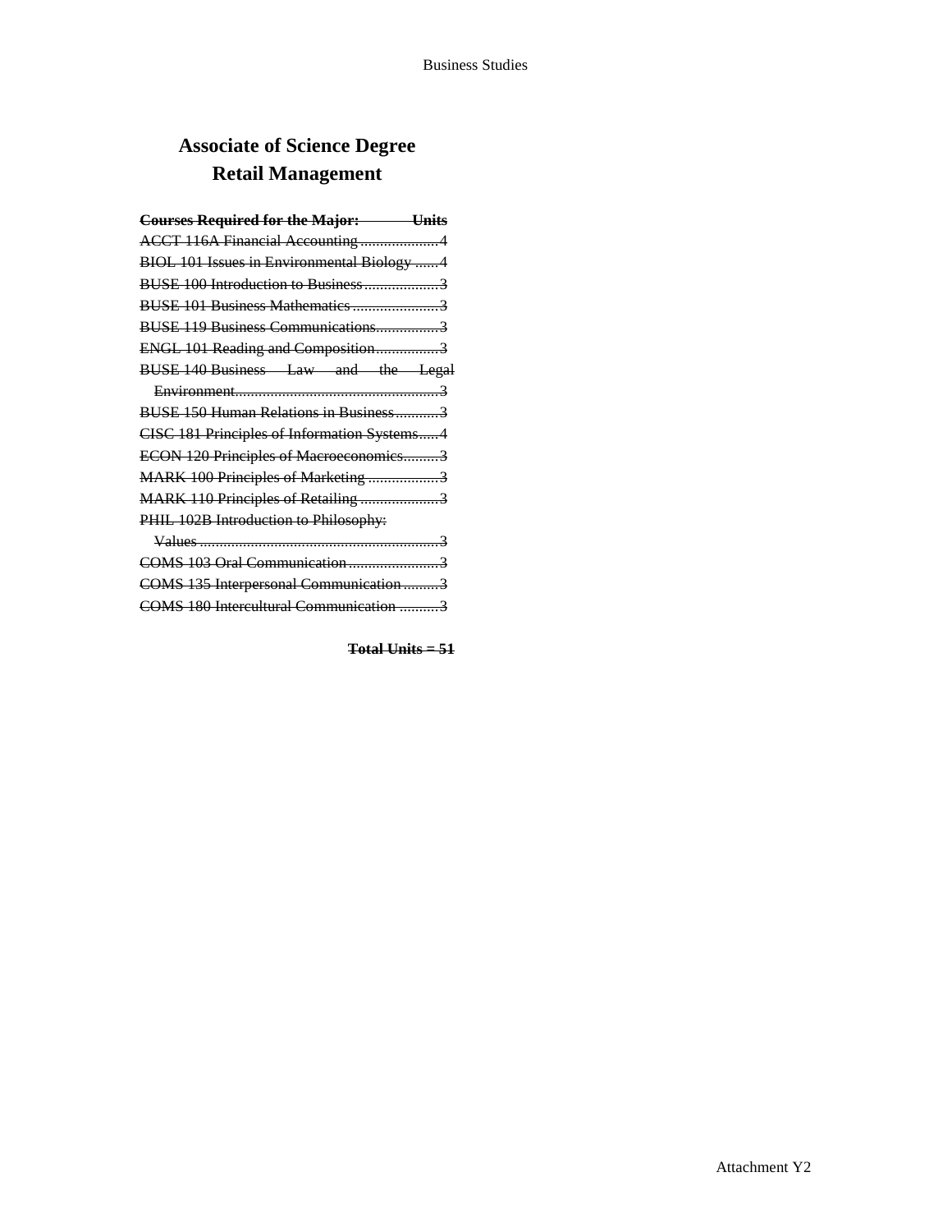# Associate of Science Degree
# Retail Management

| ~~Courses Required for the Major:~~ | ~~Units~~ |
| --- | --- |
| ~~ACCT 116A Financial Accounting~~ | ~~4~~ |
| ~~BIOL 101 Issues in Environmental Biology~~ | ~~4~~ |
| ~~BUSE 100 Introduction to Business~~ | ~~3~~ |
| ~~BUSE 101 Business Mathematics~~ | ~~3~~ |
| ~~BUSE 119 Business Communications~~ | ~~3~~ |
| ~~ENGL 101 Reading and Composition~~ | ~~3~~ |
| ~~BUSE 140 Business Law and the Legal Environment~~ | ~~3~~ |
| ~~BUSE 150 Human Relations in Business~~ | ~~3~~ |
| ~~CISC 181 Principles of Information Systems~~ | ~~4~~ |
| ~~ECON 120 Principles of Macroeconomics~~ | ~~3~~ |
| ~~MARK 100 Principles of Marketing~~ | ~~3~~ |
| ~~MARK 110 Principles of Retailing~~ | ~~3~~ |
| ~~PHIL 102B Introduction to Philosophy: Values~~ | ~~3~~ |
| ~~COMS 103 Oral Communication~~ | ~~3~~ |
| ~~COMS 135 Interpersonal Communication~~ | ~~3~~ |
| ~~COMS 180 Intercultural Communication~~ | ~~3~~ |

**~~Total Units = 51~~**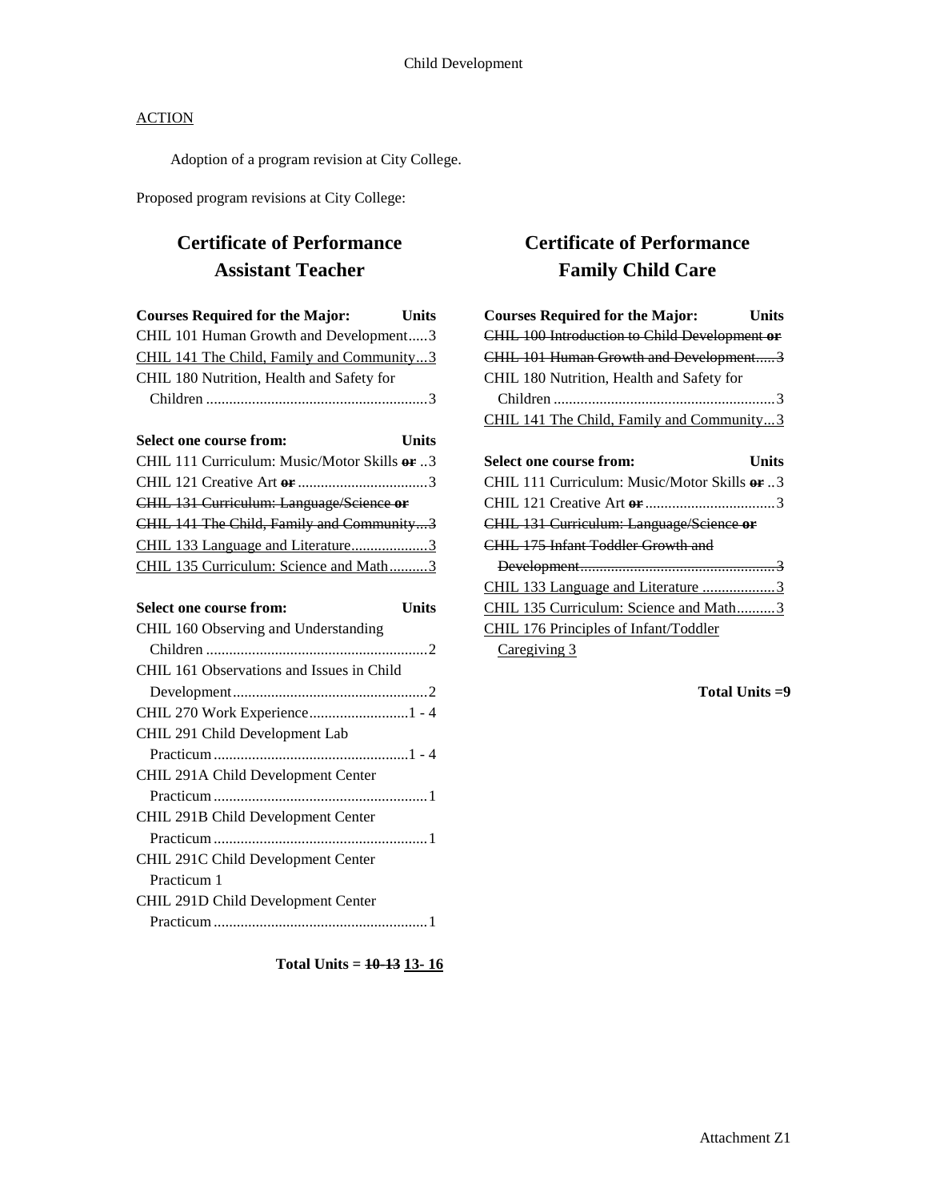Child Development

ACTION

Adoption of a program revision at City College.

Proposed program revisions at City College:

## Certificate of Performance
## Assistant Teacher

| Courses Required for the Major: | Units |
|---|---|
| CHIL 101 Human Growth and Development | 3 |
| <u>CHIL 141 The Child, Family and Community</u> | <u>3</u> |
| CHIL 180 Nutrition, Health and Safety for Children | 3 |

| Select one course from: | Units |
|---|---|
| CHIL 111 Curriculum: Music/Motor Skills ~~or~~ | 3 |
| CHIL 121 Creative Art ~~or~~ | 3 |
| ~~CHIL 131 Curriculum: Language/Science or~~ | |
| ~~CHIL 141 The Child, Family and Community~~ | ~~3~~ |
| <u>CHIL 133 Language and Literature</u> | <u>3</u> |
| <u>CHIL 135 Curriculum: Science and Math</u> | <u>3</u> |

| Select one course from: | Units |
|---|---|
| CHIL 160 Observing and Understanding Children | 2 |
| CHIL 161 Observations and Issues in Child Development | 2 |
| CHIL 270 Work Experience | 1 - 4 |
| CHIL 291 Child Development Lab Practicum | 1 - 4 |
| CHIL 291A Child Development Center Practicum | 1 |
| CHIL 291B Child Development Center Practicum | 1 |
| CHIL 291C Child Development Center Practicum | 1 |
| CHIL 291D Child Development Center Practicum | 1 |

**Total Units = ~~10-13~~ <u>13- 16</u>**

## Certificate of Performance
## Family Child Care

| Courses Required for the Major: | Units |
|---|---|
| ~~CHIL 100 Introduction to Child Development or~~ | |
| ~~CHIL 101 Human Growth and Development~~ | ~~3~~ |
| CHIL 180 Nutrition, Health and Safety for Children | 3 |
| <u>CHIL 141 The Child, Family and Community</u> | <u>3</u> |

| Select one course from: | Units |
|---|---|
| CHIL 111 Curriculum: Music/Motor Skills ~~or~~ | 3 |
| CHIL 121 Creative Art ~~or~~ | 3 |
| ~~CHIL 131 Curriculum: Language/Science or~~ | |
| ~~CHIL 175 Infant Toddler Growth and Development~~ | ~~3~~ |
| <u>CHIL 133 Language and Literature</u> | <u>3</u> |
| <u>CHIL 135 Curriculum: Science and Math</u> | <u>3</u> |
| <u>CHIL 176 Principles of Infant/Toddler Caregiving</u> | <u>3</u> |

**Total Units =9**

Attachment Z1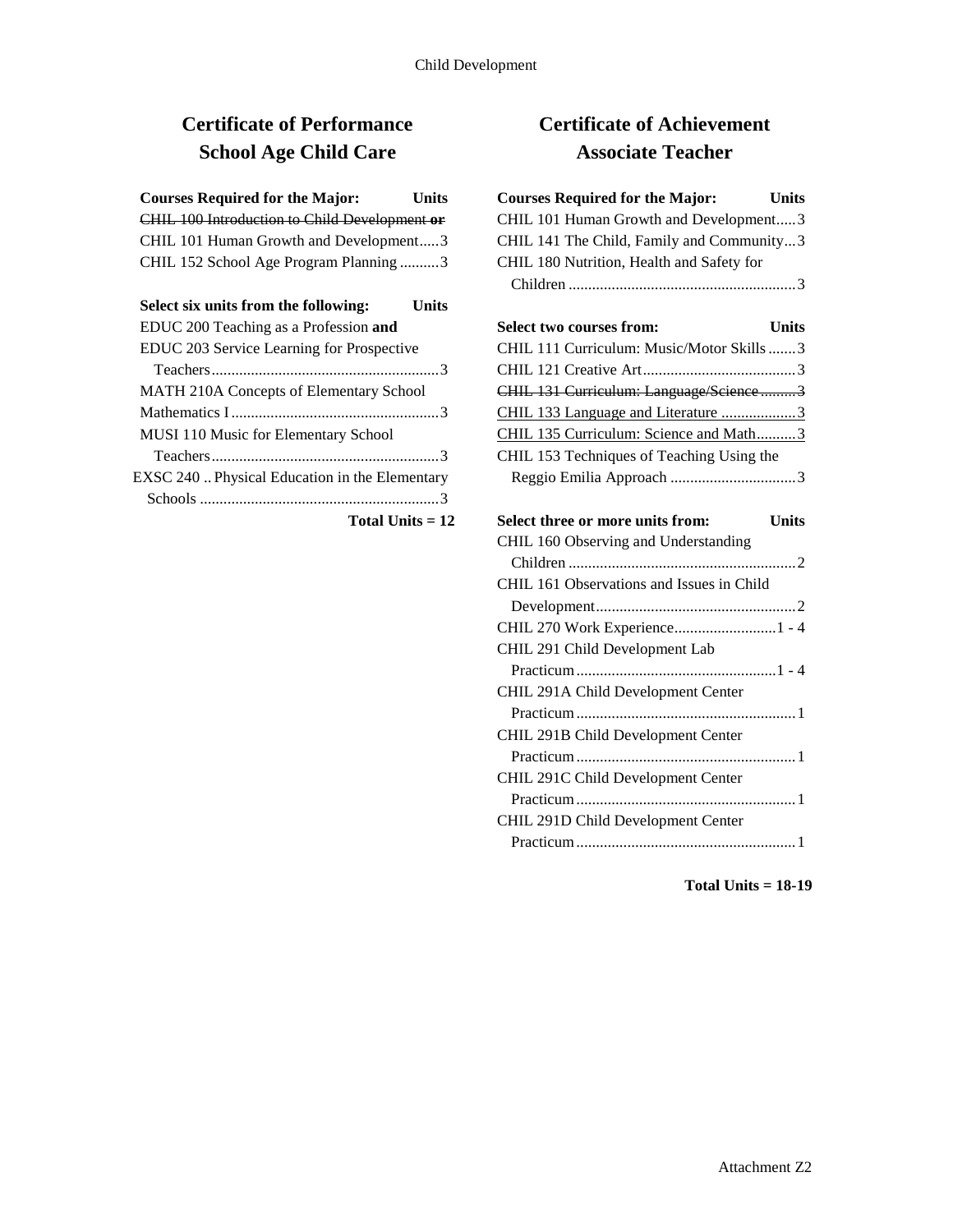## Certificate of Performance
## School Age Child Care

| Courses Required for the Major: | Units |
|---|---|
| ~~CHIL 100 Introduction to Child Development~~ ~~**or**~~ | |
| CHIL 101 Human Growth and Development | 3 |
| CHIL 152 School Age Program Planning | 3 |

| Select six units from the following: | Units |
|---|---|
| EDUC 200 Teaching as a Profession **and** EDUC 203 Service Learning for Prospective Teachers | 3 |
| MATH 210A Concepts of Elementary School Mathematics I | 3 |
| MUSI 110 Music for Elementary School Teachers | 3 |
| EXSC 240 Physical Education in the Elementary Schools | 3 |

**Total Units = 12**

## Certificate of Achievement
## Associate Teacher

| Courses Required for the Major: | Units |
|---|---|
| CHIL 101 Human Growth and Development | 3 |
| CHIL 141 The Child, Family and Community | 3 |
| CHIL 180 Nutrition, Health and Safety for Children | 3 |

| Select two courses from: | Units |
|---|---|
| CHIL 111 Curriculum: Music/Motor Skills | 3 |
| CHIL 121 Creative Art | 3 |
| ~~CHIL 131 Curriculum: Language/Science~~ | ~~3~~ |
| <u>CHIL 133 Language and Literature</u> | <u>3</u> |
| <u>CHIL 135 Curriculum: Science and Math</u> | <u>3</u> |
| CHIL 153 Techniques of Teaching Using the Reggio Emilia Approach | 3 |

| Select three or more units from: | Units |
|---|---|
| CHIL 160 Observing and Understanding Children | 2 |
| CHIL 161 Observations and Issues in Child Development | 2 |
| CHIL 270 Work Experience | 1 - 4 |
| CHIL 291 Child Development Lab Practicum | 1 - 4 |
| CHIL 291A Child Development Center Practicum | 1 |
| CHIL 291B Child Development Center Practicum | 1 |
| CHIL 291C Child Development Center Practicum | 1 |
| CHIL 291D Child Development Center Practicum | 1 |

**Total Units = 18-19**

Attachment Z2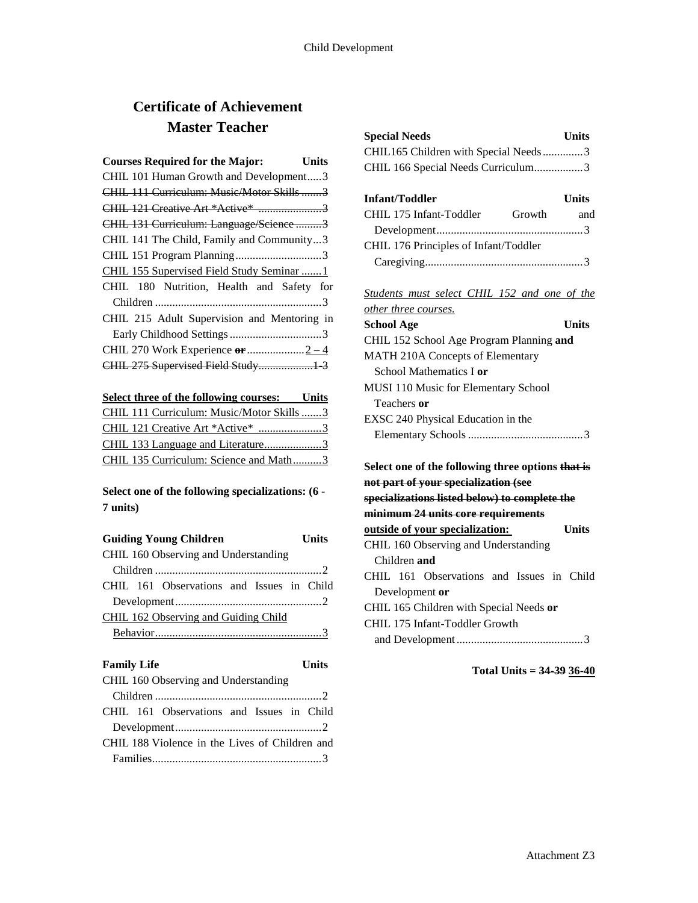# Certificate of Achievement
# Master Teacher

| Courses Required for the Major: | Units |
|---|---|
| CHIL 101 Human Growth and Development | 3 |
| ~~CHIL 111 Curriculum: Music/Motor Skills~~ | ~~3~~ |
| ~~CHIL 121 Creative Art *Active*~~ | ~~3~~ |
| ~~CHIL 131 Curriculum: Language/Science~~ | ~~3~~ |
| CHIL 141 The Child, Family and Community | 3 |
| CHIL 151 Program Planning | 3 |
| <u>CHIL 155 Supervised Field Study Seminar</u> | <u>1</u> |
| CHIL 180 Nutrition, Health and Safety for Children | 3 |
| CHIL 215 Adult Supervision and Mentoring in Early Childhood Settings | 3 |
| CHIL 270 Work Experience ~~or~~ | <u>2 – 4</u> |
| ~~CHIL 275 Supervised Field Study~~ | ~~1-3~~ |

| <u>Select three of the following courses:</u> | <u>Units</u> |
|---|---|
| <u>CHIL 111 Curriculum: Music/Motor Skills</u> | <u>3</u> |
| <u>CHIL 121 Creative Art *Active*</u> | <u>3</u> |
| <u>CHIL 133 Language and Literature</u> | <u>3</u> |
| <u>CHIL 135 Curriculum: Science and Math</u> | <u>3</u> |

**Select one of the following specializations: (6 - 7 units)**

| Guiding Young Children | Units |
|---|---|
| CHIL 160 Observing and Understanding Children | 2 |
| CHIL 161 Observations and Issues in Child Development | 2 |
| <u>CHIL 162 Observing and Guiding Child Behavior</u> | <u>3</u> |

| Family Life | Units |
|---|---|
| CHIL 160 Observing and Understanding Children | 2 |
| CHIL 161 Observations and Issues in Child Development | 2 |
| CHIL 188 Violence in the Lives of Children and Families | 3 |

| Special Needs | Units |
|---|---|
| CHIL165 Children with Special Needs | 3 |
| CHIL 166 Special Needs Curriculum | 3 |

| Infant/Toddler | Units |
|---|---|
| CHIL 175 Infant-Toddler Growth and Development | 3 |
| CHIL 176 Principles of Infant/Toddler Caregiving | 3 |

<u>*Students must select CHIL 152 and one of the other three courses.*</u>

| School Age | Units |
|---|---|
| CHIL 152 School Age Program Planning **and** | |
| MATH 210A Concepts of Elementary School Mathematics I **or** | |
| MUSI 110 Music for Elementary School Teachers **or** | |
| EXSC 240 Physical Education in the Elementary Schools | 3 |

**Select one of the following three options ~~that is not part of your specialization (see specializations listed below) to complete the minimum 24 units core requirements~~ <u>outside of your specialization:</u>** **Units**

CHIL 160 Observing and Understanding Children **and**
CHIL 161 Observations and Issues in Child Development **or**
CHIL 165 Children with Special Needs **or**
CHIL 175 Infant-Toddler Growth and Development ............ 3

**Total Units = ~~34-39~~ <u>36-40</u>**

Attachment Z3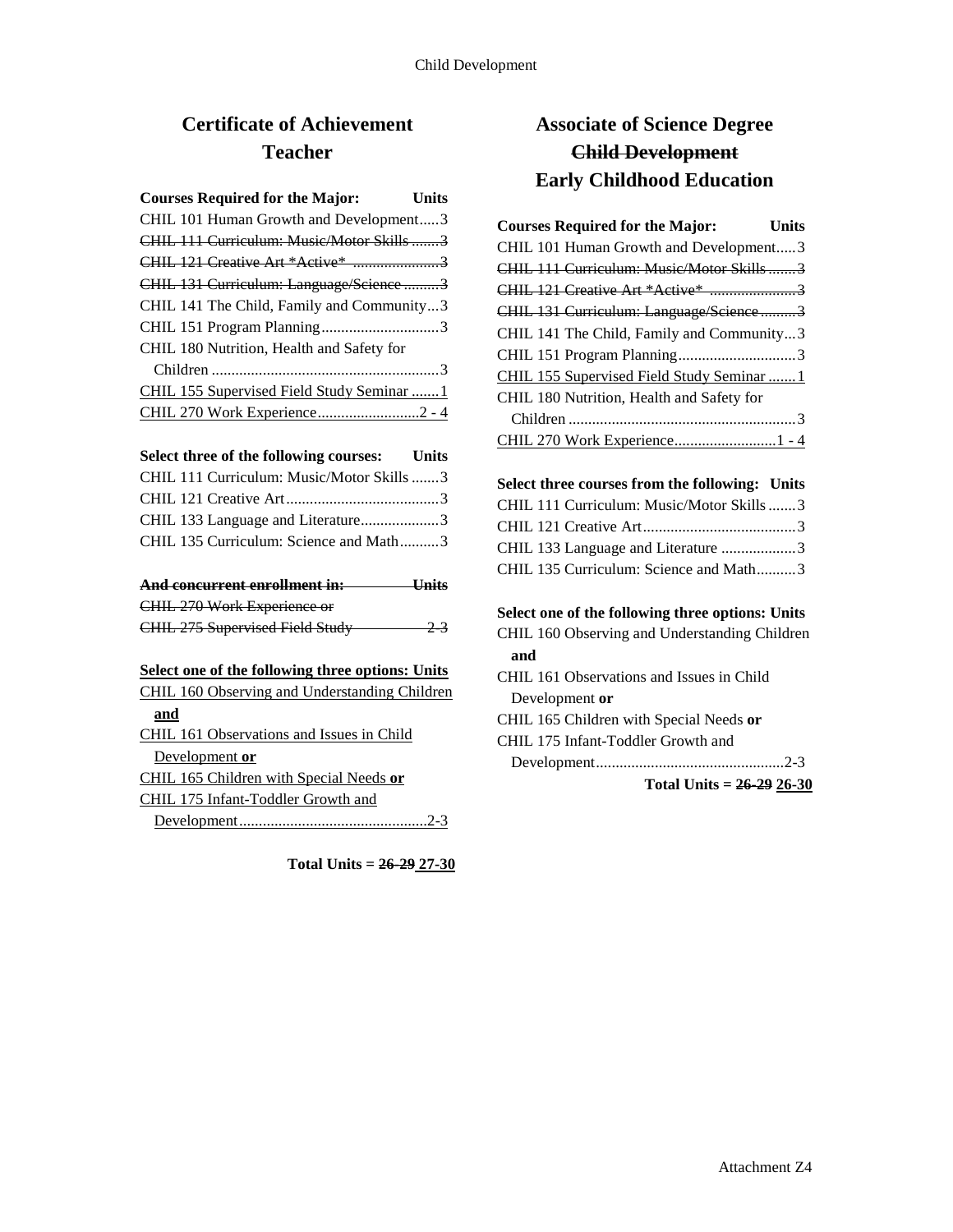## Certificate of Achievement
## Teacher

| Courses Required for the Major: | Units |
|---|---|
| CHIL 101 Human Growth and Development | 3 |
| ~~CHIL 111 Curriculum: Music/Motor Skills~~ | ~~3~~ |
| ~~CHIL 121 Creative Art \*Active\*~~ | ~~3~~ |
| ~~CHIL 131 Curriculum: Language/Science~~ | ~~3~~ |
| CHIL 141 The Child, Family and Community | 3 |
| CHIL 151 Program Planning | 3 |
| CHIL 180 Nutrition, Health and Safety for Children | 3 |
| <u>CHIL 155 Supervised Field Study Seminar</u> | <u>1</u> |
| <u>CHIL 270 Work Experience</u> | <u>2 - 4</u> |

| Select three of the following courses: | Units |
|---|---|
| CHIL 111 Curriculum: Music/Motor Skills | 3 |
| CHIL 121 Creative Art | 3 |
| CHIL 133 Language and Literature | 3 |
| CHIL 135 Curriculum: Science and Math | 3 |

| ~~And concurrent enrollment in:~~ | ~~Units~~ |
|---|---|
| ~~CHIL 270 Work Experience or~~ | |
| ~~CHIL 275 Supervised Field Study~~ | ~~2-3~~ |

<u>**Select one of the following three options: Units**</u>

<u>CHIL 160 Observing and Understanding Children **and**</u>
<u>CHIL 161 Observations and Issues in Child Development **or**</u>
<u>CHIL 165 Children with Special Needs **or**</u>
<u>CHIL 175 Infant-Toddler Growth and Development</u> ..... <u>2-3</u>

**Total Units = ~~26-29~~ <u>27-30</u>**

## Associate of Science Degree
## ~~Child Development~~
## Early Childhood Education

| Courses Required for the Major: | Units |
|---|---|
| CHIL 101 Human Growth and Development | 3 |
| ~~CHIL 111 Curriculum: Music/Motor Skills~~ | ~~3~~ |
| ~~CHIL 121 Creative Art \*Active\*~~ | ~~3~~ |
| ~~CHIL 131 Curriculum: Language/Science~~ | ~~3~~ |
| CHIL 141 The Child, Family and Community | 3 |
| CHIL 151 Program Planning | 3 |
| <u>CHIL 155 Supervised Field Study Seminar</u> | <u>1</u> |
| CHIL 180 Nutrition, Health and Safety for Children | 3 |
| <u>CHIL 270 Work Experience</u> | <u>1 - 4</u> |

| Select three courses from the following: | Units |
|---|---|
| CHIL 111 Curriculum: Music/Motor Skills | 3 |
| CHIL 121 Creative Art | 3 |
| CHIL 133 Language and Literature | 3 |
| CHIL 135 Curriculum: Science and Math | 3 |

**Select one of the following three options: Units**

CHIL 160 Observing and Understanding Children **and**
CHIL 161 Observations and Issues in Child Development **or**
CHIL 165 Children with Special Needs **or**
CHIL 175 Infant-Toddler Growth and Development ..... 2-3

**Total Units = ~~26-29~~ <u>26-30</u>**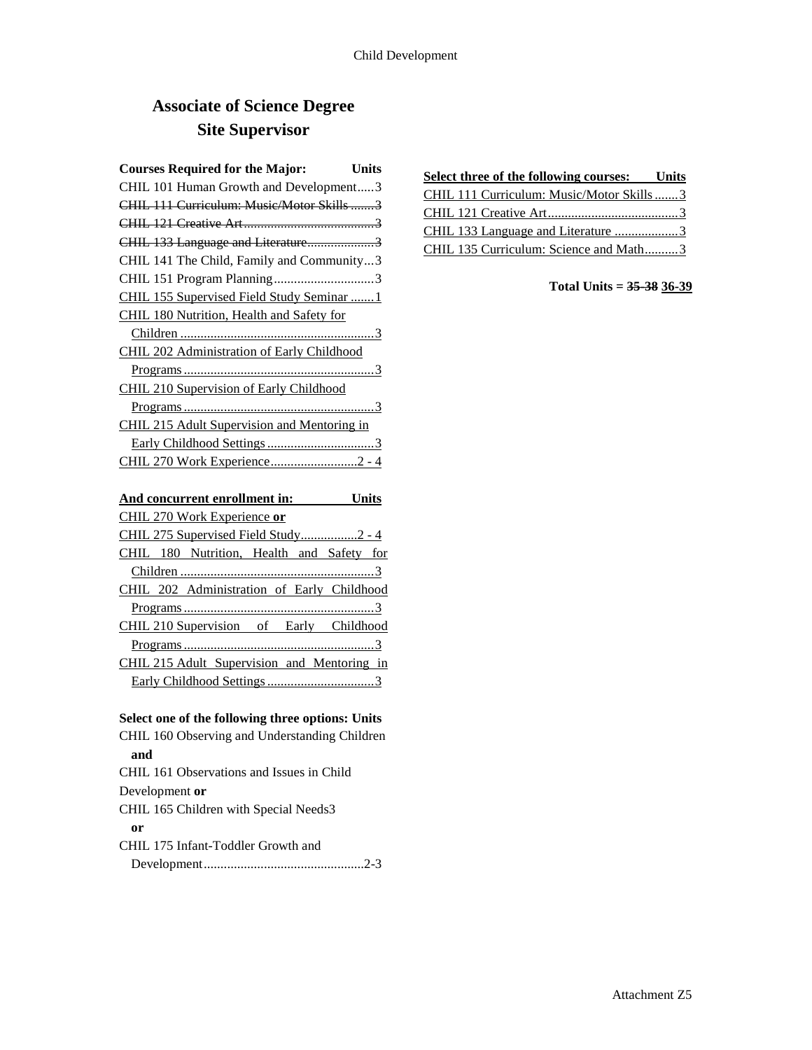## Associate of Science Degree
## Site Supervisor

| Courses Required for the Major: | Units |
|---|---|
| CHIL 101 Human Growth and Development | 3 |
| ~~CHIL 111 Curriculum: Music/Motor Skills~~ | ~~3~~ |
| ~~CHIL 121 Creative Art~~ | ~~3~~ |
| ~~CHIL 133 Language and Literature~~ | ~~3~~ |
| CHIL 141 The Child, Family and Community | 3 |
| CHIL 151 Program Planning | 3 |
| CHIL 155 Supervised Field Study Seminar | 1 |
| CHIL 180 Nutrition, Health and Safety for Children | 3 |
| CHIL 202 Administration of Early Childhood Programs | 3 |
| CHIL 210 Supervision of Early Childhood Programs | 3 |
| CHIL 215 Adult Supervision and Mentoring in Early Childhood Settings | 3 |
| CHIL 270 Work Experience | 2 - 4 |

| And concurrent enrollment in: | Units |
|---|---|
| CHIL 270 Work Experience **or** | |
| CHIL 275 Supervised Field Study | 2 - 4 |
| CHIL 180 Nutrition, Health and Safety for Children | 3 |
| CHIL 202 Administration of Early Childhood Programs | 3 |
| CHIL 210 Supervision of Early Childhood Programs | 3 |
| CHIL 215 Adult Supervision and Mentoring in Early Childhood Settings | 3 |

| Select one of the following three options: | Units |
|---|---|
| CHIL 160 Observing and Understanding Children **and** CHIL 161 Observations and Issues in Child Development **or** | |
| CHIL 165 Children with Special Needs | 3 |
| **or** | |
| CHIL 175 Infant-Toddler Growth and Development | 2-3 |

| Select three of the following courses: | Units |
|---|---|
| CHIL 111 Curriculum: Music/Motor Skills | 3 |
| CHIL 121 Creative Art | 3 |
| CHIL 133 Language and Literature | 3 |
| CHIL 135 Curriculum: Science and Math | 3 |

**Total Units = ~~35-38~~ 36-39**

Attachment Z5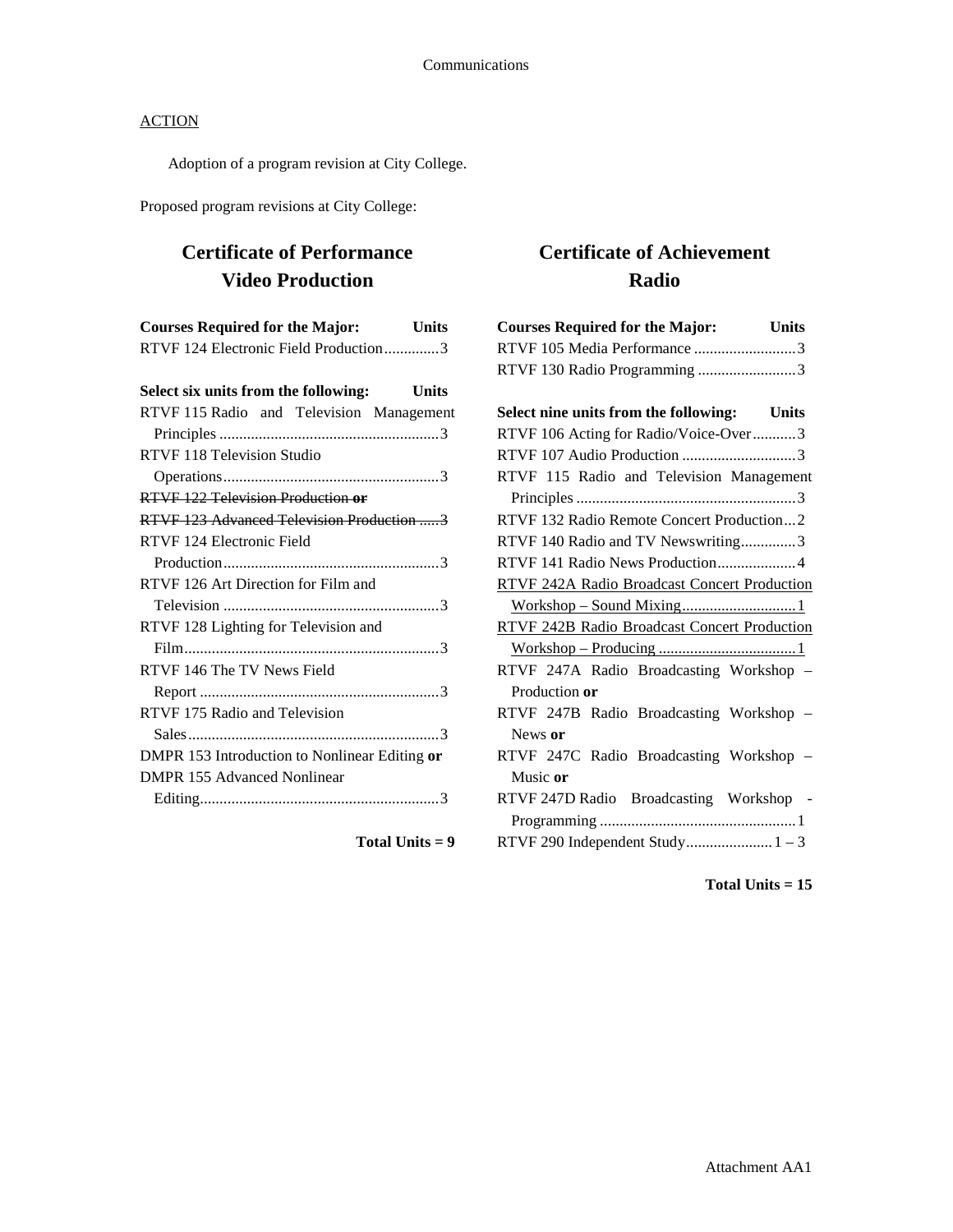ACTION

Adoption of a program revision at City College.

Proposed program revisions at City College:

## Certificate of Performance
## Video Production

| Courses Required for the Major: | Units |
|---|---|
| RTVF 124 Electronic Field Production | 3 |

| Select six units from the following: | Units |
|---|---|
| RTVF 115 Radio and Television Management Principles | 3 |
| RTVF 118 Television Studio Operations | 3 |
| ~~RTVF 122 Television Production **or**~~ | |
| ~~RTVF 123 Advanced Television Production~~ | ~~3~~ |
| RTVF 124 Electronic Field Production | 3 |
| RTVF 126 Art Direction for Film and Television | 3 |
| RTVF 128 Lighting for Television and Film | 3 |
| RTVF 146 The TV News Field Report | 3 |
| RTVF 175 Radio and Television Sales | 3 |
| DMPR 153 Introduction to Nonlinear Editing **or** | |
| DMPR 155 Advanced Nonlinear Editing | 3 |

**Total Units = 9**

## Certificate of Achievement
## Radio

| Courses Required for the Major: | Units |
|---|---|
| RTVF 105 Media Performance | 3 |
| RTVF 130 Radio Programming | 3 |

| Select nine units from the following: | Units |
|---|---|
| RTVF 106 Acting for Radio/Voice-Over | 3 |
| RTVF 107 Audio Production | 3 |
| RTVF 115 Radio and Television Management Principles | 3 |
| RTVF 132 Radio Remote Concert Production | 2 |
| RTVF 140 Radio and TV Newswriting | 3 |
| RTVF 141 Radio News Production | 4 |
| <u>RTVF 242A Radio Broadcast Concert Production Workshop – Sound Mixing</u> | <u>1</u> |
| <u>RTVF 242B Radio Broadcast Concert Production Workshop – Producing</u> | <u>1</u> |
| RTVF 247A Radio Broadcasting Workshop – Production **or** | |
| RTVF 247B Radio Broadcasting Workshop – News **or** | |
| RTVF 247C Radio Broadcasting Workshop – Music **or** | |
| RTVF 247D Radio Broadcasting Workshop - Programming | 1 |
| RTVF 290 Independent Study | 1 – 3 |

**Total Units = 15**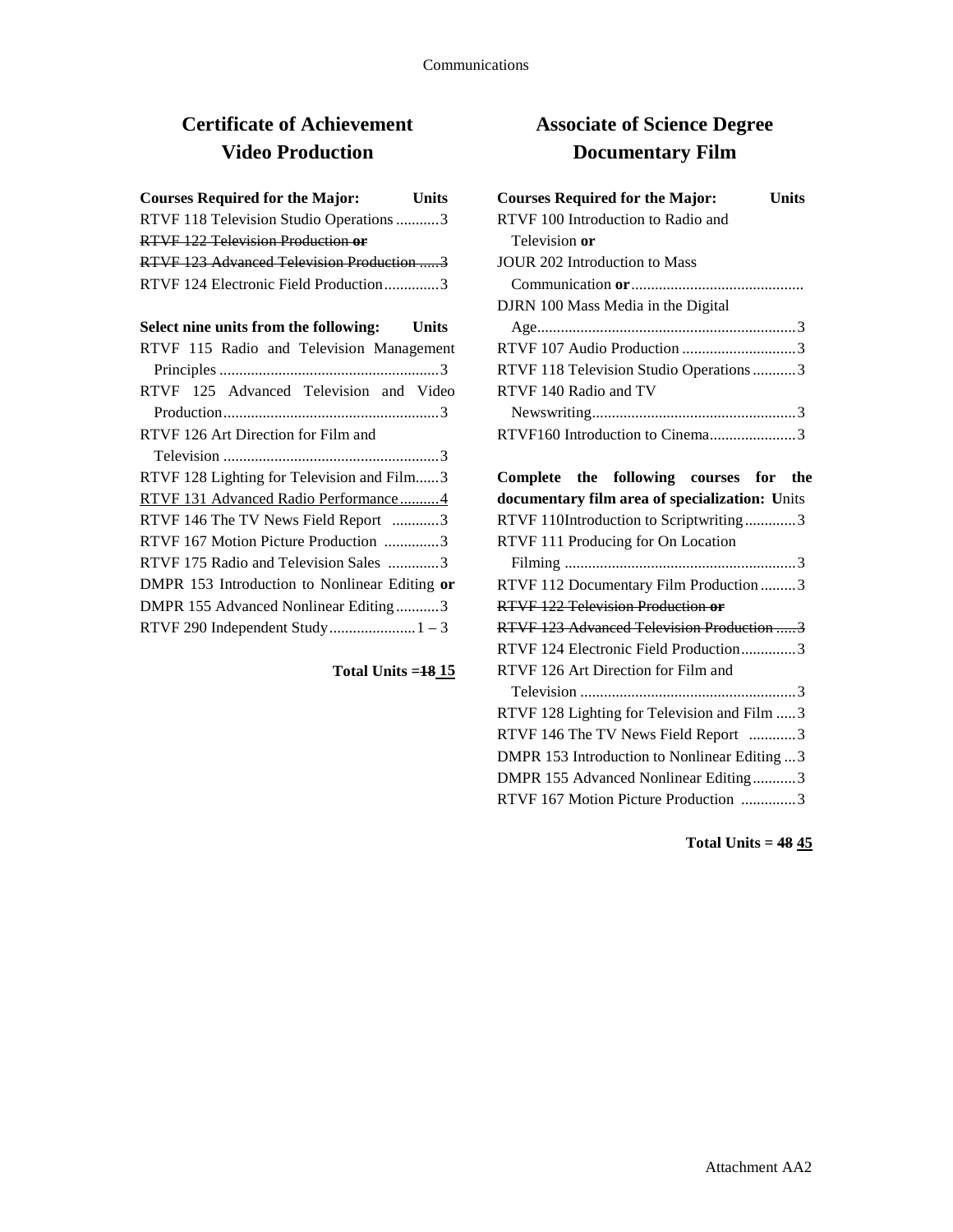## Certificate of Achievement
## Video Production

| Courses Required for the Major: | Units |
|---|---|
| RTVF 118 Television Studio Operations | 3 |
| ~~RTVF 122 Television Production **or**~~ | |
| ~~RTVF 123 Advanced Television Production~~ | ~~3~~ |
| RTVF 124 Electronic Field Production | 3 |

| Select nine units from the following: | Units |
|---|---|
| RTVF 115 Radio and Television Management Principles | 3 |
| RTVF 125 Advanced Television and Video Production | 3 |
| RTVF 126 Art Direction for Film and Television | 3 |
| RTVF 128 Lighting for Television and Film | 3 |
| <u>RTVF 131 Advanced Radio Performance</u> | <u>4</u> |
| RTVF 146 The TV News Field Report | 3 |
| RTVF 167 Motion Picture Production | 3 |
| RTVF 175 Radio and Television Sales | 3 |
| DMPR 153 Introduction to Nonlinear Editing **or** | |
| DMPR 155 Advanced Nonlinear Editing | 3 |
| RTVF 290 Independent Study | 1 – 3 |

**Total Units = ~~18~~ <u>15</u>**

## Associate of Science Degree
## Documentary Film

| Courses Required for the Major: | Units |
|---|---|
| RTVF 100 Introduction to Radio and Television **or** | |
| JOUR 202 Introduction to Mass Communication **or** | |
| DJRN 100 Mass Media in the Digital Age | 3 |
| RTVF 107 Audio Production | 3 |
| RTVF 118 Television Studio Operations | 3 |
| RTVF 140 Radio and TV Newswriting | 3 |
| RTVF160 Introduction to Cinema | 3 |

| Complete the following courses for the documentary film area of specialization: | Units |
|---|---|
| RTVF 110Introduction to Scriptwriting | 3 |
| RTVF 111 Producing for On Location Filming | 3 |
| RTVF 112 Documentary Film Production | 3 |
| ~~RTVF 122 Television Production **or**~~ | |
| ~~RTVF 123 Advanced Television Production~~ | ~~3~~ |
| RTVF 124 Electronic Field Production | 3 |
| RTVF 126 Art Direction for Film and Television | 3 |
| RTVF 128 Lighting for Television and Film | 3 |
| RTVF 146 The TV News Field Report | 3 |
| DMPR 153 Introduction to Nonlinear Editing | 3 |
| DMPR 155 Advanced Nonlinear Editing | 3 |
| RTVF 167 Motion Picture Production | 3 |

**Total Units = ~~48~~ <u>45</u>**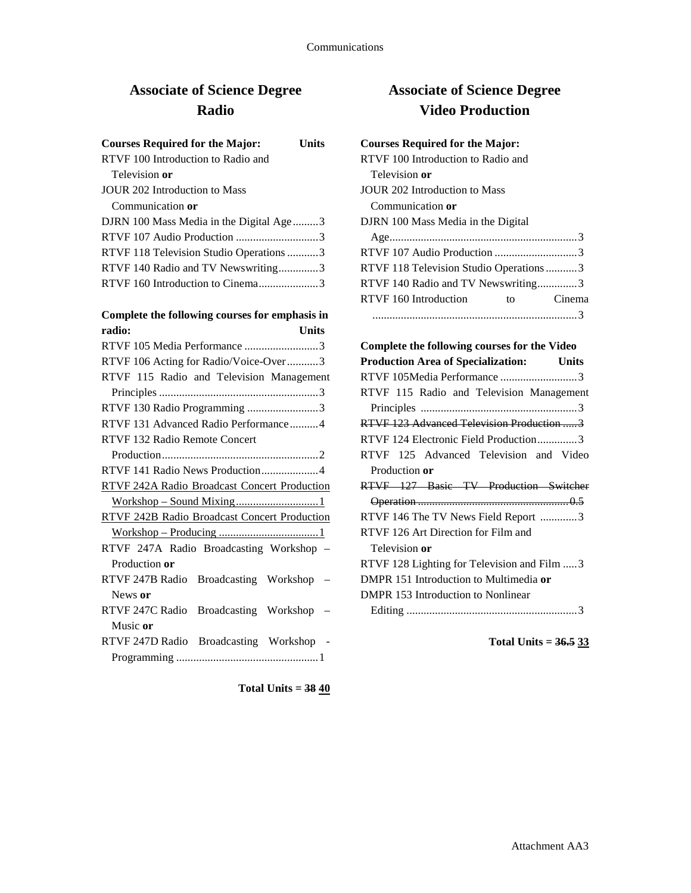## Associate of Science Degree
## Radio

**Courses Required for the Major:** **Units**

RTVF 100 Introduction to Radio and Television **or**
JOUR 202 Introduction to Mass Communication **or**
DJRN 100 Mass Media in the Digital Age.........3
RTVF 107 Audio Production .............................3
RTVF 118 Television Studio Operations ...........3
RTVF 140 Radio and TV Newswriting.............3
RTVF 160 Introduction to Cinema....................3

**Complete the following courses for emphasis in radio:** **Units**

RTVF 105 Media Performance ..........................3
RTVF 106 Acting for Radio/Voice-Over...........3
RTVF 115 Radio and Television Management Principles ........................................................3
RTVF 130 Radio Programming .........................3
RTVF 131 Advanced Radio Performance..........4
RTVF 132 Radio Remote Concert Production......................................................2
RTVF 141 Radio News Production....................4
<u>RTVF 242A Radio Broadcast Concert Production Workshop – Sound Mixing.............................1</u>
<u>RTVF 242B Radio Broadcast Concert Production Workshop – Producing ...................................1</u>
RTVF 247A Radio Broadcasting Workshop – Production **or**
RTVF 247B Radio Broadcasting Workshop – News **or**
RTVF 247C Radio Broadcasting Workshop – Music **or**
RTVF 247D Radio Broadcasting Workshop - Programming .................................................1

**Total Units = ~~38~~ <u>40</u>**

## Associate of Science Degree
## Video Production

**Courses Required for the Major:**

RTVF 100 Introduction to Radio and Television **or**
JOUR 202 Introduction to Mass Communication **or**
DJRN 100 Mass Media in the Digital Age..................................................................3
RTVF 107 Audio Production .............................3
RTVF 118 Television Studio Operations ...........3
RTVF 140 Radio and TV Newswriting..............3
RTVF 160 Introduction to Cinema .......................................................................3

**Complete the following courses for the Video Production Area of Specialization:** **Units**

RTVF 105Media Performance ...........................3
RTVF 115 Radio and Television Management Principles .......................................................3
~~RTVF 123 Advanced Television Production .....3~~
RTVF 124 Electronic Field Production..............3
RTVF 125 Advanced Television and Video Production **or**
~~RTVF 127 Basic TV Production Switcher Operation .....................................................0.5~~
RTVF 146 The TV News Field Report .............3
RTVF 126 Art Direction for Film and Television **or**
RTVF 128 Lighting for Television and Film .....3
DMPR 151 Introduction to Multimedia **or**
DMPR 153 Introduction to Nonlinear Editing ............................................................3

**Total Units = ~~36.5~~ <u>33</u>**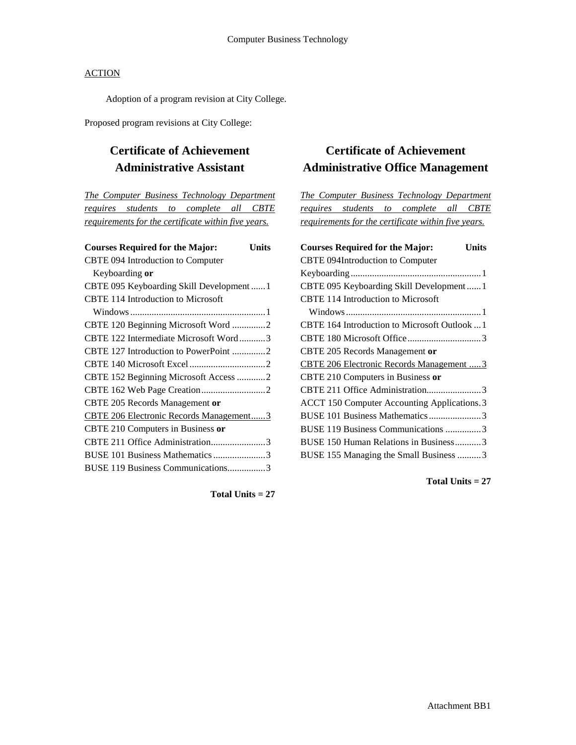ACTION

Adoption of a program revision at City College.

Proposed program revisions at City College:

## Certificate of Achievement
## Administrative Assistant

*The Computer Business Technology Department requires students to complete all CBTE requirements for the certificate within five years.*

| Courses Required for the Major: | Units |
|---|---|
| CBTE 094 Introduction to Computer Keyboarding **or** | |
| CBTE 095 Keyboarding Skill Development | 1 |
| CBTE 114 Introduction to Microsoft Windows | 1 |
| CBTE 120 Beginning Microsoft Word | 2 |
| CBTE 122 Intermediate Microsoft Word | 3 |
| CBTE 127 Introduction to PowerPoint | 2 |
| CBTE 140 Microsoft Excel | 2 |
| CBTE 152 Beginning Microsoft Access | 2 |
| CBTE 162 Web Page Creation | 2 |
| CBTE 205 Records Management **or** | |
| CBTE 206 Electronic Records Management | 3 |
| CBTE 210 Computers in Business **or** | |
| CBTE 211 Office Administration | 3 |
| BUSE 101 Business Mathematics | 3 |
| BUSE 119 Business Communications | 3 |

**Total Units = 27**

## Certificate of Achievement
## Administrative Office Management

*The Computer Business Technology Department requires students to complete all CBTE requirements for the certificate within five years.*

| Courses Required for the Major: | Units |
|---|---|
| CBTE 094Introduction to Computer Keyboarding | 1 |
| CBTE 095 Keyboarding Skill Development | 1 |
| CBTE 114 Introduction to Microsoft Windows | 1 |
| CBTE 164 Introduction to Microsoft Outlook | 1 |
| CBTE 180 Microsoft Office | 3 |
| CBTE 205 Records Management **or** | |
| CBTE 206 Electronic Records Management | 3 |
| CBTE 210 Computers in Business **or** | |
| CBTE 211 Office Administration | 3 |
| ACCT 150 Computer Accounting Applications | 3 |
| BUSE 101 Business Mathematics | 3 |
| BUSE 119 Business Communications | 3 |
| BUSE 150 Human Relations in Business | 3 |
| BUSE 155 Managing the Small Business | 3 |

**Total Units = 27**

Attachment BB1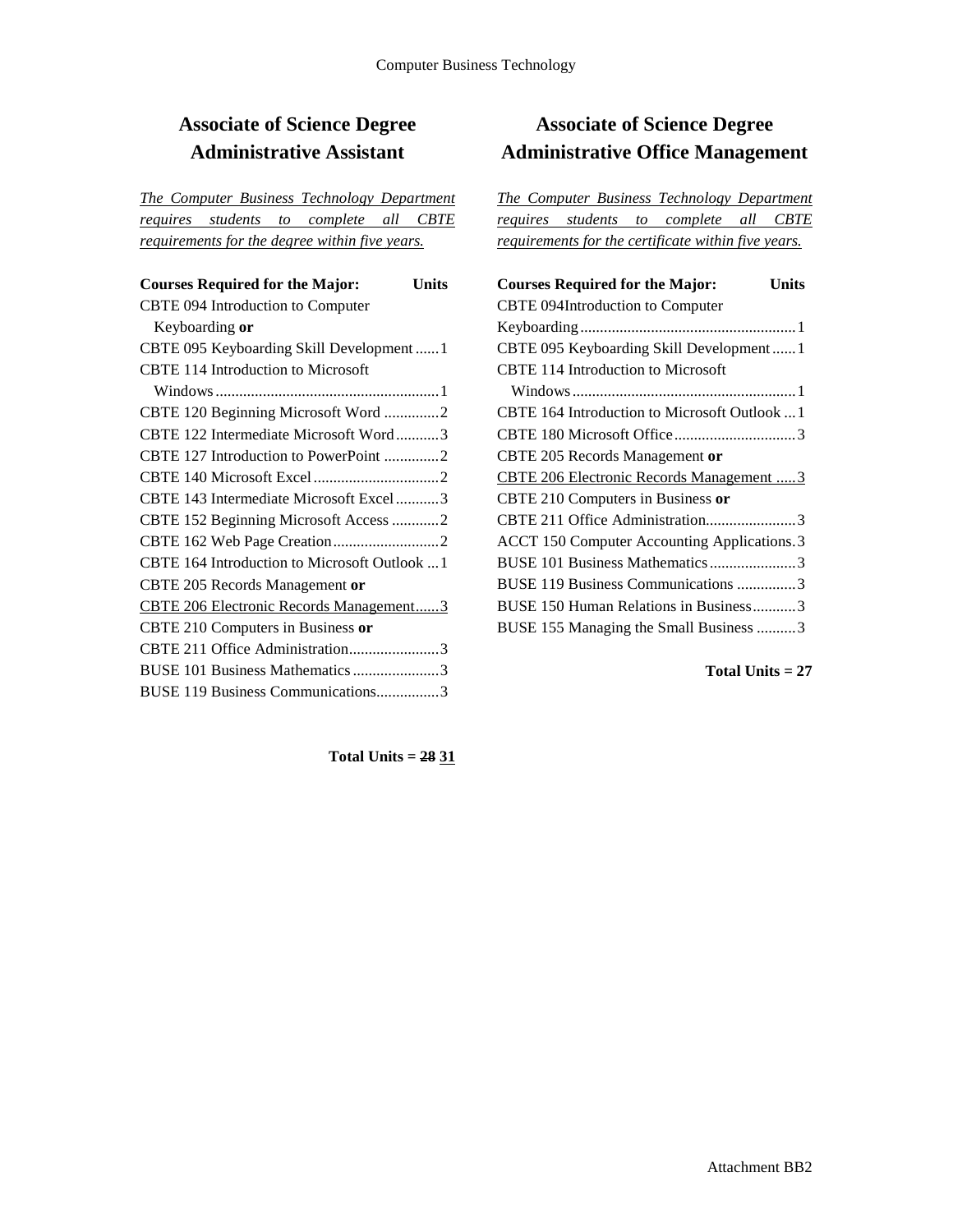## Associate of Science Degree Administrative Assistant

<u>*The Computer Business Technology Department requires students to complete all CBTE requirements for the degree within five years.*</u>

| Courses Required for the Major: | Units |
|---|---|
| CBTE 094 Introduction to Computer Keyboarding **or** | |
| CBTE 095 Keyboarding Skill Development | 1 |
| CBTE 114 Introduction to Microsoft Windows | 1 |
| CBTE 120 Beginning Microsoft Word | 2 |
| CBTE 122 Intermediate Microsoft Word | 3 |
| CBTE 127 Introduction to PowerPoint | 2 |
| CBTE 140 Microsoft Excel | 2 |
| CBTE 143 Intermediate Microsoft Excel | 3 |
| CBTE 152 Beginning Microsoft Access | 2 |
| CBTE 162 Web Page Creation | 2 |
| CBTE 164 Introduction to Microsoft Outlook | 1 |
| CBTE 205 Records Management **or** | |
| <u>CBTE 206 Electronic Records Management</u> | <u>3</u> |
| CBTE 210 Computers in Business **or** | |
| CBTE 211 Office Administration | 3 |
| BUSE 101 Business Mathematics | 3 |
| BUSE 119 Business Communications | 3 |

**Total Units = ~~28~~ <u>31</u>**

## Associate of Science Degree Administrative Office Management

<u>*The Computer Business Technology Department requires students to complete all CBTE requirements for the certificate within five years.*</u>

| Courses Required for the Major: | Units |
|---|---|
| CBTE 094Introduction to Computer Keyboarding | 1 |
| CBTE 095 Keyboarding Skill Development | 1 |
| CBTE 114 Introduction to Microsoft Windows | 1 |
| CBTE 164 Introduction to Microsoft Outlook | 1 |
| CBTE 180 Microsoft Office | 3 |
| CBTE 205 Records Management **or** | |
| <u>CBTE 206 Electronic Records Management</u> | <u>3</u> |
| CBTE 210 Computers in Business **or** | |
| CBTE 211 Office Administration | 3 |
| ACCT 150 Computer Accounting Applications | 3 |
| BUSE 101 Business Mathematics | 3 |
| BUSE 119 Business Communications | 3 |
| BUSE 150 Human Relations in Business | 3 |
| BUSE 155 Managing the Small Business | 3 |

**Total Units = 27**

Attachment BB2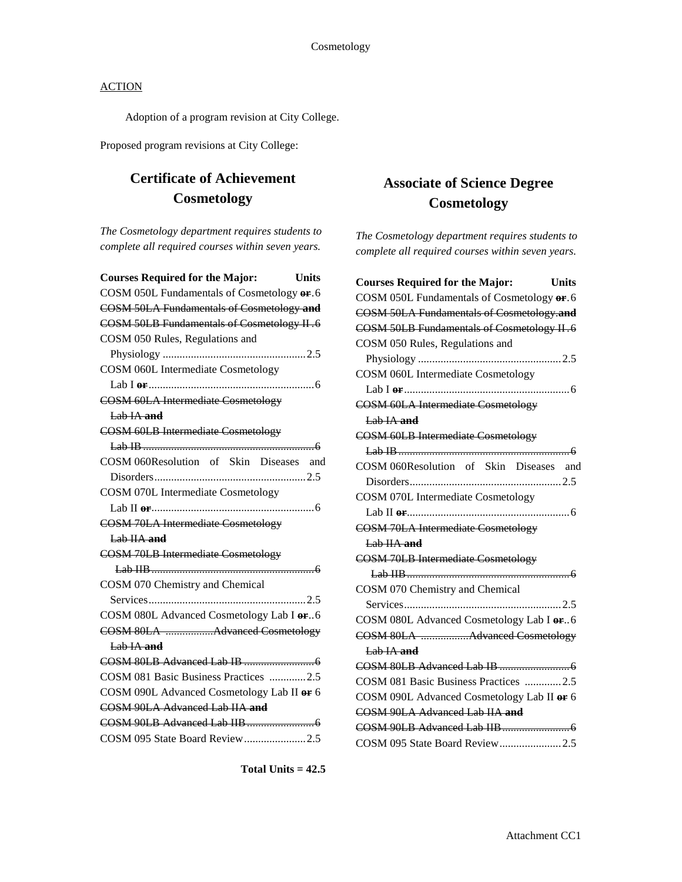ACTION

Adoption of a program revision at City College.

Proposed program revisions at City College:

## Certificate of Achievement
## Cosmetology

*The Cosmetology department requires students to complete all required courses within seven years.*

| Courses Required for the Major: | Units |
|---|---|
| COSM 050L Fundamentals of Cosmetology ~~**or**~~ | 6 |
| ~~COSM 50LA Fundamentals of Cosmetology **and**~~ | |
| ~~COSM 50LB Fundamentals of Cosmetology II~~ | ~~6~~ |
| COSM 050 Rules, Regulations and Physiology | 2.5 |
| COSM 060L Intermediate Cosmetology Lab I ~~**or**~~ | 6 |
| ~~COSM 60LA Intermediate Cosmetology Lab IA **and**~~ | |
| ~~COSM 60LB Intermediate Cosmetology Lab IB~~ | ~~6~~ |
| COSM 060Resolution of Skin Diseases and Disorders | 2.5 |
| COSM 070L Intermediate Cosmetology Lab II ~~**or**~~ | 6 |
| ~~COSM 70LA Intermediate Cosmetology Lab IIA **and**~~ | |
| ~~COSM 70LB Intermediate Cosmetology Lab IIB~~ | ~~6~~ |
| COSM 070 Chemistry and Chemical Services | 2.5 |
| COSM 080L Advanced Cosmetology Lab I ~~**or**~~ | 6 |
| ~~COSM 80LA Advanced Cosmetology Lab IA **and**~~ | |
| ~~COSM 80LB Advanced Lab IB~~ | ~~6~~ |
| COSM 081 Basic Business Practices | 2.5 |
| COSM 090L Advanced Cosmetology Lab II ~~**or**~~ | 6 |
| ~~COSM 90LA Advanced Lab IIA **and**~~ | |
| ~~COSM 90LB Advanced Lab IIB~~ | ~~6~~ |
| COSM 095 State Board Review | 2.5 |

## Associate of Science Degree
## Cosmetology

*The Cosmetology department requires students to complete all required courses within seven years.*

| Courses Required for the Major: | Units |
|---|---|
| COSM 050L Fundamentals of Cosmetology ~~**or**~~ | 6 |
| ~~COSM 50LA Fundamentals of Cosmetology **and**~~ | |
| ~~COSM 50LB Fundamentals of Cosmetology II~~ | ~~6~~ |
| COSM 050 Rules, Regulations and Physiology | 2.5 |
| COSM 060L Intermediate Cosmetology Lab I ~~**or**~~ | 6 |
| ~~COSM 60LA Intermediate Cosmetology Lab IA **and**~~ | |
| ~~COSM 60LB Intermediate Cosmetology Lab IB~~ | ~~6~~ |
| COSM 060Resolution of Skin Diseases and Disorders | 2.5 |
| COSM 070L Intermediate Cosmetology Lab II ~~**or**~~ | 6 |
| ~~COSM 70LA Intermediate Cosmetology Lab IIA **and**~~ | |
| ~~COSM 70LB Intermediate Cosmetology Lab IIB~~ | ~~6~~ |
| COSM 070 Chemistry and Chemical Services | 2.5 |
| COSM 080L Advanced Cosmetology Lab I ~~**or**~~ | 6 |
| ~~COSM 80LA Advanced Cosmetology Lab IA **and**~~ | |
| ~~COSM 80LB Advanced Lab IB~~ | ~~6~~ |
| COSM 081 Basic Business Practices | 2.5 |
| COSM 090L Advanced Cosmetology Lab II ~~**or**~~ | 6 |
| ~~COSM 90LA Advanced Lab IIA **and**~~ | |
| ~~COSM 90LB Advanced Lab IIB~~ | ~~6~~ |
| COSM 095 State Board Review | 2.5 |

**Total Units = 42.5**

Attachment CC1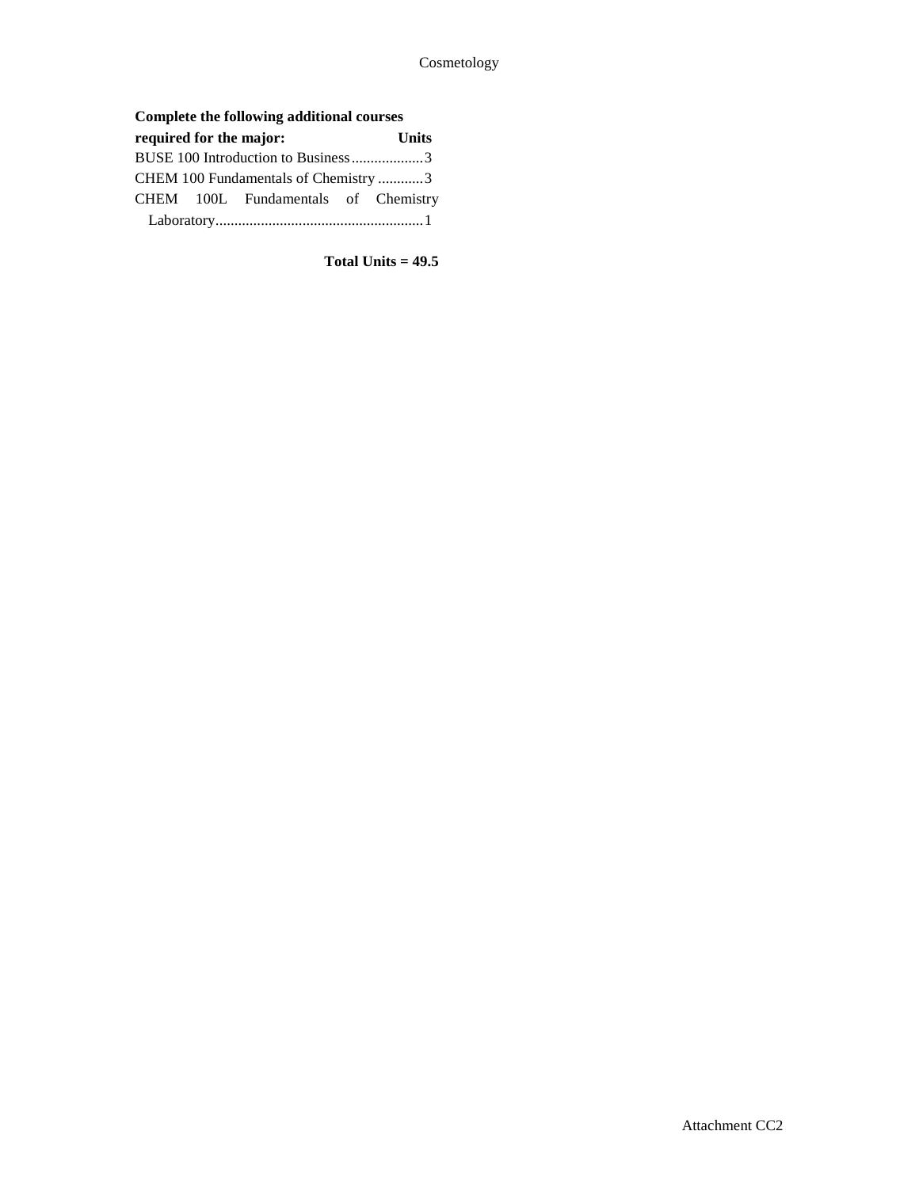**Complete the following additional courses required for the major:** **Units**

BUSE 100 Introduction to Business...................3
CHEM 100 Fundamentals of Chemistry ............3
CHEM 100L Fundamentals of Chemistry Laboratory.......................................................1

**Total Units = 49.5**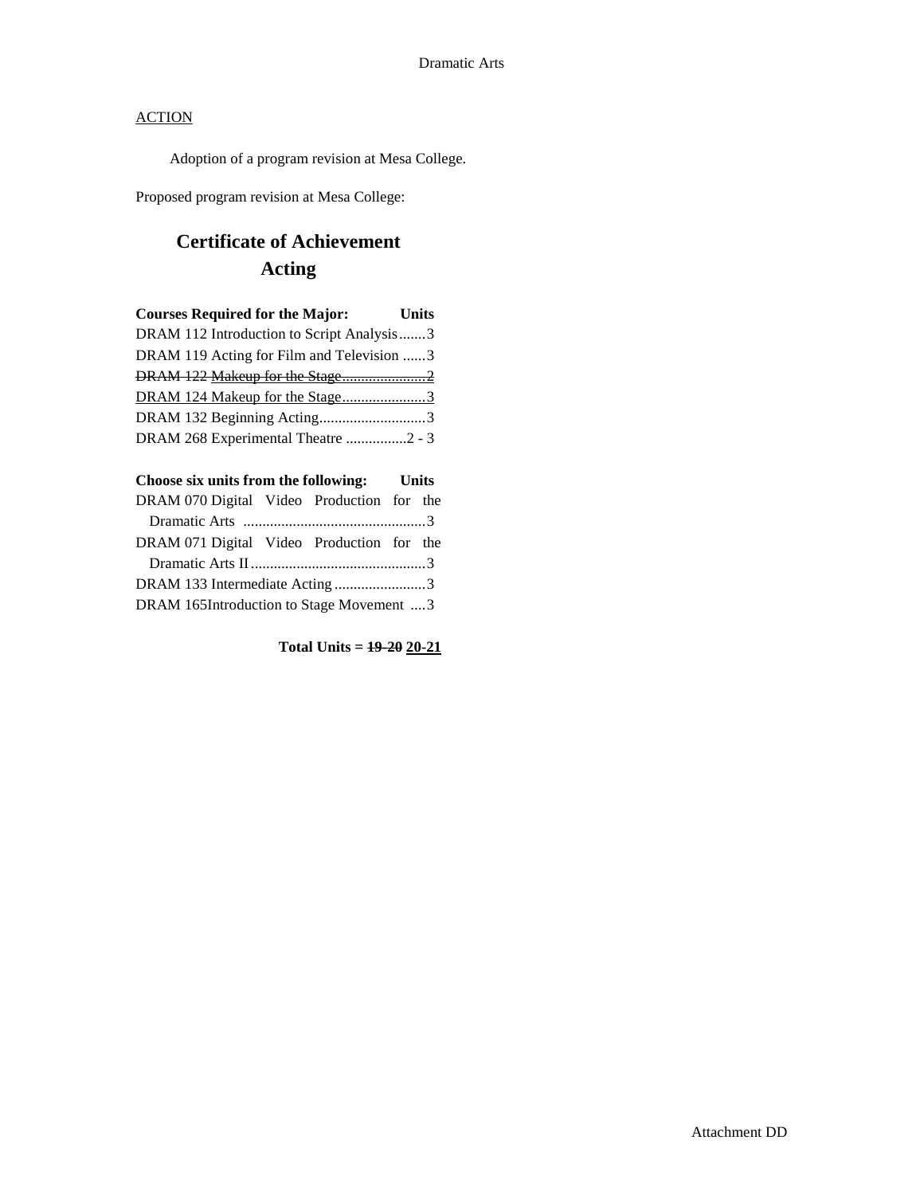Dramatic Arts

ACTION

Adoption of a program revision at Mesa College.

Proposed program revision at Mesa College:

# Certificate of Achievement
# Acting

| Courses Required for the Major: | Units |
|---|---|
| DRAM 112 Introduction to Script Analysis | 3 |
| DRAM 119 Acting for Film and Television | 3 |
| ~~DRAM 122 Makeup for the Stage~~ | ~~2~~ |
| DRAM 124 Makeup for the Stage | 3 |
| DRAM 132 Beginning Acting | 3 |
| DRAM 268 Experimental Theatre | 2 - 3 |

| Choose six units from the following: | Units |
|---|---|
| DRAM 070 Digital Video Production for the Dramatic Arts | 3 |
| DRAM 071 Digital Video Production for the Dramatic Arts II | 3 |
| DRAM 133 Intermediate Acting | 3 |
| DRAM 165 Introduction to Stage Movement | 3 |

**Total Units = ~~19-20~~ 20-21**

Attachment DD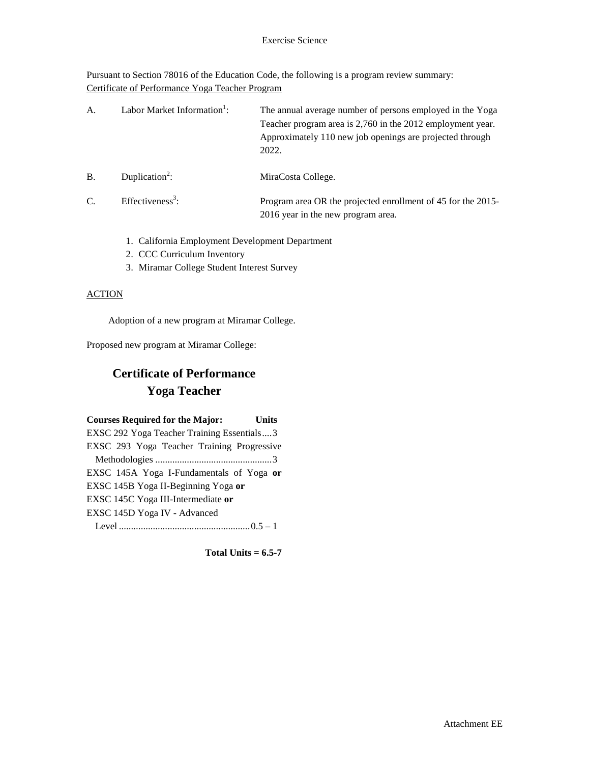Exercise Science

Pursuant to Section 78016 of the Education Code, the following is a program review summary:
Certificate of Performance Yoga Teacher Program

A. Labor Market Information[1]: The annual average number of persons employed in the Yoga Teacher program area is 2,760 in the 2012 employment year. Approximately 110 new job openings are projected through 2022.

B. Duplication[2]: MiraCosta College.

C. Effectiveness[3]: Program area OR the projected enrollment of 45 for the 2015-2016 year in the new program area.

1. California Employment Development Department
2. CCC Curriculum Inventory
3. Miramar College Student Interest Survey

ACTION

Adoption of a new program at Miramar College.

Proposed new program at Miramar College:

## Certificate of Performance
## Yoga Teacher

**Courses Required for the Major: Units**

EXSC 292 Yoga Teacher Training Essentials....3
EXSC 293 Yoga Teacher Training Progressive Methodologies ................................................3
EXSC 145A Yoga I-Fundamentals of Yoga **or**
EXSC 145B Yoga II-Beginning Yoga **or**
EXSC 145C Yoga III-Intermediate **or**
EXSC 145D Yoga IV - Advanced Level ......................................................0.5 – 1

**Total Units = 6.5-7**

Attachment EE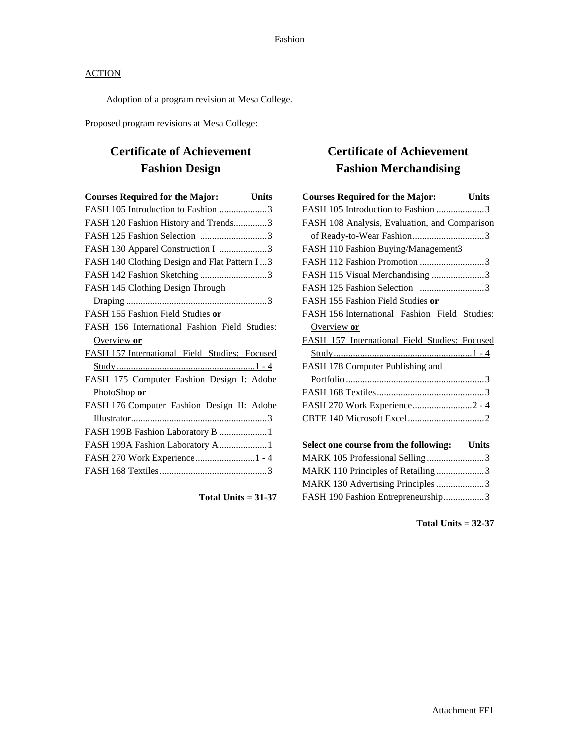# Fashion

ACTION

Adoption of a program revision at Mesa College.

Proposed program revisions at Mesa College:

## Certificate of Achievement
## Fashion Design

| Courses Required for the Major: | Units |
|---|---|
| FASH 105 Introduction to Fashion | 3 |
| FASH 120 Fashion History and Trends | 3 |
| FASH 125 Fashion Selection | 3 |
| FASH 130 Apparel Construction I | 3 |
| FASH 140 Clothing Design and Flat Pattern I | 3 |
| FASH 142 Fashion Sketching | 3 |
| FASH 145 Clothing Design Through Draping | 3 |
| FASH 155 Fashion Field Studies **or** FASH 156 International Fashion Field Studies: Overview **or** FASH 157 International Field Studies: Focused Study | 1 - 4 |
| FASH 175 Computer Fashion Design I: Adobe PhotoShop **or** FASH 176 Computer Fashion Design II: Adobe Illustrator | 3 |
| FASH 199B Fashion Laboratory B | 1 |
| FASH 199A Fashion Laboratory A | 1 |
| FASH 270 Work Experience | 1 - 4 |
| FASH 168 Textiles | 3 |

**Total Units = 31-37**

## Certificate of Achievement
## Fashion Merchandising

| Courses Required for the Major: | Units |
|---|---|
| FASH 105 Introduction to Fashion | 3 |
| FASH 108 Analysis, Evaluation, and Comparison of Ready-to-Wear Fashion | 3 |
| FASH 110 Fashion Buying/Management | 3 |
| FASH 112 Fashion Promotion | 3 |
| FASH 115 Visual Merchandising | 3 |
| FASH 125 Fashion Selection | 3 |
| FASH 155 Fashion Field Studies **or** FASH 156 International Fashion Field Studies: Overview **or** FASH 157 International Field Studies: Focused Study | 1 - 4 |
| FASH 178 Computer Publishing and Portfolio | 3 |
| FASH 168 Textiles | 3 |
| FASH 270 Work Experience | 2 - 4 |
| CBTE 140 Microsoft Excel | 2 |

| Select one course from the following: | Units |
|---|---|
| MARK 105 Professional Selling | 3 |
| MARK 110 Principles of Retailing | 3 |
| MARK 130 Advertising Principles | 3 |
| FASH 190 Fashion Entrepreneurship | 3 |

**Total Units = 32-37**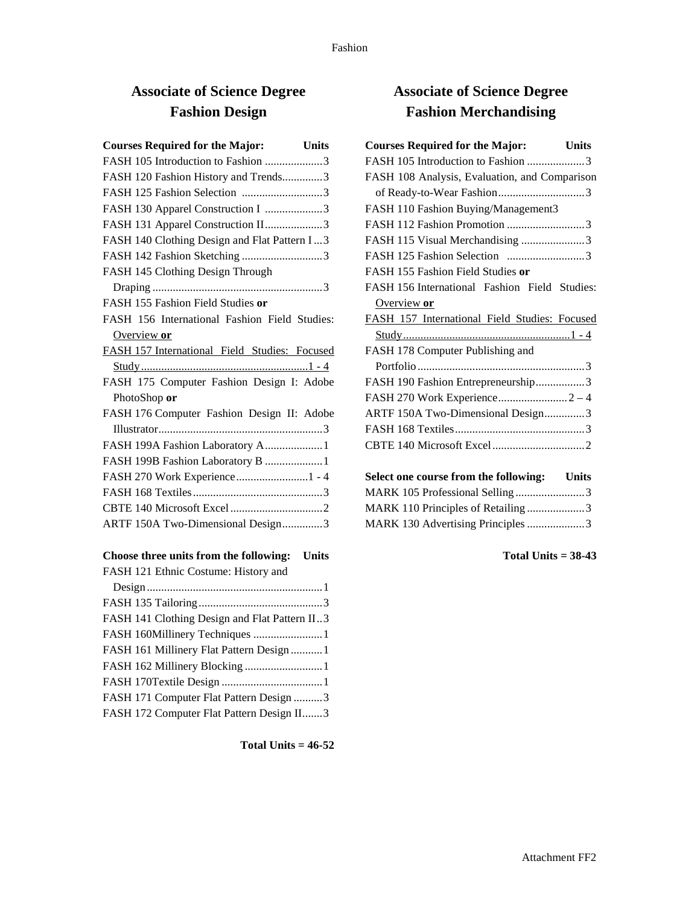## Associate of Science Degree Fashion Design

| Courses Required for the Major: | Units |
|---|---|
| FASH 105 Introduction to Fashion | 3 |
| FASH 120 Fashion History and Trends | 3 |
| FASH 125 Fashion Selection | 3 |
| FASH 130 Apparel Construction I | 3 |
| FASH 131 Apparel Construction II | 3 |
| FASH 140 Clothing Design and Flat Pattern I | 3 |
| FASH 142 Fashion Sketching | 3 |
| FASH 145 Clothing Design Through Draping | 3 |
| FASH 155 Fashion Field Studies **or** FASH 156 International Fashion Field Studies: Overview **or** FASH 157 International Field Studies: Focused Study | 1 - 4 |
| FASH 175 Computer Fashion Design I: Adobe PhotoShop **or** FASH 176 Computer Fashion Design II: Adobe Illustrator | 3 |
| FASH 199A Fashion Laboratory A | 1 |
| FASH 199B Fashion Laboratory B | 1 |
| FASH 270 Work Experience | 1 - 4 |
| FASH 168 Textiles | 3 |
| CBTE 140 Microsoft Excel | 2 |
| ARTF 150A Two-Dimensional Design | 3 |

| Choose three units from the following: | Units |
|---|---|
| FASH 121 Ethnic Costume: History and Design | 1 |
| FASH 135 Tailoring | 3 |
| FASH 141 Clothing Design and Flat Pattern II | 3 |
| FASH 160Millinery Techniques | 1 |
| FASH 161 Millinery Flat Pattern Design | 1 |
| FASH 162 Millinery Blocking | 1 |
| FASH 170Textile Design | 1 |
| FASH 171 Computer Flat Pattern Design | 3 |
| FASH 172 Computer Flat Pattern Design II | 3 |

**Total Units = 46-52**

## Associate of Science Degree Fashion Merchandising

| Courses Required for the Major: | Units |
|---|---|
| FASH 105 Introduction to Fashion | 3 |
| FASH 108 Analysis, Evaluation, and Comparison of Ready-to-Wear Fashion | 3 |
| FASH 110 Fashion Buying/Management | 3 |
| FASH 112 Fashion Promotion | 3 |
| FASH 115 Visual Merchandising | 3 |
| FASH 125 Fashion Selection | 3 |
| FASH 155 Fashion Field Studies **or** FASH 156 International Fashion Field Studies: Overview **or** FASH 157 International Field Studies: Focused Study | 1 - 4 |
| FASH 178 Computer Publishing and Portfolio | 3 |
| FASH 190 Fashion Entrepreneurship | 3 |
| FASH 270 Work Experience | 2 – 4 |
| ARTF 150A Two-Dimensional Design | 3 |
| FASH 168 Textiles | 3 |
| CBTE 140 Microsoft Excel | 2 |

| Select one course from the following: | Units |
|---|---|
| MARK 105 Professional Selling | 3 |
| MARK 110 Principles of Retailing | 3 |
| MARK 130 Advertising Principles | 3 |

**Total Units = 38-43**

Attachment FF2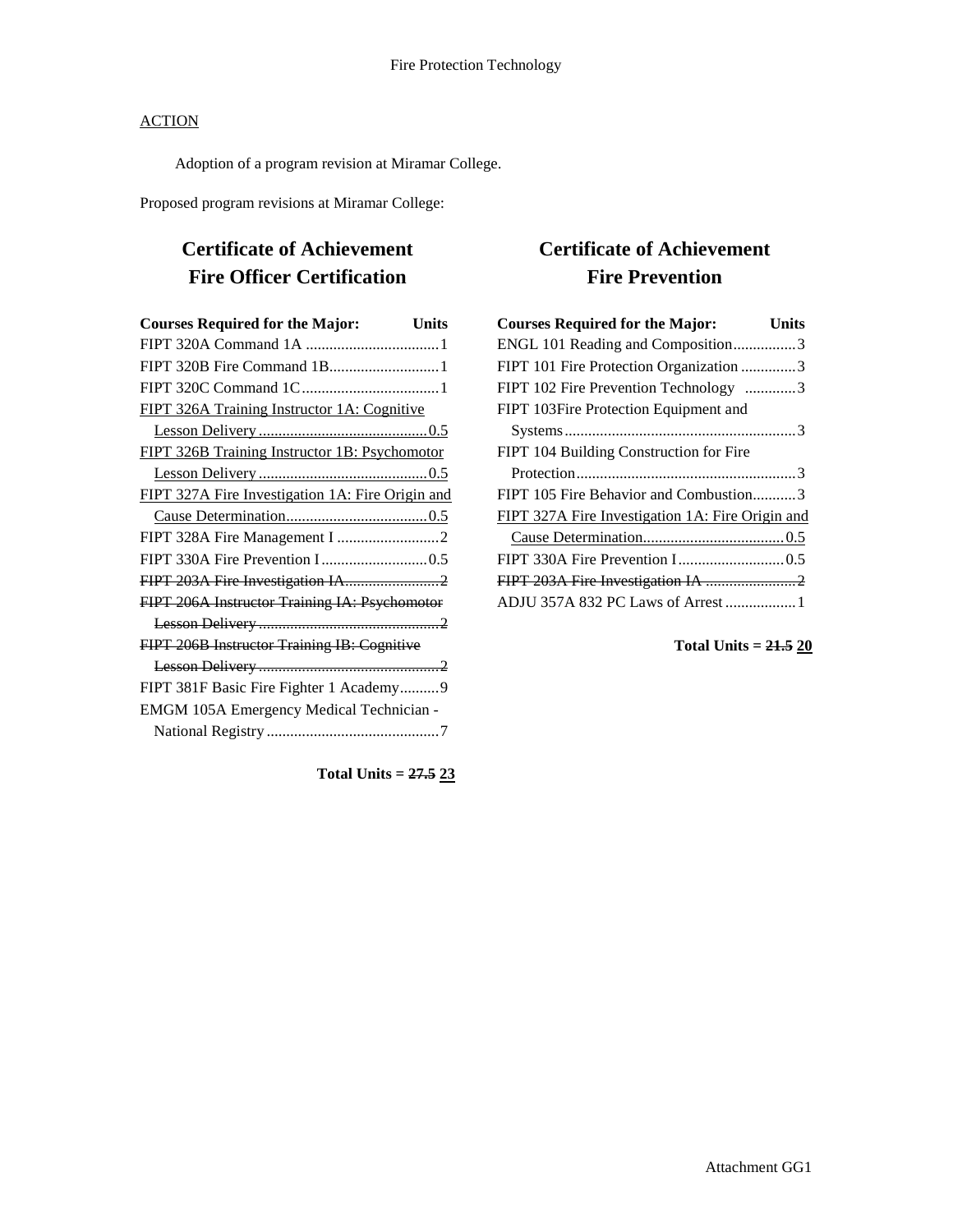ACTION

Adoption of a program revision at Miramar College.

Proposed program revisions at Miramar College:

## Certificate of Achievement
## Fire Officer Certification

| Courses Required for the Major: | Units |
|---|---|
| FIPT 320A Command 1A | 1 |
| FIPT 320B Fire Command 1B | 1 |
| FIPT 320C Command 1C | 1 |
| <u>FIPT 326A Training Instructor 1A: Cognitive Lesson Delivery</u> | <u>0.5</u> |
| <u>FIPT 326B Training Instructor 1B: Psychomotor Lesson Delivery</u> | <u>0.5</u> |
| <u>FIPT 327A Fire Investigation 1A: Fire Origin and Cause Determination</u> | <u>0.5</u> |
| FIPT 328A Fire Management I | 2 |
| FIPT 330A Fire Prevention I | 0.5 |
| ~~FIPT 203A Fire Investigation IA~~ | ~~2~~ |
| ~~FIPT 206A Instructor Training IA: Psychomotor Lesson Delivery~~ | ~~2~~ |
| ~~FIPT 206B Instructor Training IB: Cognitive Lesson Delivery~~ | ~~2~~ |
| FIPT 381F Basic Fire Fighter 1 Academy | 9 |
| EMGM 105A Emergency Medical Technician - National Registry | 7 |

**Total Units = ~~27.5~~ <u>23</u>**

## Certificate of Achievement
## Fire Prevention

| Courses Required for the Major: | Units |
|---|---|
| ENGL 101 Reading and Composition | 3 |
| FIPT 101 Fire Protection Organization | 3 |
| FIPT 102 Fire Prevention Technology | 3 |
| FIPT 103Fire Protection Equipment and Systems | 3 |
| FIPT 104 Building Construction for Fire Protection | 3 |
| FIPT 105 Fire Behavior and Combustion | 3 |
| <u>FIPT 327A Fire Investigation 1A: Fire Origin and Cause Determination</u> | <u>0.5</u> |
| FIPT 330A Fire Prevention I | 0.5 |
| ~~FIPT 203A Fire Investigation IA~~ | ~~2~~ |
| ADJU 357A 832 PC Laws of Arrest | 1 |

**Total Units = ~~21.5~~ <u>20</u>**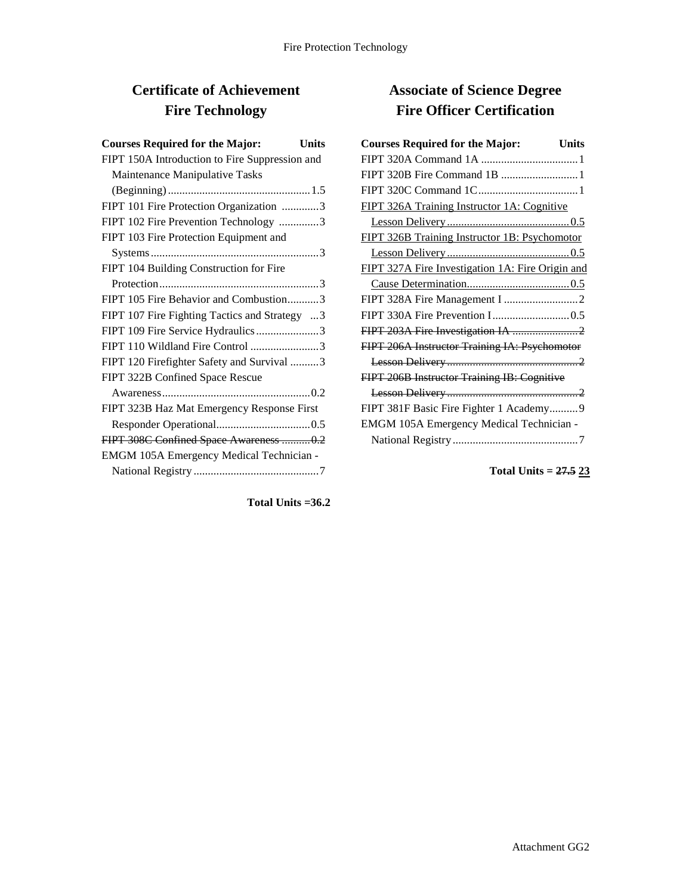## Certificate of Achievement
## Fire Technology

| Courses Required for the Major: | Units |
|---|---|
| FIPT 150A Introduction to Fire Suppression and Maintenance Manipulative Tasks (Beginning) | 1.5 |
| FIPT 101 Fire Protection Organization | 3 |
| FIPT 102 Fire Prevention Technology | 3 |
| FIPT 103 Fire Protection Equipment and Systems | 3 |
| FIPT 104 Building Construction for Fire Protection | 3 |
| FIPT 105 Fire Behavior and Combustion | 3 |
| FIPT 107 Fire Fighting Tactics and Strategy | 3 |
| FIPT 109 Fire Service Hydraulics | 3 |
| FIPT 110 Wildland Fire Control | 3 |
| FIPT 120 Firefighter Safety and Survival | 3 |
| FIPT 322B Confined Space Rescue Awareness | 0.2 |
| FIPT 323B Haz Mat Emergency Response First Responder Operational | 0.5 |
| ~~FIPT 308C Confined Space Awareness~~ | ~~0.2~~ |
| EMGM 105A Emergency Medical Technician - National Registry | 7 |

**Total Units =36.2**

## Associate of Science Degree
## Fire Officer Certification

| Courses Required for the Major: | Units |
|---|---|
| FIPT 320A Command 1A | 1 |
| FIPT 320B Fire Command 1B | 1 |
| FIPT 320C Command 1C | 1 |
| <u>FIPT 326A Training Instructor 1A: Cognitive Lesson Delivery</u> | <u>0.5</u> |
| <u>FIPT 326B Training Instructor 1B: Psychomotor Lesson Delivery</u> | <u>0.5</u> |
| <u>FIPT 327A Fire Investigation 1A: Fire Origin and Cause Determination</u> | <u>0.5</u> |
| FIPT 328A Fire Management I | 2 |
| FIPT 330A Fire Prevention I | 0.5 |
| ~~FIPT 203A Fire Investigation IA~~ | ~~2~~ |
| ~~FIPT 206A Instructor Training IA: Psychomotor Lesson Delivery~~ | ~~2~~ |
| ~~FIPT 206B Instructor Training IB: Cognitive Lesson Delivery~~ | ~~2~~ |
| FIPT 381F Basic Fire Fighter 1 Academy | 9 |
| EMGM 105A Emergency Medical Technician - National Registry | 7 |

**Total Units = ~~27.5~~ <u>23</u>**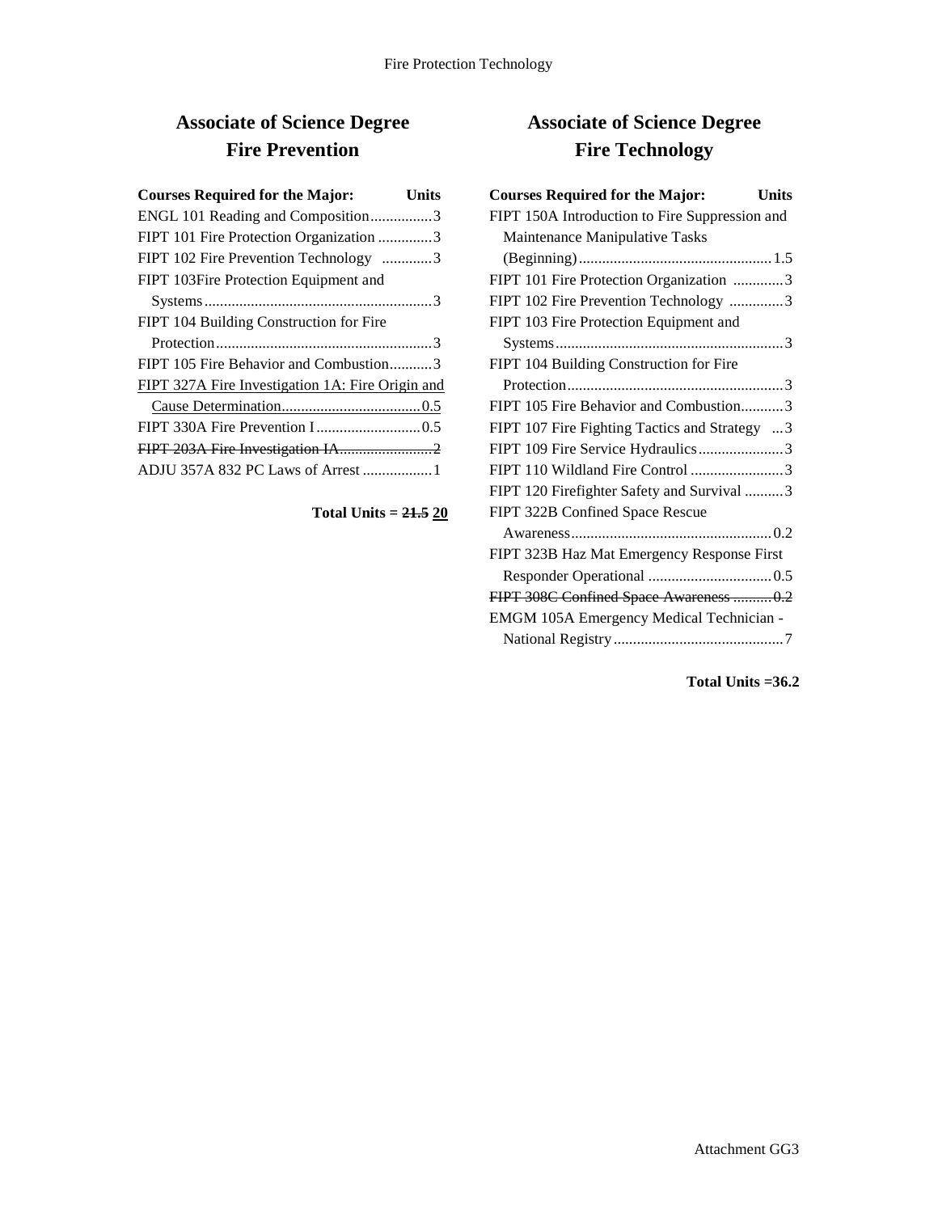## Associate of Science Degree
## Fire Prevention

| Courses Required for the Major: | Units |
|---|---|
| ENGL 101 Reading and Composition | 3 |
| FIPT 101 Fire Protection Organization | 3 |
| FIPT 102 Fire Prevention Technology | 3 |
| FIPT 103Fire Protection Equipment and Systems | 3 |
| FIPT 104 Building Construction for Fire Protection | 3 |
| FIPT 105 Fire Behavior and Combustion | 3 |
| <u>FIPT 327A Fire Investigation 1A: Fire Origin and Cause Determination</u> | <u>0.5</u> |
| FIPT 330A Fire Prevention I | 0.5 |
| ~~FIPT 203A Fire Investigation IA~~ | ~~2~~ |
| ADJU 357A 832 PC Laws of Arrest | 1 |

**Total Units = ~~21.5~~ <u>20</u>**

## Associate of Science Degree
## Fire Technology

| Courses Required for the Major: | Units |
|---|---|
| FIPT 150A Introduction to Fire Suppression and Maintenance Manipulative Tasks (Beginning) | 1.5 |
| FIPT 101 Fire Protection Organization | 3 |
| FIPT 102 Fire Prevention Technology | 3 |
| FIPT 103 Fire Protection Equipment and Systems | 3 |
| FIPT 104 Building Construction for Fire Protection | 3 |
| FIPT 105 Fire Behavior and Combustion | 3 |
| FIPT 107 Fire Fighting Tactics and Strategy | 3 |
| FIPT 109 Fire Service Hydraulics | 3 |
| FIPT 110 Wildland Fire Control | 3 |
| FIPT 120 Firefighter Safety and Survival | 3 |
| FIPT 322B Confined Space Rescue Awareness | 0.2 |
| FIPT 323B Haz Mat Emergency Response First Responder Operational | 0.5 |
| ~~FIPT 308C Confined Space Awareness~~ | ~~0.2~~ |
| EMGM 105A Emergency Medical Technician - National Registry | 7 |

**Total Units =36.2**

Attachment GG3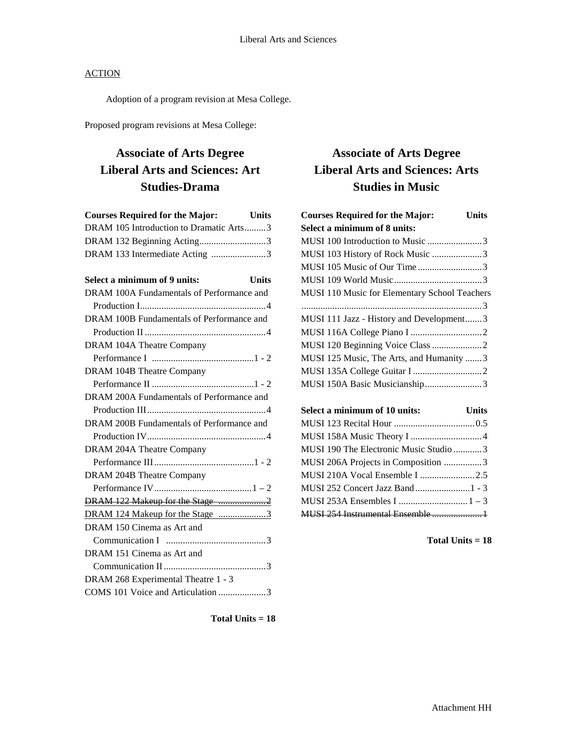ACTION

Adoption of a program revision at Mesa College.

Proposed program revisions at Mesa College:

## Associate of Arts Degree Liberal Arts and Sciences: Art Studies-Drama

| Courses Required for the Major: | Units |
|---|---|
| DRAM 105 Introduction to Dramatic Arts | 3 |
| DRAM 132 Beginning Acting | 3 |
| DRAM 133 Intermediate Acting | 3 |

| Select a minimum of 9 units: | Units |
|---|---|
| DRAM 100A Fundamentals of Performance and Production I | 4 |
| DRAM 100B Fundamentals of Performance and Production II | 4 |
| DRAM 104A Theatre Company Performance I | 1 - 2 |
| DRAM 104B Theatre Company Performance II | 1 - 2 |
| DRAM 200A Fundamentals of Performance and Production III | 4 |
| DRAM 200B Fundamentals of Performance and Production IV | 4 |
| DRAM 204A Theatre Company Performance III | 1 - 2 |
| DRAM 204B Theatre Company Performance IV | 1 – 2 |
| ~~DRAM 122 Makeup for the Stage~~ | ~~2~~ |
| DRAM 124 Makeup for the Stage | 3 |
| DRAM 150 Cinema as Art and Communication I | 3 |
| DRAM 151 Cinema as Art and Communication II | 3 |
| DRAM 268 Experimental Theatre | 1 - 3 |
| COMS 101 Voice and Articulation | 3 |

**Total Units = 18**

## Associate of Arts Degree Liberal Arts and Sciences: Arts Studies in Music

| Courses Required for the Major: | Units |
|---|---|
| **Select a minimum of 8 units:** | |
| MUSI 100 Introduction to Music | 3 |
| MUSI 103 History of Rock Music | 3 |
| MUSI 105 Music of Our Time | 3 |
| MUSI 109 World Music | 3 |
| MUSI 110 Music for Elementary School Teachers | 3 |
| MUSI 111 Jazz - History and Development | 3 |
| MUSI 116A College Piano I | 2 |
| MUSI 120 Beginning Voice Class | 2 |
| MUSI 125 Music, The Arts, and Humanity | 3 |
| MUSI 135A College Guitar I | 2 |
| MUSI 150A Basic Musicianship | 3 |

| Select a minimum of 10 units: | Units |
|---|---|
| MUSI 123 Recital Hour | 0.5 |
| MUSI 158A Music Theory I | 4 |
| MUSI 190 The Electronic Music Studio | 3 |
| MUSI 206A Projects in Composition | 3 |
| MUSI 210A Vocal Ensemble I | 2.5 |
| MUSI 252 Concert Jazz Band | 1 - 3 |
| MUSI 253A Ensembles I | 1 – 3 |
| ~~MUSI 254 Instrumental Ensemble~~ | ~~1~~ |

**Total Units = 18**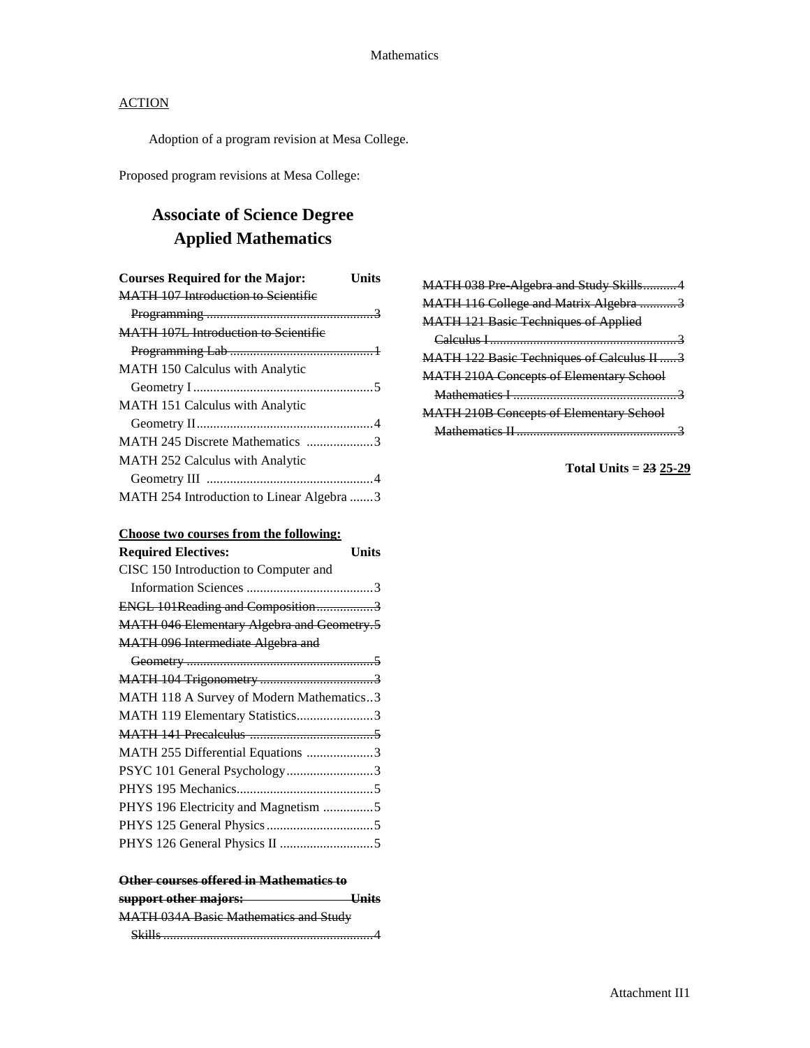ACTION

Adoption of a program revision at Mesa College.

Proposed program revisions at Mesa College:

## Associate of Science Degree
## Applied Mathematics

| Courses Required for the Major: | Units |
|---|---|
| ~~MATH 107 Introduction to Scientific Programming~~ | ~~3~~ |
| ~~MATH 107L Introduction to Scientific Programming Lab~~ | ~~1~~ |
| MATH 150 Calculus with Analytic Geometry I | 5 |
| MATH 151 Calculus with Analytic Geometry II | 4 |
| MATH 245 Discrete Mathematics | 3 |
| MATH 252 Calculus with Analytic Geometry III | 4 |
| MATH 254 Introduction to Linear Algebra | 3 |

<u>**Choose two courses from the following:**</u>

| ~~Required Electives:~~ | Units |
|---|---|
| CISC 150 Introduction to Computer and Information Sciences | 3 |
| ~~ENGL 101Reading and Composition~~ | ~~3~~ |
| ~~MATH 046 Elementary Algebra and Geometry~~ | ~~5~~ |
| ~~MATH 096 Intermediate Algebra and Geometry~~ | ~~5~~ |
| ~~MATH 104 Trigonometry~~ | ~~3~~ |
| MATH 118 A Survey of Modern Mathematics | 3 |
| MATH 119 Elementary Statistics | 3 |
| ~~MATH 141 Precalculus~~ | ~~5~~ |
| MATH 255 Differential Equations | 3 |
| PSYC 101 General Psychology | 3 |
| PHYS 195 Mechanics | 5 |
| PHYS 196 Electricity and Magnetism | 5 |
| PHYS 125 General Physics | 5 |
| PHYS 126 General Physics II | 5 |

| ~~Other courses offered in Mathematics to support other majors:~~ | ~~Units~~ |
|---|---|
| ~~MATH 034A Basic Mathematics and Study Skills~~ | ~~4~~ |
| ~~MATH 038 Pre-Algebra and Study Skills~~ | ~~4~~ |
| ~~MATH 116 College and Matrix Algebra~~ | ~~3~~ |
| ~~MATH 121 Basic Techniques of Applied Calculus I~~ | ~~3~~ |
| ~~MATH 122 Basic Techniques of Calculus II~~ | ~~3~~ |
| ~~MATH 210A Concepts of Elementary School Mathematics I~~ | ~~3~~ |
| ~~MATH 210B Concepts of Elementary School Mathematics II~~ | ~~3~~ |

**Total Units = ~~23~~ <u>25-29</u>**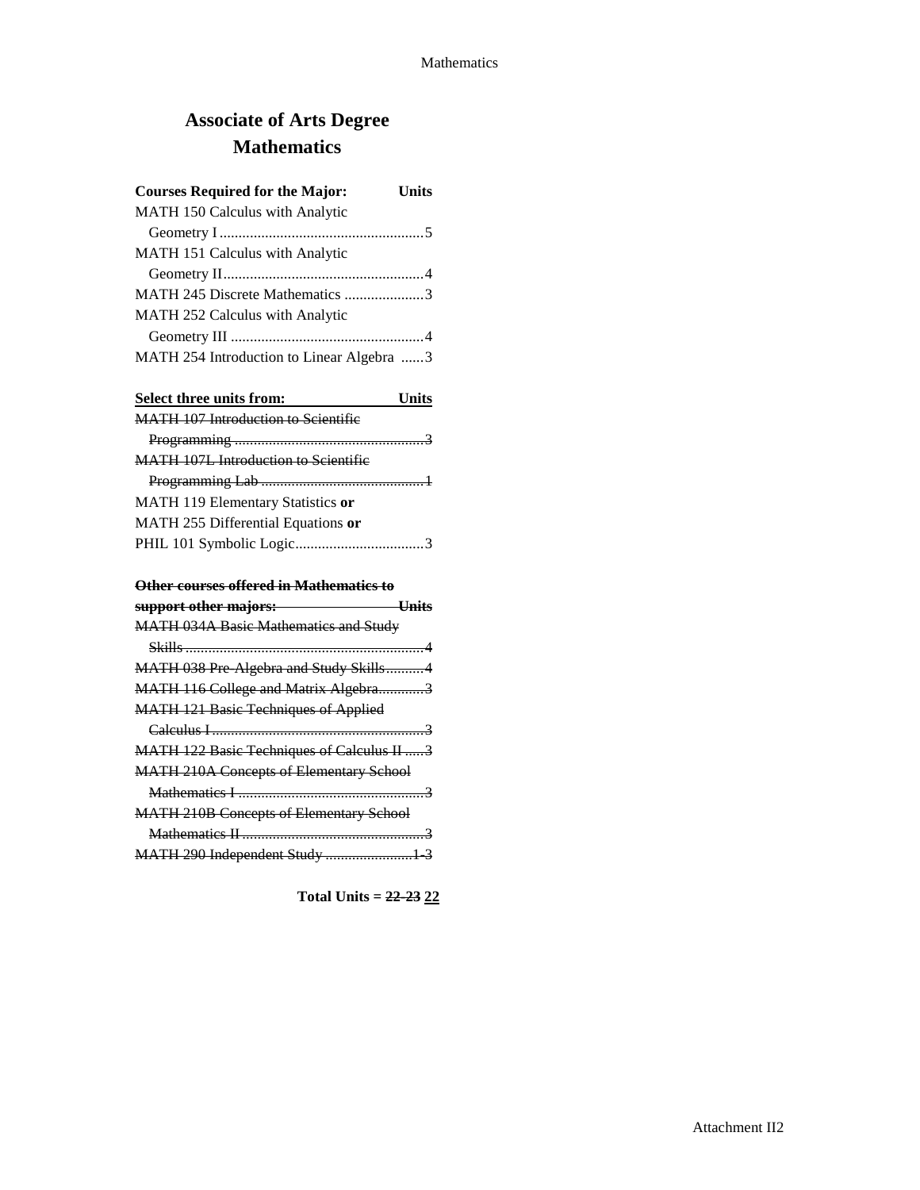// Associate of Arts Degree
## Mathematics

| Courses Required for the Major: | Units |
|---|---|
| MATH 150 Calculus with Analytic Geometry I | 5 |
| MATH 151 Calculus with Analytic Geometry II | 4 |
| MATH 245 Discrete Mathematics | 3 |
| MATH 252 Calculus with Analytic Geometry III | 4 |
| MATH 254 Introduction to Linear Algebra | 3 |

| Select three units from: | Units |
|---|---|
| ~~MATH 107 Introduction to Scientific Programming~~ | ~~3~~ |
| ~~MATH 107L Introduction to Scientific Programming Lab~~ | ~~1~~ |
| MATH 119 Elementary Statistics **or** | |
| MATH 255 Differential Equations **or** | |
| PHIL 101 Symbolic Logic | 3 |

| ~~Other courses offered in Mathematics to support other majors:~~ | ~~Units~~ |
|---|---|
| ~~MATH 034A Basic Mathematics and Study Skills~~ | ~~4~~ |
| ~~MATH 038 Pre-Algebra and Study Skills~~ | ~~4~~ |
| ~~MATH 116 College and Matrix Algebra~~ | ~~3~~ |
| ~~MATH 121 Basic Techniques of Applied Calculus I~~ | ~~3~~ |
| ~~MATH 122 Basic Techniques of Calculus II~~ | ~~3~~ |
| ~~MATH 210A Concepts of Elementary School Mathematics I~~ | ~~3~~ |
| ~~MATH 210B Concepts of Elementary School Mathematics II~~ | ~~3~~ |
| ~~MATH 290 Independent Study~~ | ~~1-3~~ |

**Total Units = ~~22-23~~ 22**

# Associate of Arts Degree
## Mathematics

| Courses Required for the Major: | Units |
|---|---|
| MATH 150 Calculus with Analytic Geometry I | 5 |
| MATH 151 Calculus with Analytic Geometry II | 4 |
| MATH 245 Discrete Mathematics | 3 |
| MATH 252 Calculus with Analytic Geometry III | 4 |
| MATH 254 Introduction to Linear Algebra | 3 |

| Select three units from: | Units |
|---|---|
| ~~MATH 107 Introduction to Scientific Programming~~ | ~~3~~ |
| ~~MATH 107L Introduction to Scientific Programming Lab~~ | ~~1~~ |
| MATH 119 Elementary Statistics **or** | |
| MATH 255 Differential Equations **or** | |
| PHIL 101 Symbolic Logic | 3 |

| ~~Other courses offered in Mathematics to support other majors:~~ | ~~Units~~ |
|---|---|
| ~~MATH 034A Basic Mathematics and Study Skills~~ | ~~4~~ |
| ~~MATH 038 Pre-Algebra and Study Skills~~ | ~~4~~ |
| ~~MATH 116 College and Matrix Algebra~~ | ~~3~~ |
| ~~MATH 121 Basic Techniques of Applied Calculus I~~ | ~~3~~ |
| ~~MATH 122 Basic Techniques of Calculus II~~ | ~~3~~ |
| ~~MATH 210A Concepts of Elementary School Mathematics I~~ | ~~3~~ |
| ~~MATH 210B Concepts of Elementary School Mathematics II~~ | ~~3~~ |
| ~~MATH 290 Independent Study~~ | ~~1-3~~ |

**Total Units = ~~22-23~~ 22**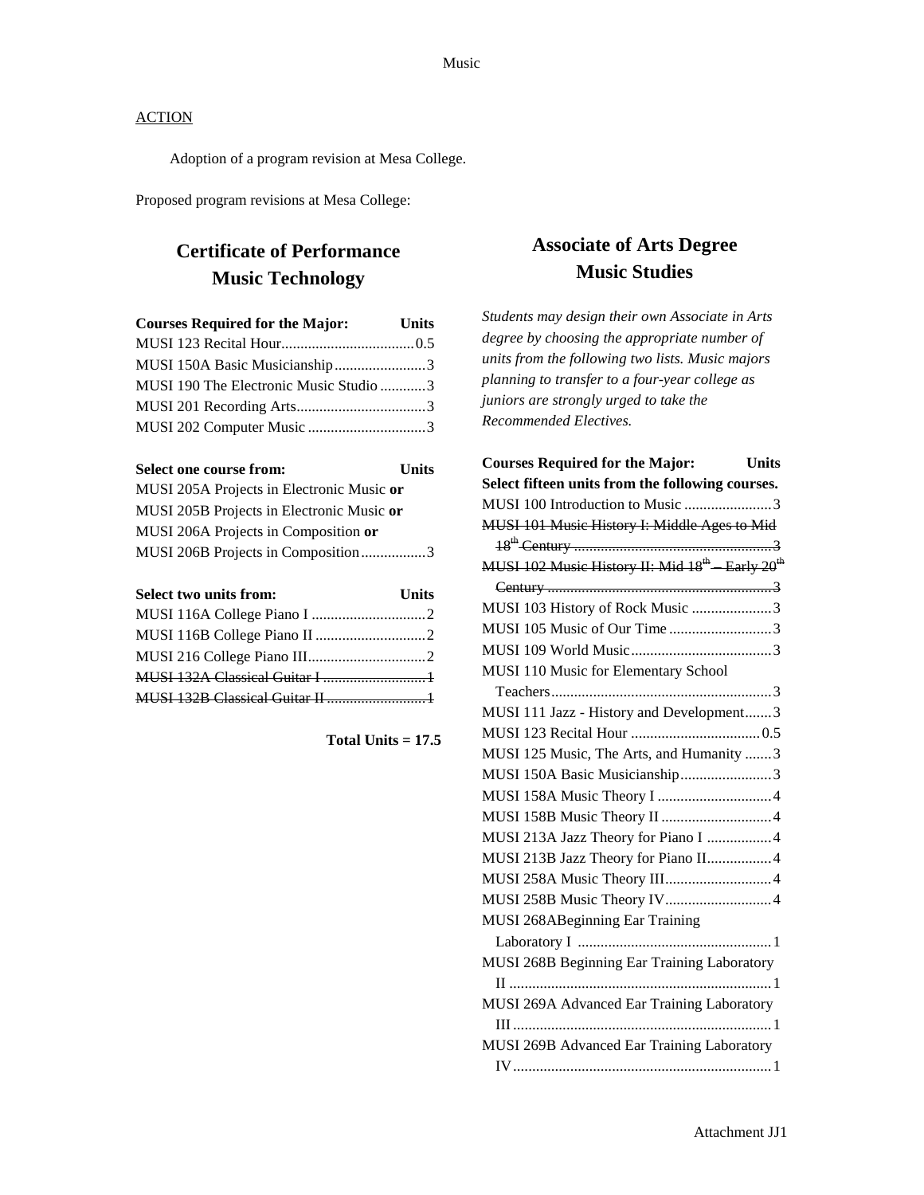Music

ACTION

Adoption of a program revision at Mesa College.

Proposed program revisions at Mesa College:

## Certificate of Performance Music Technology

| Courses Required for the Major: | Units |
|---|---|
| MUSI 123 Recital Hour | 0.5 |
| MUSI 150A Basic Musicianship | 3 |
| MUSI 190 The Electronic Music Studio | 3 |
| MUSI 201 Recording Arts | 3 |
| MUSI 202 Computer Music | 3 |

| Select one course from: | Units |
|---|---|
| MUSI 205A Projects in Electronic Music **or** | |
| MUSI 205B Projects in Electronic Music **or** | |
| MUSI 206A Projects in Composition **or** | |
| MUSI 206B Projects in Composition | 3 |

| Select two units from: | Units |
|---|---|
| MUSI 116A College Piano I | 2 |
| MUSI 116B College Piano II | 2 |
| MUSI 216 College Piano III | 2 |
| ~~MUSI 132A Classical Guitar I~~ | ~~1~~ |
| ~~MUSI 132B Classical Guitar II~~ | ~~1~~ |

**Total Units = 17.5**

## Associate of Arts Degree Music Studies

*Students may design their own Associate in Arts degree by choosing the appropriate number of units from the following two lists. Music majors planning to transfer to a four-year college as juniors are strongly urged to take the Recommended Electives.*

| Courses Required for the Major: | Units |
|---|---|
| **Select fifteen units from the following courses.** | |
| MUSI 100 Introduction to Music | 3 |
| ~~MUSI 101 Music History I: Middle Ages to Mid 18th Century~~ | ~~3~~ |
| ~~MUSI 102 Music History II: Mid 18th – Early 20th Century~~ | ~~3~~ |
| MUSI 103 History of Rock Music | 3 |
| MUSI 105 Music of Our Time | 3 |
| MUSI 109 World Music | 3 |
| MUSI 110 Music for Elementary School Teachers | 3 |
| MUSI 111 Jazz - History and Development | 3 |
| MUSI 123 Recital Hour | 0.5 |
| MUSI 125 Music, The Arts, and Humanity | 3 |
| MUSI 150A Basic Musicianship | 3 |
| MUSI 158A Music Theory I | 4 |
| MUSI 158B Music Theory II | 4 |
| MUSI 213A Jazz Theory for Piano I | 4 |
| MUSI 213B Jazz Theory for Piano II | 4 |
| MUSI 258A Music Theory III | 4 |
| MUSI 258B Music Theory IV | 4 |
| MUSI 268ABeginning Ear Training Laboratory I | 1 |
| MUSI 268B Beginning Ear Training Laboratory II | 1 |
| MUSI 269A Advanced Ear Training Laboratory III | 1 |
| MUSI 269B Advanced Ear Training Laboratory IV | 1 |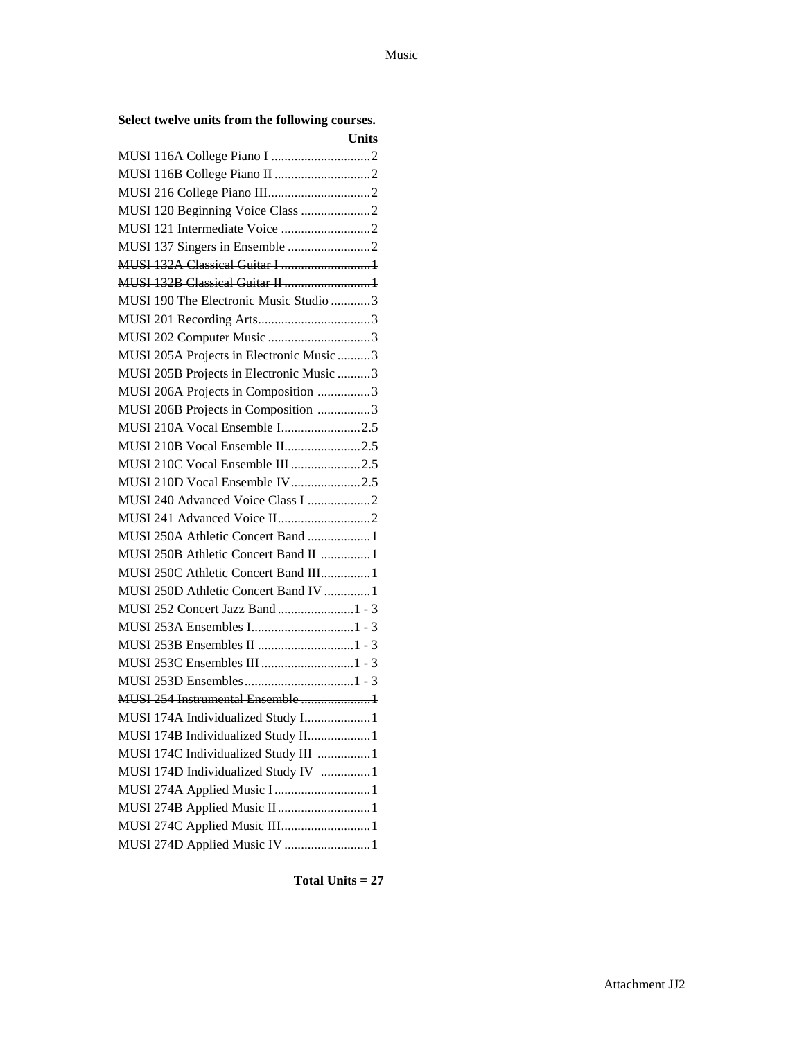**Select twelve units from the following courses.**

| | Units |
|---|---|
| MUSI 116A College Piano I | 2 |
| MUSI 116B College Piano II | 2 |
| MUSI 216 College Piano III | 2 |
| MUSI 120 Beginning Voice Class | 2 |
| MUSI 121 Intermediate Voice | 2 |
| MUSI 137 Singers in Ensemble | 2 |
| ~~MUSI 132A Classical Guitar I~~ | ~~1~~ |
| ~~MUSI 132B Classical Guitar II~~ | ~~1~~ |
| MUSI 190 The Electronic Music Studio | 3 |
| MUSI 201 Recording Arts | 3 |
| MUSI 202 Computer Music | 3 |
| MUSI 205A Projects in Electronic Music | 3 |
| MUSI 205B Projects in Electronic Music | 3 |
| MUSI 206A Projects in Composition | 3 |
| MUSI 206B Projects in Composition | 3 |
| MUSI 210A Vocal Ensemble I | 2.5 |
| MUSI 210B Vocal Ensemble II | 2.5 |
| MUSI 210C Vocal Ensemble III | 2.5 |
| MUSI 210D Vocal Ensemble IV | 2.5 |
| MUSI 240 Advanced Voice Class I | 2 |
| MUSI 241 Advanced Voice II | 2 |
| MUSI 250A Athletic Concert Band | 1 |
| MUSI 250B Athletic Concert Band II | 1 |
| MUSI 250C Athletic Concert Band III | 1 |
| MUSI 250D Athletic Concert Band IV | 1 |
| MUSI 252 Concert Jazz Band | 1 - 3 |
| MUSI 253A Ensembles I | 1 - 3 |
| MUSI 253B Ensembles II | 1 - 3 |
| MUSI 253C Ensembles III | 1 - 3 |
| MUSI 253D Ensembles | 1 - 3 |
| ~~MUSI 254 Instrumental Ensemble~~ | ~~1~~ |
| MUSI 174A Individualized Study I | 1 |
| MUSI 174B Individualized Study II | 1 |
| MUSI 174C Individualized Study III | 1 |
| MUSI 174D Individualized Study IV | 1 |
| MUSI 274A Applied Music I | 1 |
| MUSI 274B Applied Music II | 1 |
| MUSI 274C Applied Music III | 1 |
| MUSI 274D Applied Music IV | 1 |

**Total Units = 27**

Attachment JJ2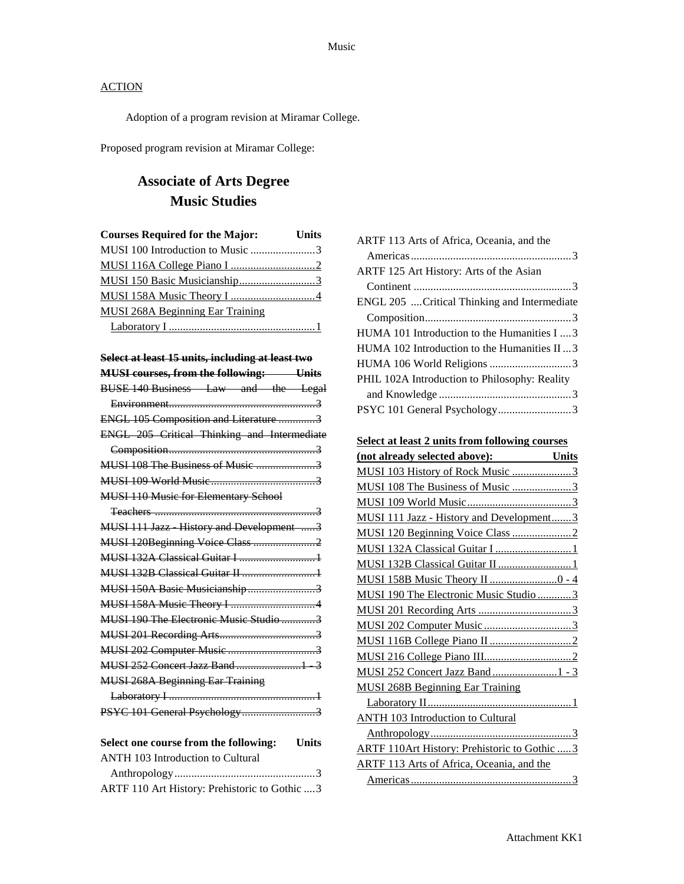Music

ACTION

Adoption of a program revision at Miramar College.

Proposed program revision at Miramar College:

## Associate of Arts Degree
## Music Studies

| Courses Required for the Major: | Units |
|---|---|
| MUSI 100 Introduction to Music | 3 |
| <u>MUSI 116A College Piano I</u> | <u>2</u> |
| <u>MUSI 150 Basic Musicianship</u> | <u>3</u> |
| <u>MUSI 158A Music Theory I</u> | <u>4</u> |
| <u>MUSI 268A Beginning Ear Training Laboratory I</u> | <u>1</u> |

| ~~Select at least 15 units, including at least two MUSI courses, from the following:~~ | ~~Units~~ |
|---|---|
| ~~BUSE 140 Business Law and the Legal Environment~~ | ~~3~~ |
| ~~ENGL 105 Composition and Literature~~ | ~~3~~ |
| ~~ENGL 205 Critical Thinking and Intermediate Composition~~ | ~~3~~ |
| ~~MUSI 108 The Business of Music~~ | ~~3~~ |
| ~~MUSI 109 World Music~~ | ~~3~~ |
| ~~MUSI 110 Music for Elementary School Teachers~~ | ~~3~~ |
| ~~MUSI 111 Jazz - History and Development~~ | ~~3~~ |
| ~~MUSI 120Beginning Voice Class~~ | ~~2~~ |
| ~~MUSI 132A Classical Guitar I~~ | ~~1~~ |
| ~~MUSI 132B Classical Guitar II~~ | ~~1~~ |
| ~~MUSI 150A Basic Musicianship~~ | ~~3~~ |
| ~~MUSI 158A Music Theory I~~ | ~~4~~ |
| ~~MUSI 190 The Electronic Music Studio~~ | ~~3~~ |
| ~~MUSI 201 Recording Arts~~ | ~~3~~ |
| ~~MUSI 202 Computer Music~~ | ~~3~~ |
| ~~MUSI 252 Concert Jazz Band~~ | ~~1 - 3~~ |
| ~~MUSI 268A Beginning Ear Training Laboratory I~~ | ~~1~~ |
| ~~PSYC 101 General Psychology~~ | ~~3~~ |

| Select one course from the following: | Units |
|---|---|
| ANTH 103 Introduction to Cultural Anthropology | 3 |
| ARTF 110 Art History: Prehistoric to Gothic | 3 |
| ARTF 113 Arts of Africa, Oceania, and the Americas | 3 |
| ARTF 125 Art History: Arts of the Asian Continent | 3 |
| ENGL 205 Critical Thinking and Intermediate Composition | 3 |
| HUMA 101 Introduction to the Humanities I | 3 |
| HUMA 102 Introduction to the Humanities II | 3 |
| HUMA 106 World Religions | 3 |
| PHIL 102A Introduction to Philosophy: Reality and Knowledge | 3 |
| PSYC 101 General Psychology | 3 |

| <u>Select at least 2 units from following courses (not already selected above):</u> | <u>Units</u> |
|---|---|
| <u>MUSI 103 History of Rock Music</u> | <u>3</u> |
| <u>MUSI 108 The Business of Music</u> | <u>3</u> |
| <u>MUSI 109 World Music</u> | <u>3</u> |
| <u>MUSI 111 Jazz - History and Development</u> | <u>3</u> |
| <u>MUSI 120 Beginning Voice Class</u> | <u>2</u> |
| <u>MUSI 132A Classical Guitar I</u> | <u>1</u> |
| <u>MUSI 132B Classical Guitar II</u> | <u>1</u> |
| <u>MUSI 158B Music Theory II</u> | <u>0 - 4</u> |
| <u>MUSI 190 The Electronic Music Studio</u> | <u>3</u> |
| <u>MUSI 201 Recording Arts</u> | <u>3</u> |
| <u>MUSI 202 Computer Music</u> | <u>3</u> |
| <u>MUSI 116B College Piano II</u> | <u>2</u> |
| <u>MUSI 216 College Piano III.</u> | <u>2</u> |
| <u>MUSI 252 Concert Jazz Band</u> | <u>1 - 3</u> |
| <u>MUSI 268B Beginning Ear Training Laboratory II</u> | <u>1</u> |
| <u>ANTH 103 Introduction to Cultural Anthropology</u> | <u>3</u> |
| <u>ARTF 110Art History: Prehistoric to Gothic</u> | <u>3</u> |
| <u>ARTF 113 Arts of Africa, Oceania, and the Americas</u> | <u>3</u> |

Attachment KK1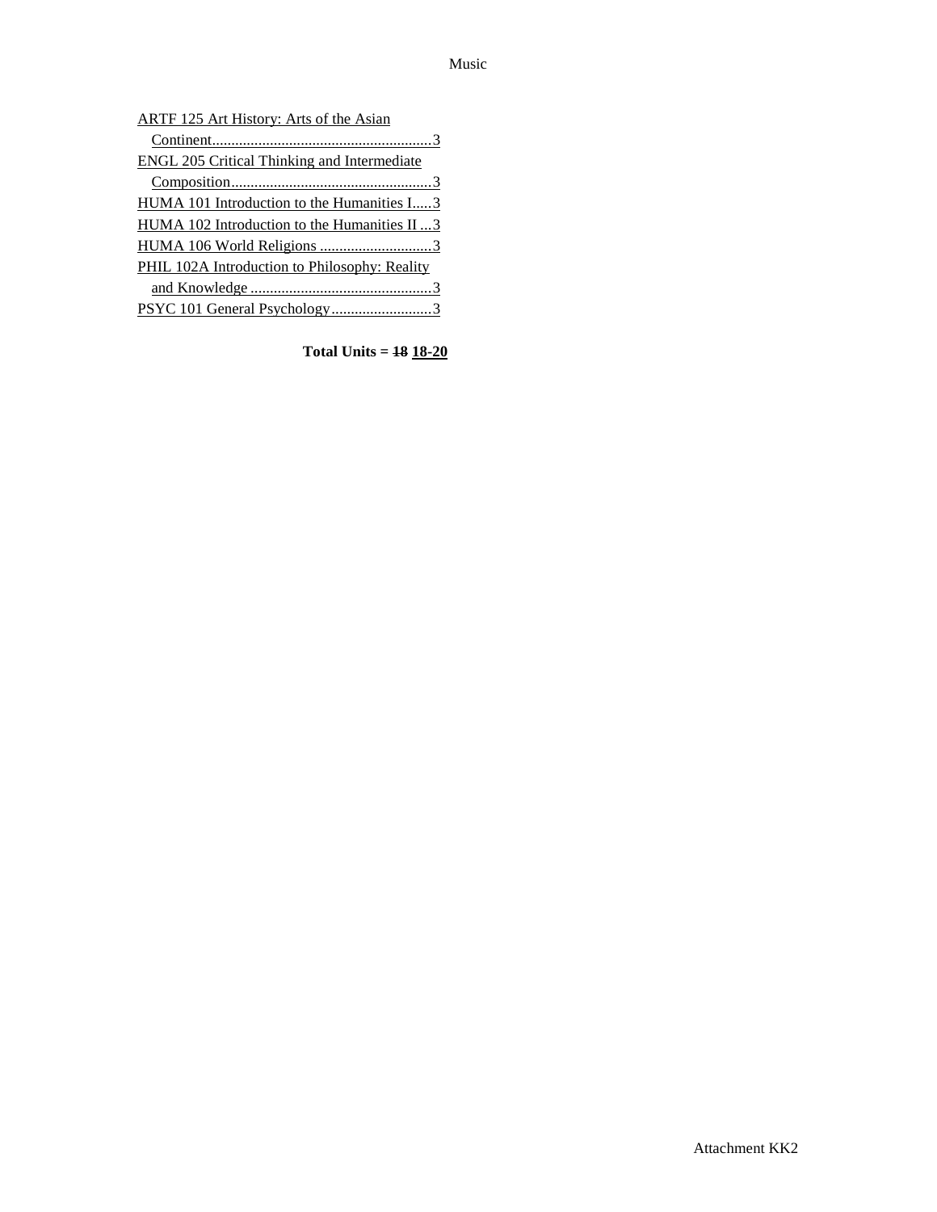ARTF 125 Art History: Arts of the Asian Continent.........................................................3

ENGL 205 Critical Thinking and Intermediate Composition....................................................3

HUMA 101 Introduction to the Humanities I.....3

HUMA 102 Introduction to the Humanities II ...3

HUMA 106 World Religions .............................3

PHIL 102A Introduction to Philosophy: Reality and Knowledge ...............................................3

PSYC 101 General Psychology..........................3

**Total Units = ~~18~~ 18-20**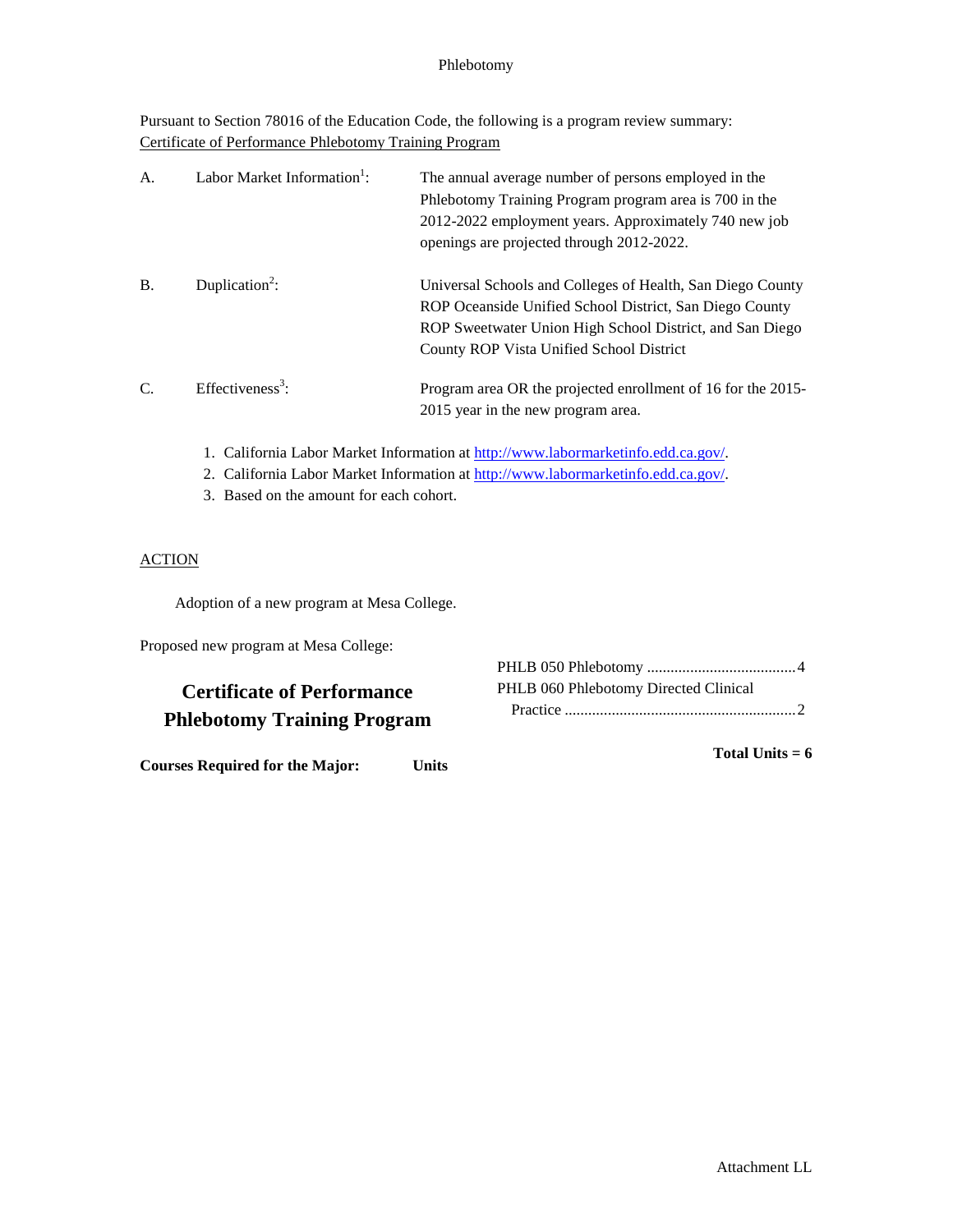# Phlebotomy

Pursuant to Section 78016 of the Education Code, the following is a program review summary: Certificate of Performance Phlebotomy Training Program

| | | |
|---|---|---|
| A. | Labor Market Information[1]: | The annual average number of persons employed in the Phlebotomy Training Program program area is 700 in the 2012-2022 employment years. Approximately 740 new job openings are projected through 2012-2022. |
| B. | Duplication[2]: | Universal Schools and Colleges of Health, San Diego County ROP Oceanside Unified School District, San Diego County ROP Sweetwater Union High School District, and San Diego County ROP Vista Unified School District |
| C. | Effectiveness[3]: | Program area OR the projected enrollment of 16 for the 2015-2015 year in the new program area. |

1. California Labor Market Information at http://www.labormarketinfo.edd.ca.gov/.
2. California Labor Market Information at http://www.labormarketinfo.edd.ca.gov/.
3. Based on the amount for each cohort.

ACTION

Adoption of a new program at Mesa College.

Proposed new program at Mesa College:

## Certificate of Performance Phlebotomy Training Program

**Courses Required for the Major:** **Units**

PHLB 050 Phlebotomy ......................................4
PHLB 060 Phlebotomy Directed Clinical Practice ...........................................................2

**Total Units = 6**

Attachment LL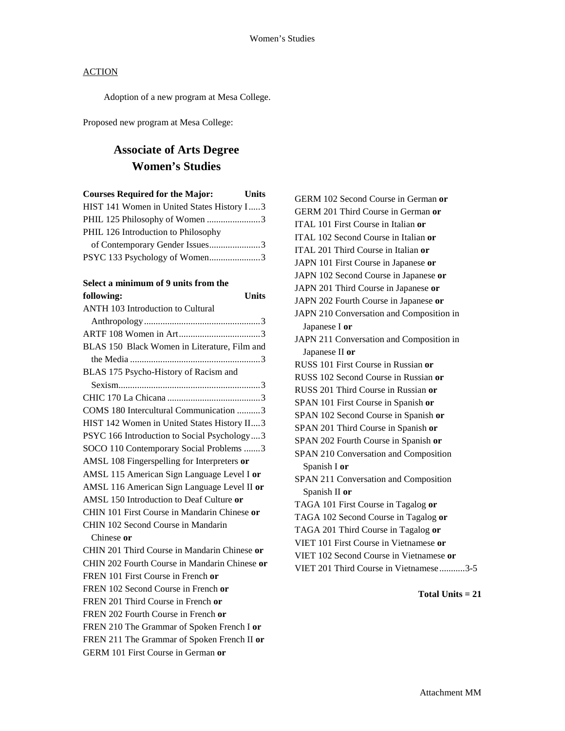ACTION

Adoption of a new program at Mesa College.

Proposed new program at Mesa College:

## Associate of Arts Degree
## Women's Studies

| **Courses Required for the Major:** | **Units** |
|---|---|
| HIST 141 Women in United States History I | 3 |
| PHIL 125 Philosophy of Women | 3 |
| PHIL 126 Introduction to Philosophy of Contemporary Gender Issues | 3 |
| PSYC 133 Psychology of Women | 3 |

| **Select a minimum of 9 units from the following:** | **Units** |
|---|---|
| ANTH 103 Introduction to Cultural Anthropology | 3 |
| ARTF 108 Women in Art | 3 |
| BLAS 150 Black Women in Literature, Film and the Media | 3 |
| BLAS 175 Psycho-History of Racism and Sexism | 3 |
| CHIC 170 La Chicana | 3 |
| COMS 180 Intercultural Communication | 3 |
| HIST 142 Women in United States History II | 3 |
| PSYC 166 Introduction to Social Psychology | 3 |
| SOCO 110 Contemporary Social Problems | 3 |
| AMSL 108 Fingerspelling for Interpreters **or**<br>AMSL 115 American Sign Language Level I **or**<br>AMSL 116 American Sign Language Level II **or**<br>AMSL 150 Introduction to Deaf Culture **or**<br>CHIN 101 First Course in Mandarin Chinese **or**<br>CHIN 102 Second Course in Mandarin Chinese **or**<br>CHIN 201 Third Course in Mandarin Chinese **or**<br>CHIN 202 Fourth Course in Mandarin Chinese **or**<br>FREN 101 First Course in French **or**<br>FREN 102 Second Course in French **or**<br>FREN 201 Third Course in French **or**<br>FREN 202 Fourth Course in French **or**<br>FREN 210 The Grammar of Spoken French I **or**<br>FREN 211 The Grammar of Spoken French II **or**<br>GERM 101 First Course in German **or**<br>GERM 102 Second Course in German **or**<br>GERM 201 Third Course in German **or**<br>ITAL 101 First Course in Italian **or**<br>ITAL 102 Second Course in Italian **or**<br>ITAL 201 Third Course in Italian **or**<br>JAPN 101 First Course in Japanese **or**<br>JAPN 102 Second Course in Japanese **or**<br>JAPN 201 Third Course in Japanese **or**<br>JAPN 202 Fourth Course in Japanese **or**<br>JAPN 210 Conversation and Composition in Japanese I **or**<br>JAPN 211 Conversation and Composition in Japanese II **or**<br>RUSS 101 First Course in Russian **or**<br>RUSS 102 Second Course in Russian **or**<br>RUSS 201 Third Course in Russian **or**<br>SPAN 101 First Course in Spanish **or**<br>SPAN 102 Second Course in Spanish **or**<br>SPAN 201 Third Course in Spanish **or**<br>SPAN 202 Fourth Course in Spanish **or**<br>SPAN 210 Conversation and Composition Spanish I **or**<br>SPAN 211 Conversation and Composition Spanish II **or**<br>TAGA 101 First Course in Tagalog **or**<br>TAGA 102 Second Course in Tagalog **or**<br>TAGA 201 Third Course in Tagalog **or**<br>VIET 101 First Course in Vietnamese **or**<br>VIET 102 Second Course in Vietnamese **or**<br>VIET 201 Third Course in Vietnamese | 3-5 |

**Total Units = 21**

Attachment MM